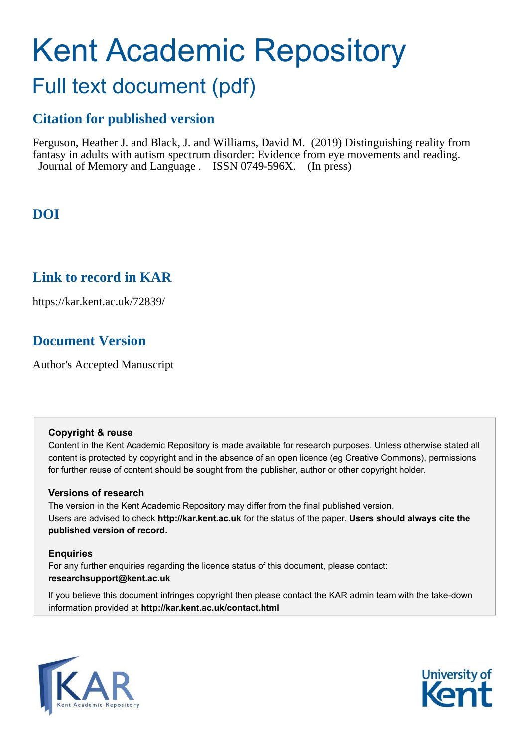# Kent Academic Repository

## Full text document (pdf)

### Citation for published version

Ferguson, Heather J. and Black, J. and Williams, David M. (2019) Distinguishing reality from fantasy in adults with autism spectrum disorder: Evidence from eye movements and reading. Journal of Memory and Language . ISSN 0749-596X. (In press)

### DOI

### Link to record in KAR

https://kar.kent.ac.uk/72839/

### Document Version

Author's Accepted Manuscript

**Copyright & reuse**

Content in the Kent Academic Repository is made available for research purposes. Unless otherwise stated all content is protected by copyright and in the absence of an open licence (eg Creative Commons), permissions for further reuse of content should be sought from the publisher, author or other copyright holder.

**Versions of research**

The version in the Kent Academic Repository may differ from the final published version. Users are advised to check **http://kar.kent.ac.uk** for the status of the paper. **Users should always cite the published version of record.**

**Enquiries**

For any further enquiries regarding the licence status of this document, please contact: **researchsupport@kent.ac.uk**

If you believe this document infringes copyright then please contact the KAR admin team with the take-down information provided at **http://kar.kent.ac.uk/contact.html**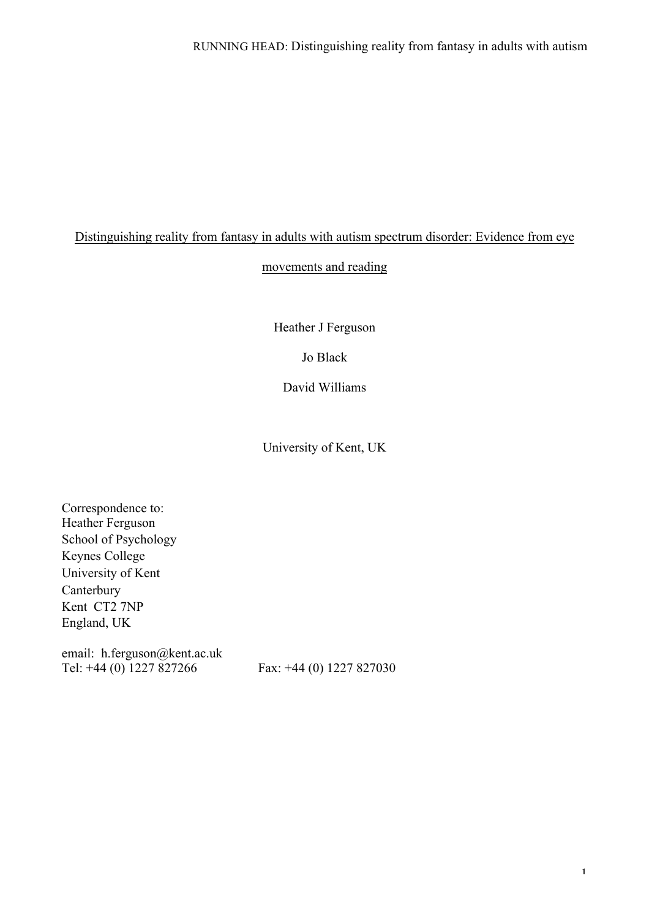Distinguishing reality from fantasy in adults with autism spectrum disorder: Evidence from eye movements and reading

Heather J Ferguson

Jo Black

David Williams

University of Kent, UK

Correspondence to:
Heather Ferguson
School of Psychology
Keynes College
University of Kent
Canterbury
Kent CT2 7NP
England, UK

email: h.ferguson@kent.ac.uk
Tel: +44 (0) 1227 827266 Fax: +44 (0) 1227 827030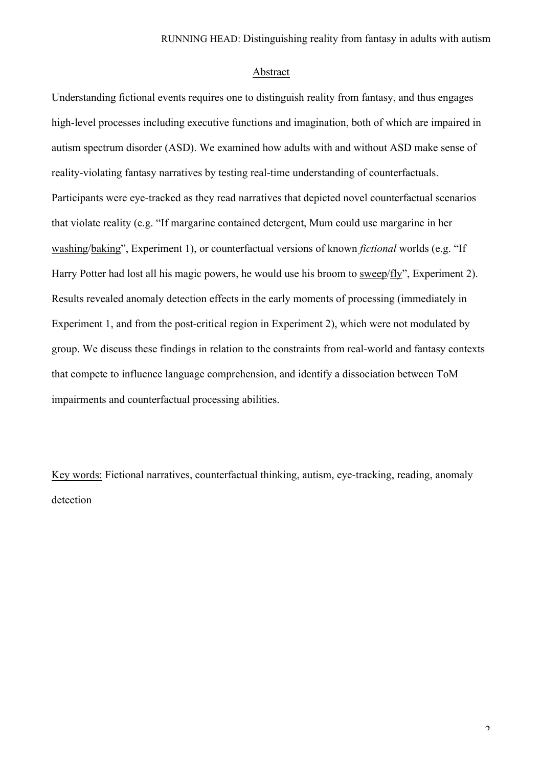## Abstract

Understanding fictional events requires one to distinguish reality from fantasy, and thus engages high-level processes including executive functions and imagination, both of which are impaired in autism spectrum disorder (ASD). We examined how adults with and without ASD make sense of reality-violating fantasy narratives by testing real-time understanding of counterfactuals. Participants were eye-tracked as they read narratives that depicted novel counterfactual scenarios that violate reality (e.g. "If margarine contained detergent, Mum could use margarine in her <u>washing</u>/<u>baking</u>", Experiment 1), or counterfactual versions of known *fictional* worlds (e.g. "If Harry Potter had lost all his magic powers, he would use his broom to <u>sweep</u>/<u>fly</u>", Experiment 2). Results revealed anomaly detection effects in the early moments of processing (immediately in Experiment 1, and from the post-critical region in Experiment 2), which were not modulated by group. We discuss these findings in relation to the constraints from real-world and fantasy contexts that compete to influence language comprehension, and identify a dissociation between ToM impairments and counterfactual processing abilities.

<u>Key words:</u> Fictional narratives, counterfactual thinking, autism, eye-tracking, reading, anomaly detection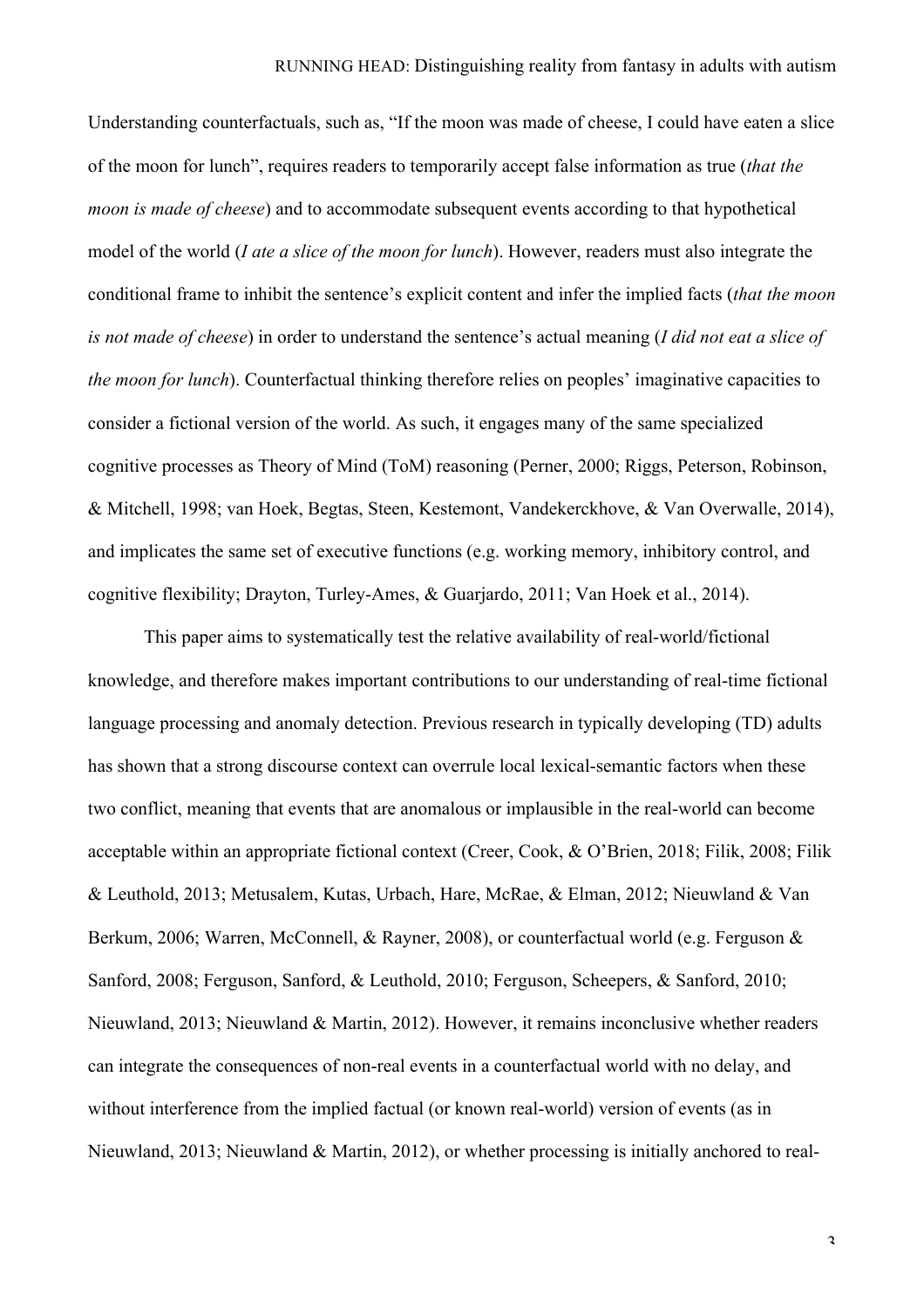Understanding counterfactuals, such as, "If the moon was made of cheese, I could have eaten a slice of the moon for lunch", requires readers to temporarily accept false information as true (*that the moon is made of cheese*) and to accommodate subsequent events according to that hypothetical model of the world (*I ate a slice of the moon for lunch*). However, readers must also integrate the conditional frame to inhibit the sentence's explicit content and infer the implied facts (*that the moon is not made of cheese*) in order to understand the sentence's actual meaning (*I did not eat a slice of the moon for lunch*). Counterfactual thinking therefore relies on peoples' imaginative capacities to consider a fictional version of the world. As such, it engages many of the same specialized cognitive processes as Theory of Mind (ToM) reasoning (Perner, 2000; Riggs, Peterson, Robinson, & Mitchell, 1998; van Hoek, Begtas, Steen, Kestemont, Vandekerckhove, & Van Overwalle, 2014), and implicates the same set of executive functions (e.g. working memory, inhibitory control, and cognitive flexibility; Drayton, Turley-Ames, & Guarjardo, 2011; Van Hoek et al., 2014).

This paper aims to systematically test the relative availability of real-world/fictional knowledge, and therefore makes important contributions to our understanding of real-time fictional language processing and anomaly detection. Previous research in typically developing (TD) adults has shown that a strong discourse context can overrule local lexical-semantic factors when these two conflict, meaning that events that are anomalous or implausible in the real-world can become acceptable within an appropriate fictional context (Creer, Cook, & O'Brien, 2018; Filik, 2008; Filik & Leuthold, 2013; Metusalem, Kutas, Urbach, Hare, McRae, & Elman, 2012; Nieuwland & Van Berkum, 2006; Warren, McConnell, & Rayner, 2008), or counterfactual world (e.g. Ferguson & Sanford, 2008; Ferguson, Sanford, & Leuthold, 2010; Ferguson, Scheepers, & Sanford, 2010; Nieuwland, 2013; Nieuwland & Martin, 2012). However, it remains inconclusive whether readers can integrate the consequences of non-real events in a counterfactual world with no delay, and without interference from the implied factual (or known real-world) version of events (as in Nieuwland, 2013; Nieuwland & Martin, 2012), or whether processing is initially anchored to real-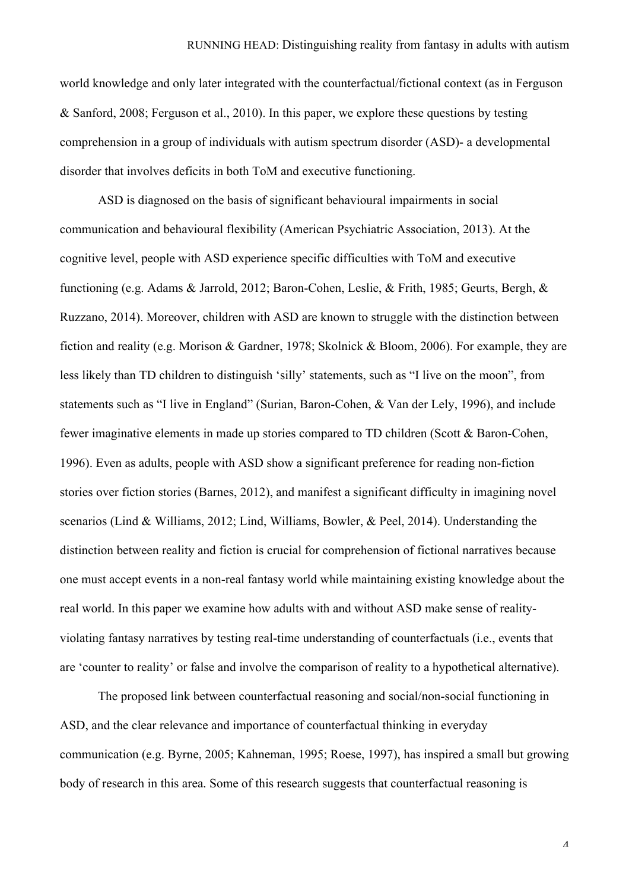world knowledge and only later integrated with the counterfactual/fictional context (as in Ferguson & Sanford, 2008; Ferguson et al., 2010). In this paper, we explore these questions by testing comprehension in a group of individuals with autism spectrum disorder (ASD)- a developmental disorder that involves deficits in both ToM and executive functioning.

ASD is diagnosed on the basis of significant behavioural impairments in social communication and behavioural flexibility (American Psychiatric Association, 2013). At the cognitive level, people with ASD experience specific difficulties with ToM and executive functioning (e.g. Adams & Jarrold, 2012; Baron-Cohen, Leslie, & Frith, 1985; Geurts, Bergh, & Ruzzano, 2014). Moreover, children with ASD are known to struggle with the distinction between fiction and reality (e.g. Morison & Gardner, 1978; Skolnick & Bloom, 2006). For example, they are less likely than TD children to distinguish 'silly' statements, such as "I live on the moon", from statements such as "I live in England" (Surian, Baron-Cohen, & Van der Lely, 1996), and include fewer imaginative elements in made up stories compared to TD children (Scott & Baron-Cohen, 1996). Even as adults, people with ASD show a significant preference for reading non-fiction stories over fiction stories (Barnes, 2012), and manifest a significant difficulty in imagining novel scenarios (Lind & Williams, 2012; Lind, Williams, Bowler, & Peel, 2014). Understanding the distinction between reality and fiction is crucial for comprehension of fictional narratives because one must accept events in a non-real fantasy world while maintaining existing knowledge about the real world. In this paper we examine how adults with and without ASD make sense of reality-violating fantasy narratives by testing real-time understanding of counterfactuals (i.e., events that are 'counter to reality' or false and involve the comparison of reality to a hypothetical alternative).

The proposed link between counterfactual reasoning and social/non-social functioning in ASD, and the clear relevance and importance of counterfactual thinking in everyday communication (e.g. Byrne, 2005; Kahneman, 1995; Roese, 1997), has inspired a small but growing body of research in this area. Some of this research suggests that counterfactual reasoning is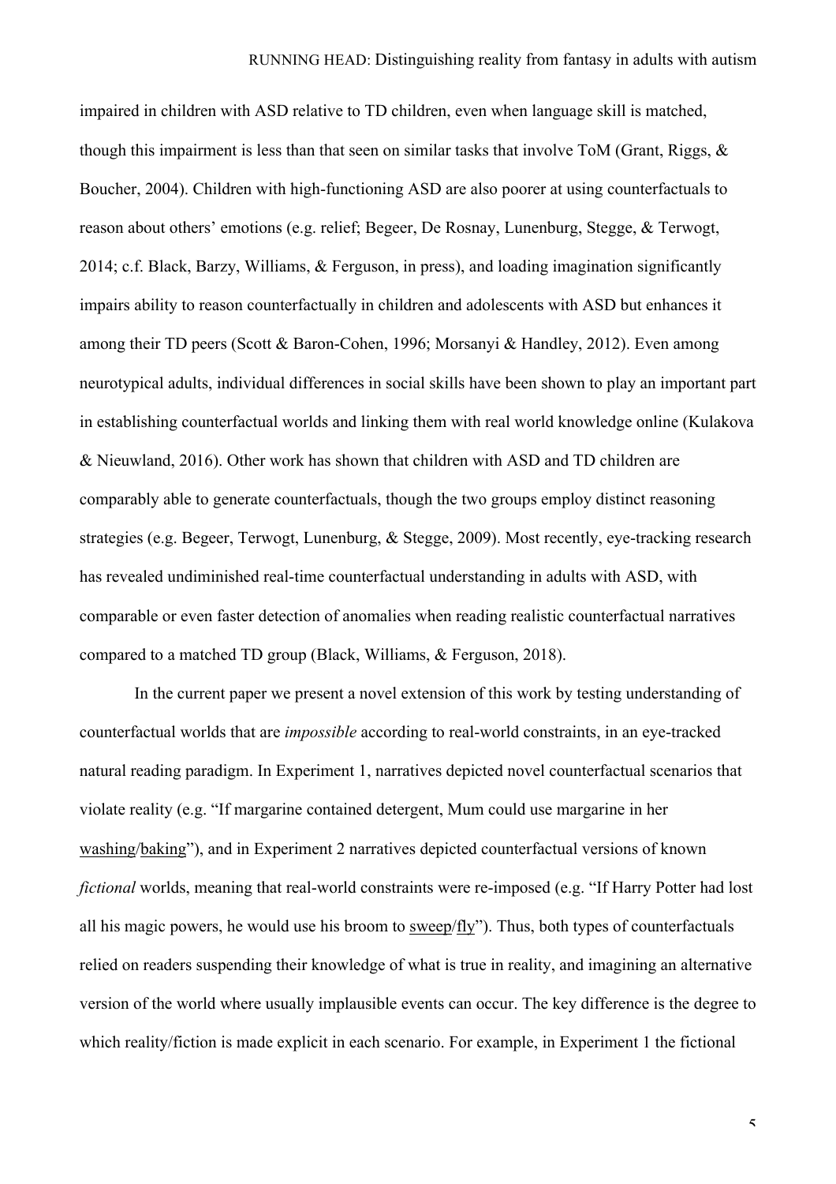impaired in children with ASD relative to TD children, even when language skill is matched, though this impairment is less than that seen on similar tasks that involve ToM (Grant, Riggs, & Boucher, 2004). Children with high-functioning ASD are also poorer at using counterfactuals to reason about others' emotions (e.g. relief; Begeer, De Rosnay, Lunenburg, Stegge, & Terwogt, 2014; c.f. Black, Barzy, Williams, & Ferguson, in press), and loading imagination significantly impairs ability to reason counterfactually in children and adolescents with ASD but enhances it among their TD peers (Scott & Baron-Cohen, 1996; Morsanyi & Handley, 2012). Even among neurotypical adults, individual differences in social skills have been shown to play an important part in establishing counterfactual worlds and linking them with real world knowledge online (Kulakova & Nieuwland, 2016). Other work has shown that children with ASD and TD children are comparably able to generate counterfactuals, though the two groups employ distinct reasoning strategies (e.g. Begeer, Terwogt, Lunenburg, & Stegge, 2009). Most recently, eye-tracking research has revealed undiminished real-time counterfactual understanding in adults with ASD, with comparable or even faster detection of anomalies when reading realistic counterfactual narratives compared to a matched TD group (Black, Williams, & Ferguson, 2018).

In the current paper we present a novel extension of this work by testing understanding of counterfactual worlds that are *impossible* according to real-world constraints, in an eye-tracked natural reading paradigm. In Experiment 1, narratives depicted novel counterfactual scenarios that violate reality (e.g. "If margarine contained detergent, Mum could use margarine in her washing/baking"), and in Experiment 2 narratives depicted counterfactual versions of known *fictional* worlds, meaning that real-world constraints were re-imposed (e.g. "If Harry Potter had lost all his magic powers, he would use his broom to sweep/fly"). Thus, both types of counterfactuals relied on readers suspending their knowledge of what is true in reality, and imagining an alternative version of the world where usually implausible events can occur. The key difference is the degree to which reality/fiction is made explicit in each scenario. For example, in Experiment 1 the fictional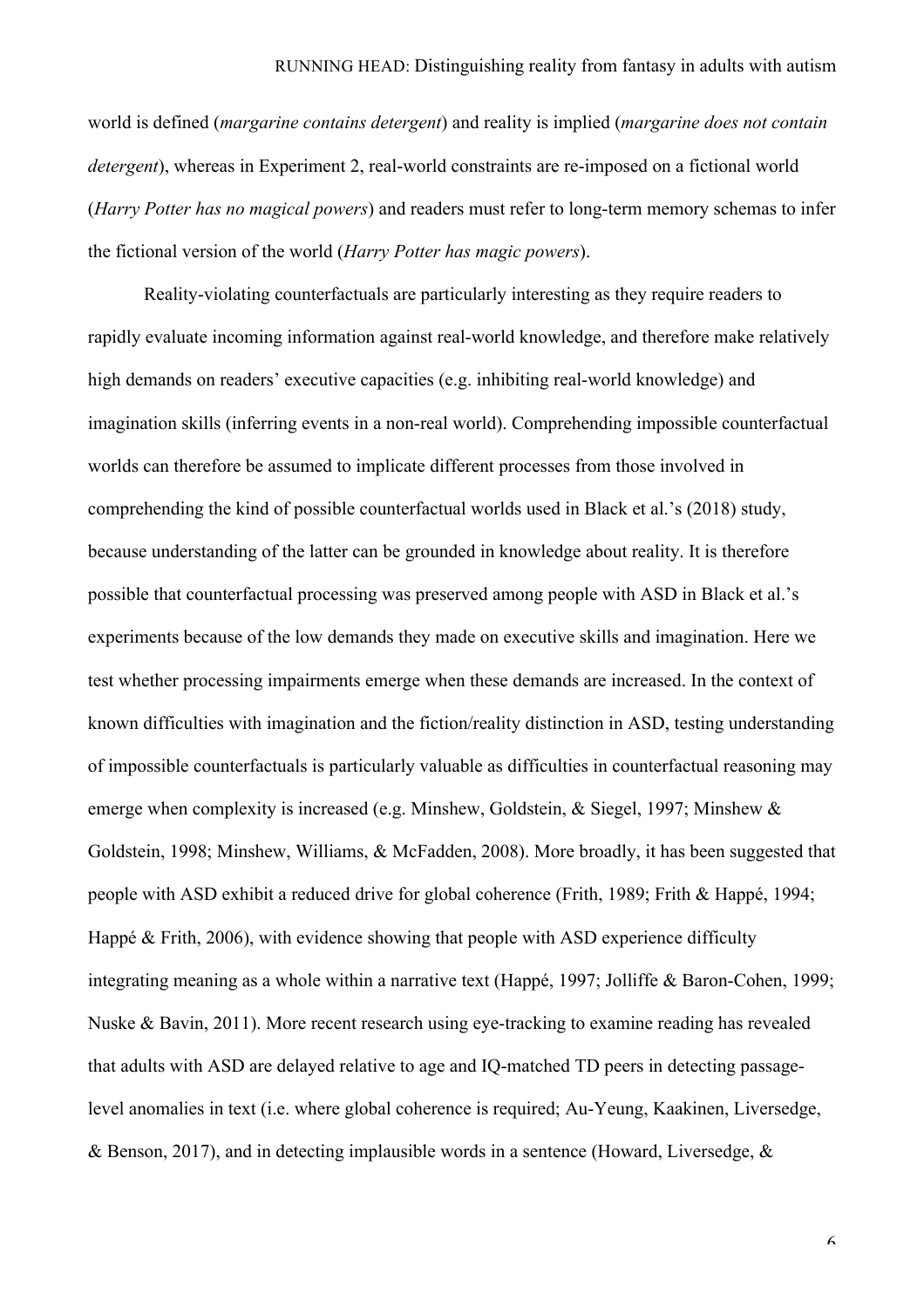world is defined (*margarine contains detergent*) and reality is implied (*margarine does not contain detergent*), whereas in Experiment 2, real-world constraints are re-imposed on a fictional world (*Harry Potter has no magical powers*) and readers must refer to long-term memory schemas to infer the fictional version of the world (*Harry Potter has magic powers*).

Reality-violating counterfactuals are particularly interesting as they require readers to rapidly evaluate incoming information against real-world knowledge, and therefore make relatively high demands on readers' executive capacities (e.g. inhibiting real-world knowledge) and imagination skills (inferring events in a non-real world). Comprehending impossible counterfactual worlds can therefore be assumed to implicate different processes from those involved in comprehending the kind of possible counterfactual worlds used in Black et al.'s (2018) study, because understanding of the latter can be grounded in knowledge about reality. It is therefore possible that counterfactual processing was preserved among people with ASD in Black et al.'s experiments because of the low demands they made on executive skills and imagination. Here we test whether processing impairments emerge when these demands are increased. In the context of known difficulties with imagination and the fiction/reality distinction in ASD, testing understanding of impossible counterfactuals is particularly valuable as difficulties in counterfactual reasoning may emerge when complexity is increased (e.g. Minshew, Goldstein, & Siegel, 1997; Minshew & Goldstein, 1998; Minshew, Williams, & McFadden, 2008). More broadly, it has been suggested that people with ASD exhibit a reduced drive for global coherence (Frith, 1989; Frith & Happé, 1994; Happé & Frith, 2006), with evidence showing that people with ASD experience difficulty integrating meaning as a whole within a narrative text (Happé, 1997; Jolliffe & Baron-Cohen, 1999; Nuske & Bavin, 2011). More recent research using eye-tracking to examine reading has revealed that adults with ASD are delayed relative to age and IQ-matched TD peers in detecting passage-level anomalies in text (i.e. where global coherence is required; Au-Yeung, Kaakinen, Liversedge, & Benson, 2017), and in detecting implausible words in a sentence (Howard, Liversedge, &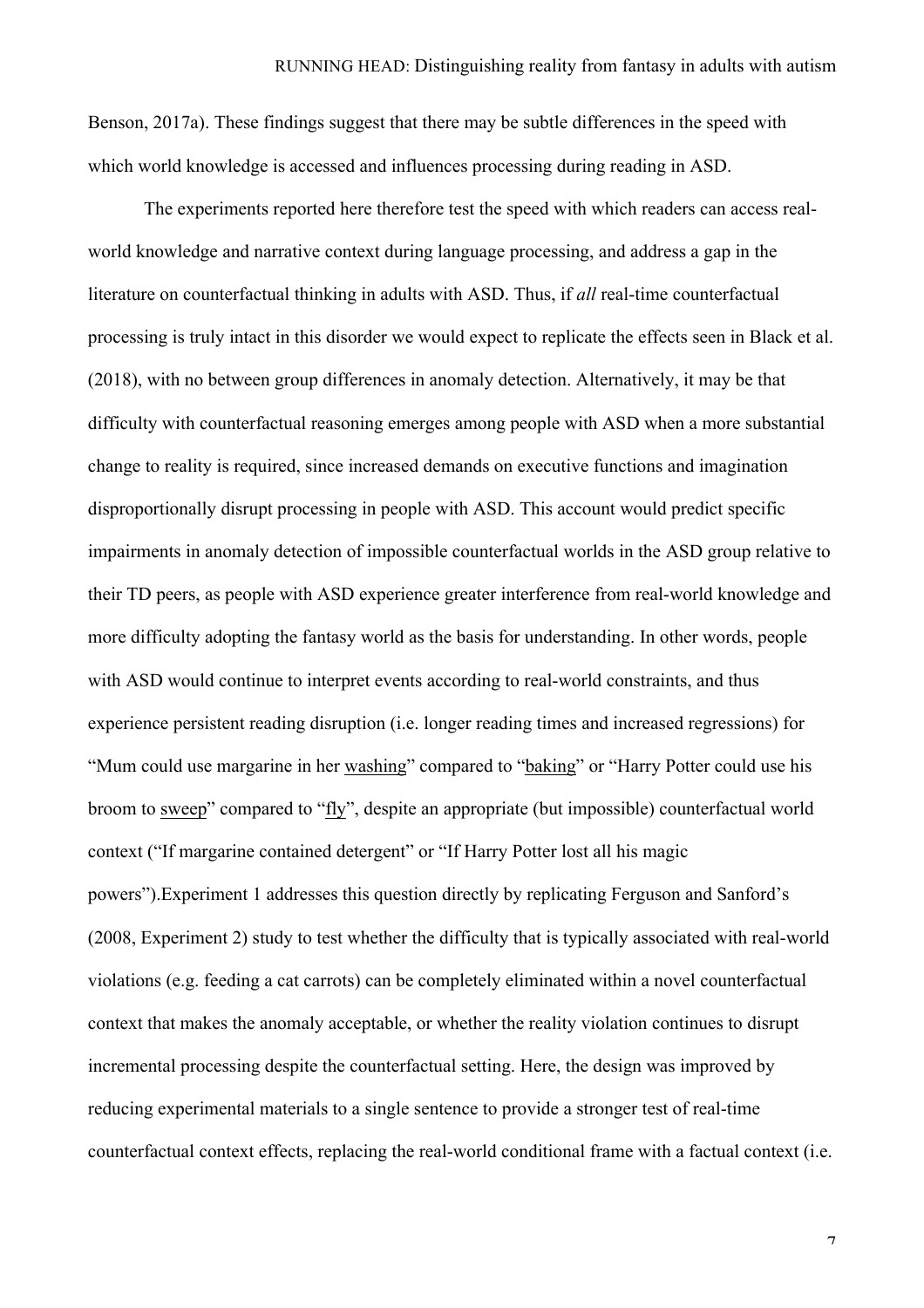Benson, 2017a). These findings suggest that there may be subtle differences in the speed with which world knowledge is accessed and influences processing during reading in ASD.

The experiments reported here therefore test the speed with which readers can access real-world knowledge and narrative context during language processing, and address a gap in the literature on counterfactual thinking in adults with ASD. Thus, if *all* real-time counterfactual processing is truly intact in this disorder we would expect to replicate the effects seen in Black et al. (2018), with no between group differences in anomaly detection. Alternatively, it may be that difficulty with counterfactual reasoning emerges among people with ASD when a more substantial change to reality is required, since increased demands on executive functions and imagination disproportionally disrupt processing in people with ASD. This account would predict specific impairments in anomaly detection of impossible counterfactual worlds in the ASD group relative to their TD peers, as people with ASD experience greater interference from real-world knowledge and more difficulty adopting the fantasy world as the basis for understanding. In other words, people with ASD would continue to interpret events according to real-world constraints, and thus experience persistent reading disruption (i.e. longer reading times and increased regressions) for "Mum could use margarine in her <u>washing</u>" compared to "<u>baking</u>" or "Harry Potter could use his broom to <u>sweep</u>" compared to "<u>fly</u>", despite an appropriate (but impossible) counterfactual world context ("If margarine contained detergent" or "If Harry Potter lost all his magic powers").Experiment 1 addresses this question directly by replicating Ferguson and Sanford's (2008, Experiment 2) study to test whether the difficulty that is typically associated with real-world violations (e.g. feeding a cat carrots) can be completely eliminated within a novel counterfactual context that makes the anomaly acceptable, or whether the reality violation continues to disrupt incremental processing despite the counterfactual setting. Here, the design was improved by reducing experimental materials to a single sentence to provide a stronger test of real-time counterfactual context effects, replacing the real-world conditional frame with a factual context (i.e.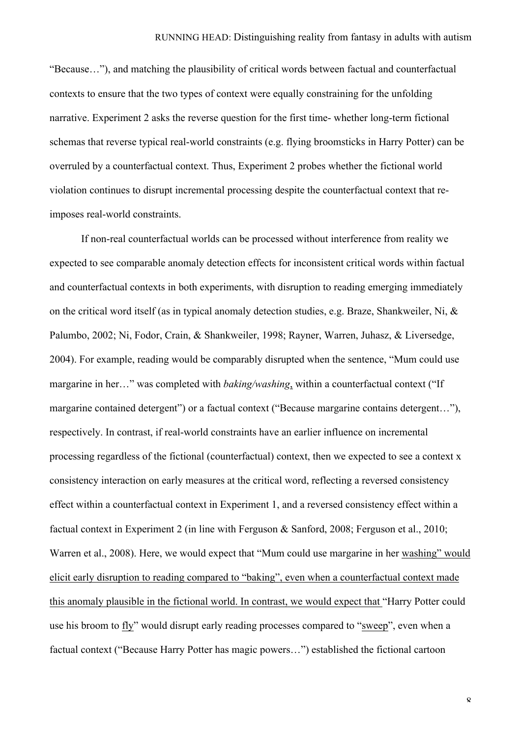"Because…"), and matching the plausibility of critical words between factual and counterfactual contexts to ensure that the two types of context were equally constraining for the unfolding narrative. Experiment 2 asks the reverse question for the first time- whether long-term fictional schemas that reverse typical real-world constraints (e.g. flying broomsticks in Harry Potter) can be overruled by a counterfactual context. Thus, Experiment 2 probes whether the fictional world violation continues to disrupt incremental processing despite the counterfactual context that re-imposes real-world constraints.

If non-real counterfactual worlds can be processed without interference from reality we expected to see comparable anomaly detection effects for inconsistent critical words within factual and counterfactual contexts in both experiments, with disruption to reading emerging immediately on the critical word itself (as in typical anomaly detection studies, e.g. Braze, Shankweiler, Ni, & Palumbo, 2002; Ni, Fodor, Crain, & Shankweiler, 1998; Rayner, Warren, Juhasz, & Liversedge, 2004). For example, reading would be comparably disrupted when the sentence, "Mum could use margarine in her…" was completed with *baking/washing*, within a counterfactual context ("If margarine contained detergent") or a factual context ("Because margarine contains detergent…"), respectively. In contrast, if real-world constraints have an earlier influence on incremental processing regardless of the fictional (counterfactual) context, then we expected to see a context x consistency interaction on early measures at the critical word, reflecting a reversed consistency effect within a counterfactual context in Experiment 1, and a reversed consistency effect within a factual context in Experiment 2 (in line with Ferguson & Sanford, 2008; Ferguson et al., 2010; Warren et al., 2008). Here, we would expect that "Mum could use margarine in her washing" would elicit early disruption to reading compared to "baking", even when a counterfactual context made this anomaly plausible in the fictional world. In contrast, we would expect that "Harry Potter could use his broom to fly" would disrupt early reading processes compared to "sweep", even when a factual context ("Because Harry Potter has magic powers…") established the fictional cartoon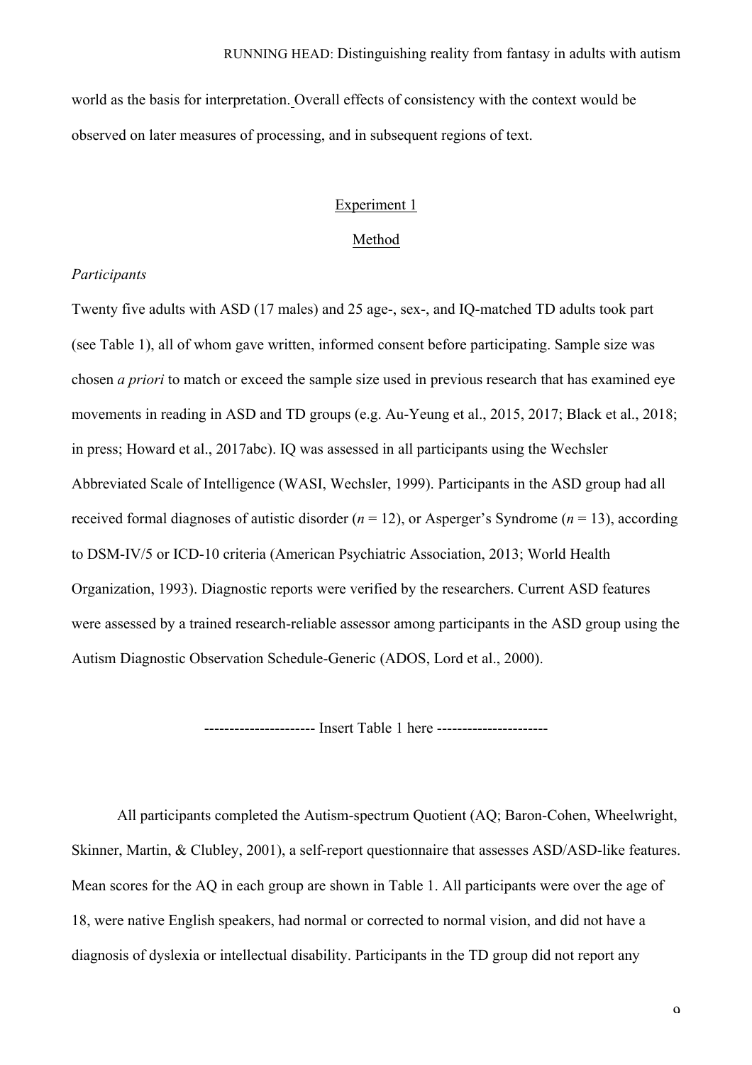world as the basis for interpretation. Overall effects of consistency with the context would be observed on later measures of processing, and in subsequent regions of text.

## Experiment 1

### Method

*Participants*

Twenty five adults with ASD (17 males) and 25 age-, sex-, and IQ-matched TD adults took part (see Table 1), all of whom gave written, informed consent before participating. Sample size was chosen *a priori* to match or exceed the sample size used in previous research that has examined eye movements in reading in ASD and TD groups (e.g. Au-Yeung et al., 2015, 2017; Black et al., 2018; in press; Howard et al., 2017abc). IQ was assessed in all participants using the Wechsler Abbreviated Scale of Intelligence (WASI, Wechsler, 1999). Participants in the ASD group had all received formal diagnoses of autistic disorder (*n* = 12), or Asperger's Syndrome (*n* = 13), according to DSM-IV/5 or ICD-10 criteria (American Psychiatric Association, 2013; World Health Organization, 1993). Diagnostic reports were verified by the researchers. Current ASD features were assessed by a trained research-reliable assessor among participants in the ASD group using the Autism Diagnostic Observation Schedule-Generic (ADOS, Lord et al., 2000).

---------------------- Insert Table 1 here ----------------------

All participants completed the Autism-spectrum Quotient (AQ; Baron-Cohen, Wheelwright, Skinner, Martin, & Clubley, 2001), a self-report questionnaire that assesses ASD/ASD-like features. Mean scores for the AQ in each group are shown in Table 1. All participants were over the age of 18, were native English speakers, had normal or corrected to normal vision, and did not have a diagnosis of dyslexia or intellectual disability. Participants in the TD group did not report any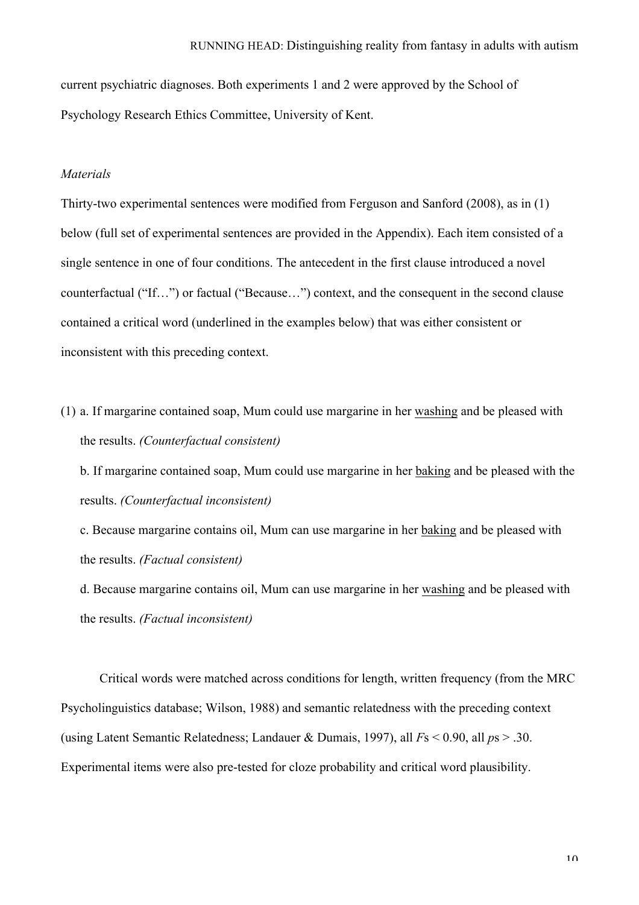current psychiatric diagnoses. Both experiments 1 and 2 were approved by the School of Psychology Research Ethics Committee, University of Kent.

*Materials*

Thirty-two experimental sentences were modified from Ferguson and Sanford (2008), as in (1) below (full set of experimental sentences are provided in the Appendix). Each item consisted of a single sentence in one of four conditions. The antecedent in the first clause introduced a novel counterfactual ("If…") or factual ("Because…") context, and the consequent in the second clause contained a critical word (underlined in the examples below) that was either consistent or inconsistent with this preceding context.

(1) a. If margarine contained soap, Mum could use margarine in her <u>washing</u> and be pleased with the results. *(Counterfactual consistent)*

b. If margarine contained soap, Mum could use margarine in her <u>baking</u> and be pleased with the results. *(Counterfactual inconsistent)*

c. Because margarine contains oil, Mum can use margarine in her <u>baking</u> and be pleased with the results. *(Factual consistent)*

d. Because margarine contains oil, Mum can use margarine in her <u>washing</u> and be pleased with the results. *(Factual inconsistent)*

Critical words were matched across conditions for length, written frequency (from the MRC Psycholinguistics database; Wilson, 1988) and semantic relatedness with the preceding context (using Latent Semantic Relatedness; Landauer & Dumais, 1997), all $F$s < 0.90, all $p$s > .30. Experimental items were also pre-tested for cloze probability and critical word plausibility.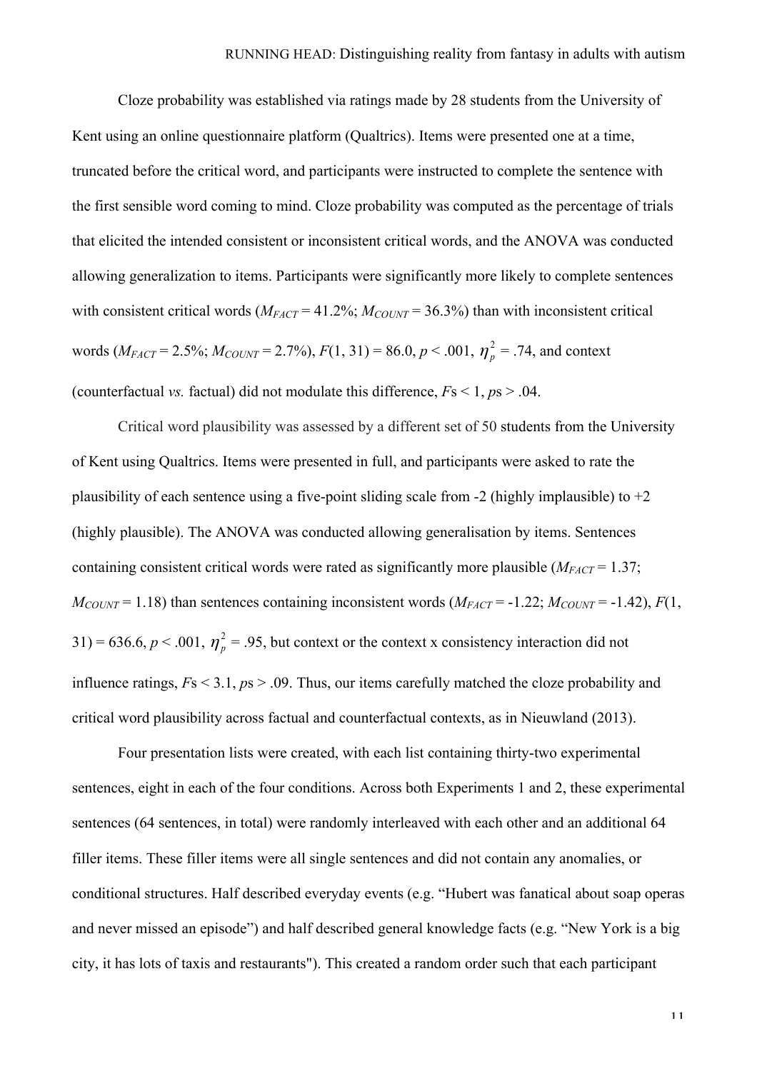Cloze probability was established via ratings made by 28 students from the University of Kent using an online questionnaire platform (Qualtrics). Items were presented one at a time, truncated before the critical word, and participants were instructed to complete the sentence with the first sensible word coming to mind. Cloze probability was computed as the percentage of trials that elicited the intended consistent or inconsistent critical words, and the ANOVA was conducted allowing generalization to items. Participants were significantly more likely to complete sentences with consistent critical words ($M_{FACT}$ = 41.2%; $M_{COUNT}$ = 36.3%) than with inconsistent critical words ($M_{FACT}$ = 2.5%; $M_{COUNT}$ = 2.7%), $F(1, 31) = 86.0$, $p < .001$, $\eta_p^2 = .74$, and context (counterfactual *vs.* factual) did not modulate this difference, *F*s < 1, *p*s > .04.

Critical word plausibility was assessed by a different set of 50 students from the University of Kent using Qualtrics. Items were presented in full, and participants were asked to rate the plausibility of each sentence using a five-point sliding scale from -2 (highly implausible) to +2 (highly plausible). The ANOVA was conducted allowing generalisation by items. Sentences containing consistent critical words were rated as significantly more plausible ($M_{FACT}$ = 1.37; $M_{COUNT}$ = 1.18) than sentences containing inconsistent words ($M_{FACT}$ = -1.22; $M_{COUNT}$ = -1.42), $F(1, 31) = 636.6$, $p < .001$, $\eta_p^2 = .95$, but context or the context x consistency interaction did not influence ratings, *F*s < 3.1, *p*s > .09. Thus, our items carefully matched the cloze probability and critical word plausibility across factual and counterfactual contexts, as in Nieuwland (2013).

Four presentation lists were created, with each list containing thirty-two experimental sentences, eight in each of the four conditions. Across both Experiments 1 and 2, these experimental sentences (64 sentences, in total) were randomly interleaved with each other and an additional 64 filler items. These filler items were all single sentences and did not contain any anomalies, or conditional structures. Half described everyday events (e.g. "Hubert was fanatical about soap operas and never missed an episode") and half described general knowledge facts (e.g. "New York is a big city, it has lots of taxis and restaurants"). This created a random order such that each participant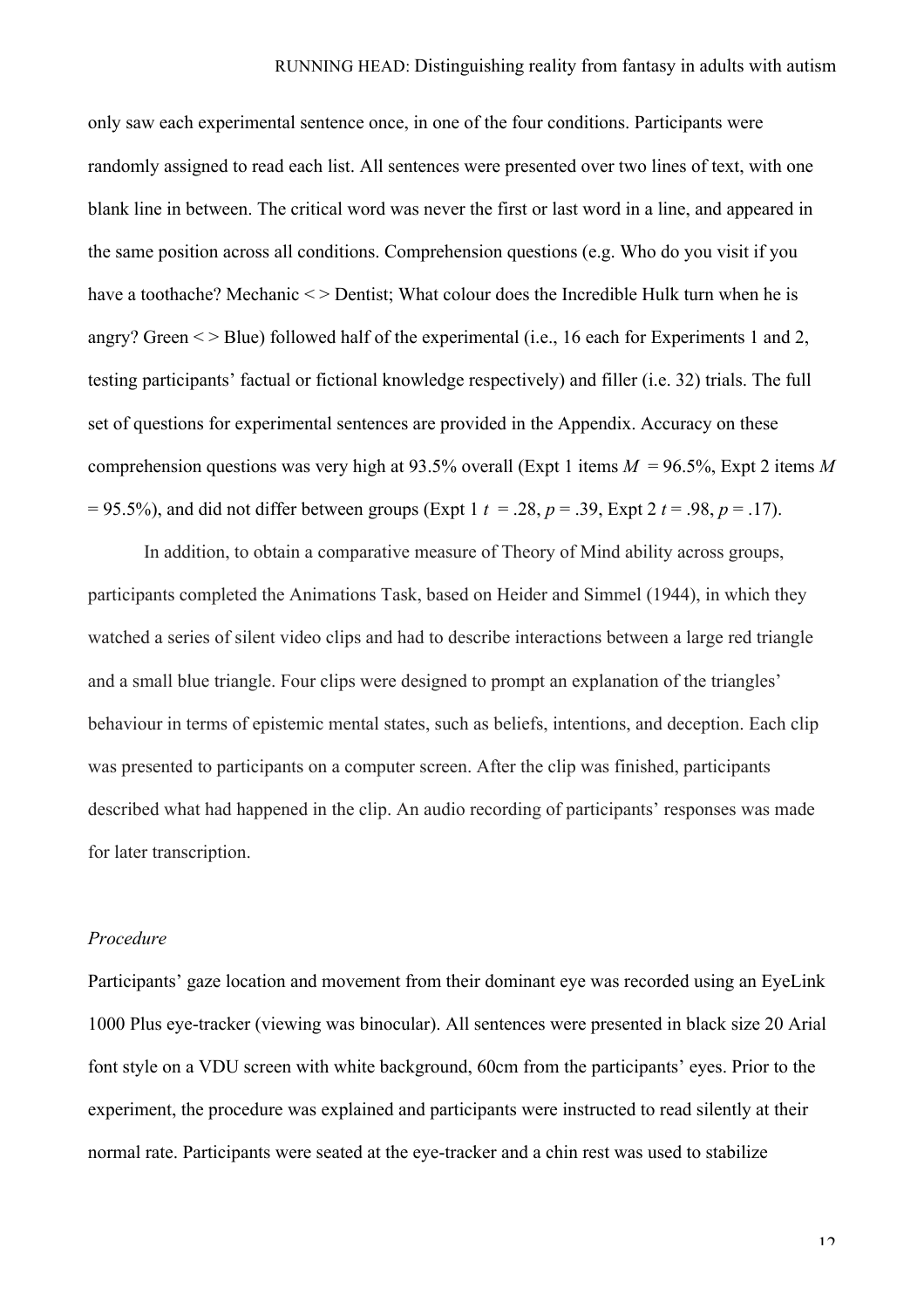only saw each experimental sentence once, in one of the four conditions. Participants were randomly assigned to read each list. All sentences were presented over two lines of text, with one blank line in between. The critical word was never the first or last word in a line, and appeared in the same position across all conditions. Comprehension questions (e.g. Who do you visit if you have a toothache? Mechanic < > Dentist; What colour does the Incredible Hulk turn when he is angry? Green < > Blue) followed half of the experimental (i.e., 16 each for Experiments 1 and 2, testing participants' factual or fictional knowledge respectively) and filler (i.e. 32) trials. The full set of questions for experimental sentences are provided in the Appendix. Accuracy on these comprehension questions was very high at 93.5% overall (Expt 1 items $M$ = 96.5%, Expt 2 items $M$ = 95.5%), and did not differ between groups (Expt 1 $t$ = .28, $p$ = .39, Expt 2 $t$ = .98, $p$ = .17).

In addition, to obtain a comparative measure of Theory of Mind ability across groups, participants completed the Animations Task, based on Heider and Simmel (1944), in which they watched a series of silent video clips and had to describe interactions between a large red triangle and a small blue triangle. Four clips were designed to prompt an explanation of the triangles' behaviour in terms of epistemic mental states, such as beliefs, intentions, and deception. Each clip was presented to participants on a computer screen. After the clip was finished, participants described what had happened in the clip. An audio recording of participants' responses was made for later transcription.

*Procedure*

Participants' gaze location and movement from their dominant eye was recorded using an EyeLink 1000 Plus eye-tracker (viewing was binocular). All sentences were presented in black size 20 Arial font style on a VDU screen with white background, 60cm from the participants' eyes. Prior to the experiment, the procedure was explained and participants were instructed to read silently at their normal rate. Participants were seated at the eye-tracker and a chin rest was used to stabilize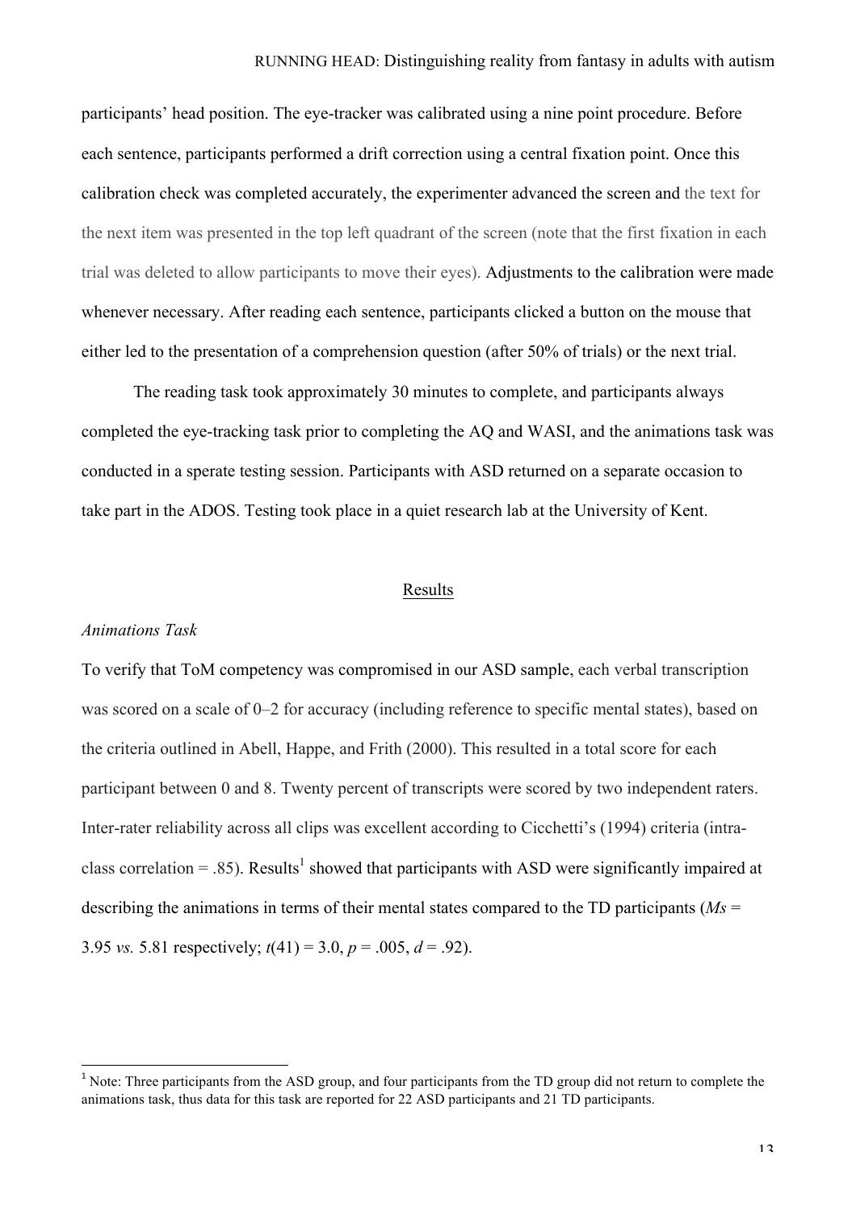participants' head position. The eye-tracker was calibrated using a nine point procedure. Before each sentence, participants performed a drift correction using a central fixation point. Once this calibration check was completed accurately, the experimenter advanced the screen and the text for the next item was presented in the top left quadrant of the screen (note that the first fixation in each trial was deleted to allow participants to move their eyes). Adjustments to the calibration were made whenever necessary. After reading each sentence, participants clicked a button on the mouse that either led to the presentation of a comprehension question (after 50% of trials) or the next trial.

The reading task took approximately 30 minutes to complete, and participants always completed the eye-tracking task prior to completing the AQ and WASI, and the animations task was conducted in a sperate testing session. Participants with ASD returned on a separate occasion to take part in the ADOS. Testing took place in a quiet research lab at the University of Kent.

## Results

### *Animations Task*

To verify that ToM competency was compromised in our ASD sample, each verbal transcription was scored on a scale of 0–2 for accuracy (including reference to specific mental states), based on the criteria outlined in Abell, Happe, and Frith (2000). This resulted in a total score for each participant between 0 and 8. Twenty percent of transcripts were scored by two independent raters. Inter-rater reliability across all clips was excellent according to Cicchetti's (1994) criteria (intra-class correlation = .85). Results[1] showed that participants with ASD were significantly impaired at describing the animations in terms of their mental states compared to the TD participants (*Ms* = 3.95 *vs.* 5.81 respectively; $t(41) = 3.0$, $p = .005$, $d = .92$).

[1] Note: Three participants from the ASD group, and four participants from the TD group did not return to complete the animations task, thus data for this task are reported for 22 ASD participants and 21 TD participants.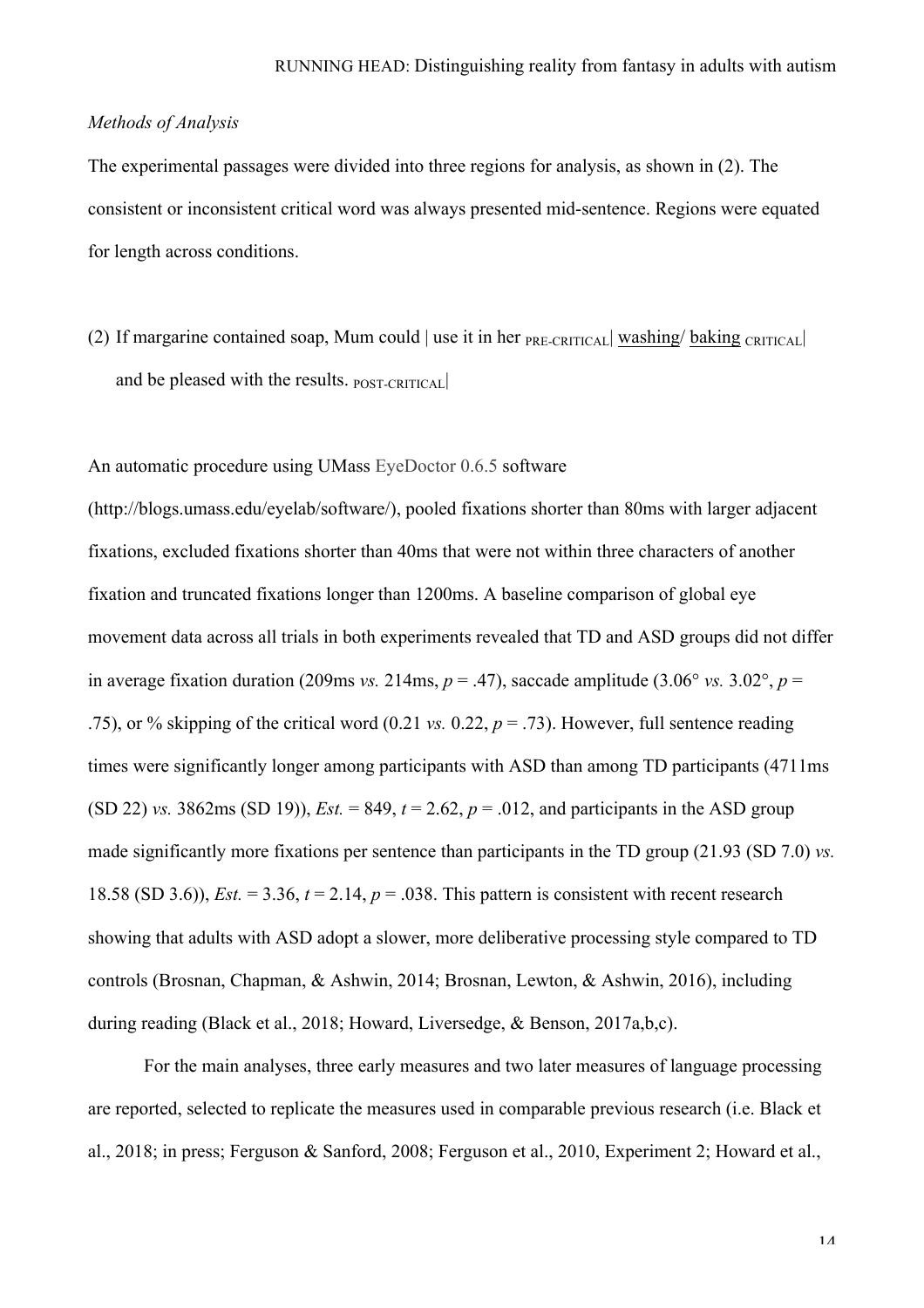*Methods of Analysis*

The experimental passages were divided into three regions for analysis, as shown in (2). The consistent or inconsistent critical word was always presented mid-sentence. Regions were equated for length across conditions.

(2) If margarine contained soap, Mum could | use it in her $_{\text{PRE-CRITICAL}}$| <u>washing</u>/ <u>baking</u> $_{\text{CRITICAL}}$| and be pleased with the results. $_{\text{POST-CRITICAL}}$|

An automatic procedure using UMass EyeDoctor 0.6.5 software (http://blogs.umass.edu/eyelab/software/), pooled fixations shorter than 80ms with larger adjacent fixations, excluded fixations shorter than 40ms that were not within three characters of another fixation and truncated fixations longer than 1200ms. A baseline comparison of global eye movement data across all trials in both experiments revealed that TD and ASD groups did not differ in average fixation duration (209ms *vs.* 214ms, $p = .47$), saccade amplitude (3.06° *vs.* 3.02°, $p = .75$), or % skipping of the critical word (0.21 *vs.* 0.22, $p = .73$). However, full sentence reading times were significantly longer among participants with ASD than among TD participants (4711ms (SD 22) *vs.* 3862ms (SD 19)), *Est.* = 849, $t = 2.62$, $p = .012$, and participants in the ASD group made significantly more fixations per sentence than participants in the TD group (21.93 (SD 7.0) *vs.* 18.58 (SD 3.6)), *Est.* = 3.36, $t = 2.14$, $p = .038$. This pattern is consistent with recent research showing that adults with ASD adopt a slower, more deliberative processing style compared to TD controls (Brosnan, Chapman, & Ashwin, 2014; Brosnan, Lewton, & Ashwin, 2016), including during reading (Black et al., 2018; Howard, Liversedge, & Benson, 2017a,b,c).

For the main analyses, three early measures and two later measures of language processing are reported, selected to replicate the measures used in comparable previous research (i.e. Black et al., 2018; in press; Ferguson & Sanford, 2008; Ferguson et al., 2010, Experiment 2; Howard et al.,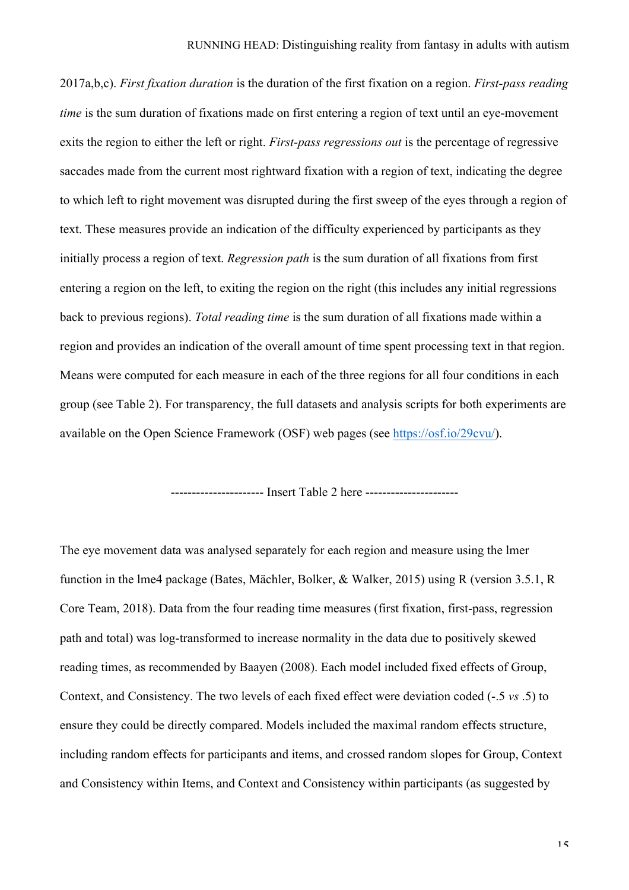2017a,b,c). *First fixation duration* is the duration of the first fixation on a region. *First-pass reading time* is the sum duration of fixations made on first entering a region of text until an eye-movement exits the region to either the left or right. *First-pass regressions out* is the percentage of regressive saccades made from the current most rightward fixation with a region of text, indicating the degree to which left to right movement was disrupted during the first sweep of the eyes through a region of text. These measures provide an indication of the difficulty experienced by participants as they initially process a region of text. *Regression path* is the sum duration of all fixations from first entering a region on the left, to exiting the region on the right (this includes any initial regressions back to previous regions). *Total reading time* is the sum duration of all fixations made within a region and provides an indication of the overall amount of time spent processing text in that region. Means were computed for each measure in each of the three regions for all four conditions in each group (see Table 2). For transparency, the full datasets and analysis scripts for both experiments are available on the Open Science Framework (OSF) web pages (see https://osf.io/29cvu/).

--------------------- Insert Table 2 here ---------------------

The eye movement data was analysed separately for each region and measure using the lmer function in the lme4 package (Bates, Mächler, Bolker, & Walker, 2015) using R (version 3.5.1, R Core Team, 2018). Data from the four reading time measures (first fixation, first-pass, regression path and total) was log-transformed to increase normality in the data due to positively skewed reading times, as recommended by Baayen (2008). Each model included fixed effects of Group, Context, and Consistency. The two levels of each fixed effect were deviation coded (-.5 *vs* .5) to ensure they could be directly compared. Models included the maximal random effects structure, including random effects for participants and items, and crossed random slopes for Group, Context and Consistency within Items, and Context and Consistency within participants (as suggested by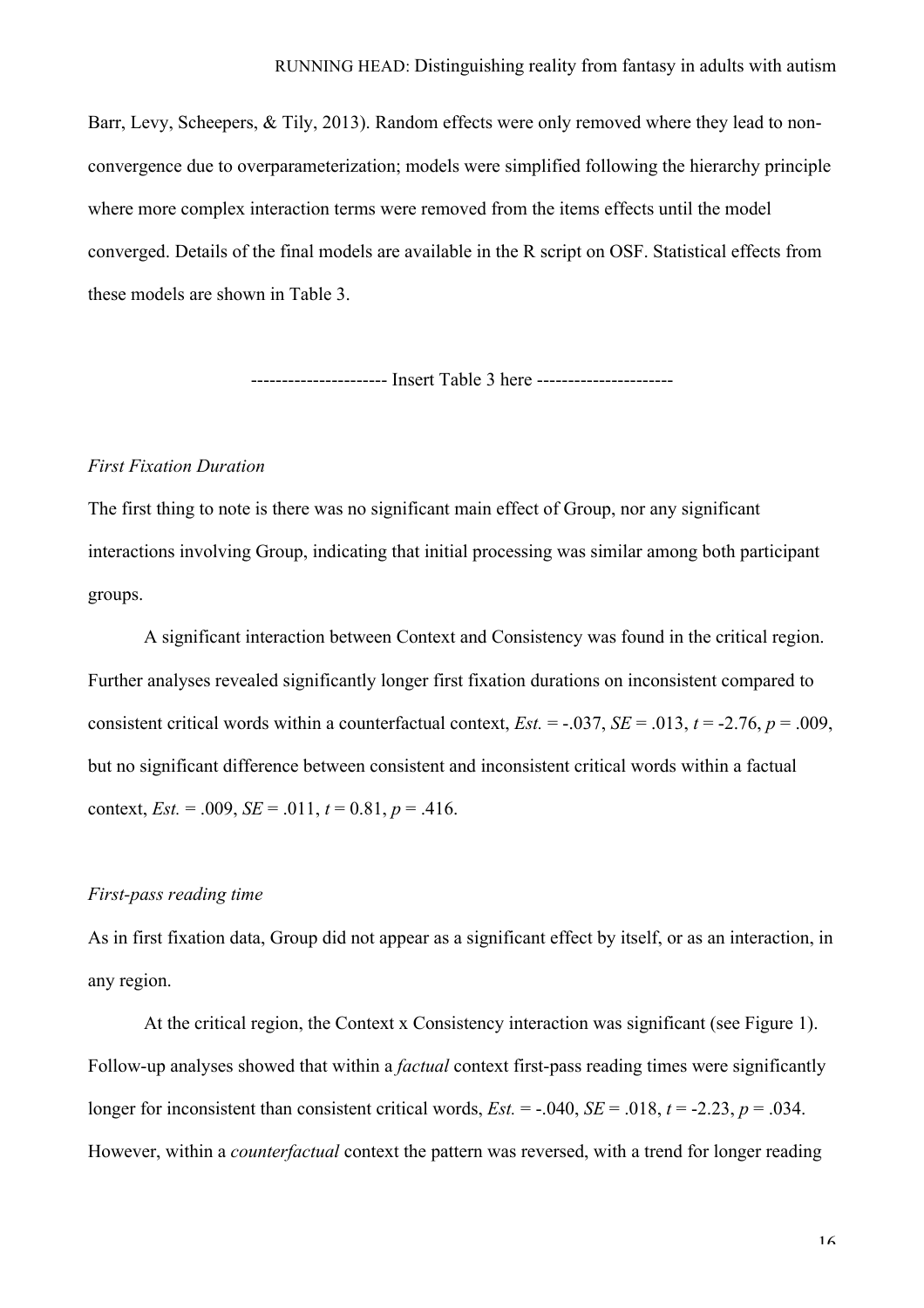Barr, Levy, Scheepers, & Tily, 2013). Random effects were only removed where they lead to non-convergence due to overparameterization; models were simplified following the hierarchy principle where more complex interaction terms were removed from the items effects until the model converged. Details of the final models are available in the R script on OSF. Statistical effects from these models are shown in Table 3.

--------------------- Insert Table 3 here ---------------------

*First Fixation Duration*

The first thing to note is there was no significant main effect of Group, nor any significant interactions involving Group, indicating that initial processing was similar among both participant groups.

A significant interaction between Context and Consistency was found in the critical region. Further analyses revealed significantly longer first fixation durations on inconsistent compared to consistent critical words within a counterfactual context, *Est.* = -.037, *SE* = .013, $t$ = -2.76, $p$ = .009, but no significant difference between consistent and inconsistent critical words within a factual context, *Est.* = .009, *SE* = .011, $t$ = 0.81, $p$ = .416.

*First-pass reading time*

As in first fixation data, Group did not appear as a significant effect by itself, or as an interaction, in any region.

At the critical region, the Context x Consistency interaction was significant (see Figure 1). Follow-up analyses showed that within a *factual* context first-pass reading times were significantly longer for inconsistent than consistent critical words, *Est.* = -.040, *SE* = .018, $t$ = -2.23, $p$ = .034. However, within a *counterfactual* context the pattern was reversed, with a trend for longer reading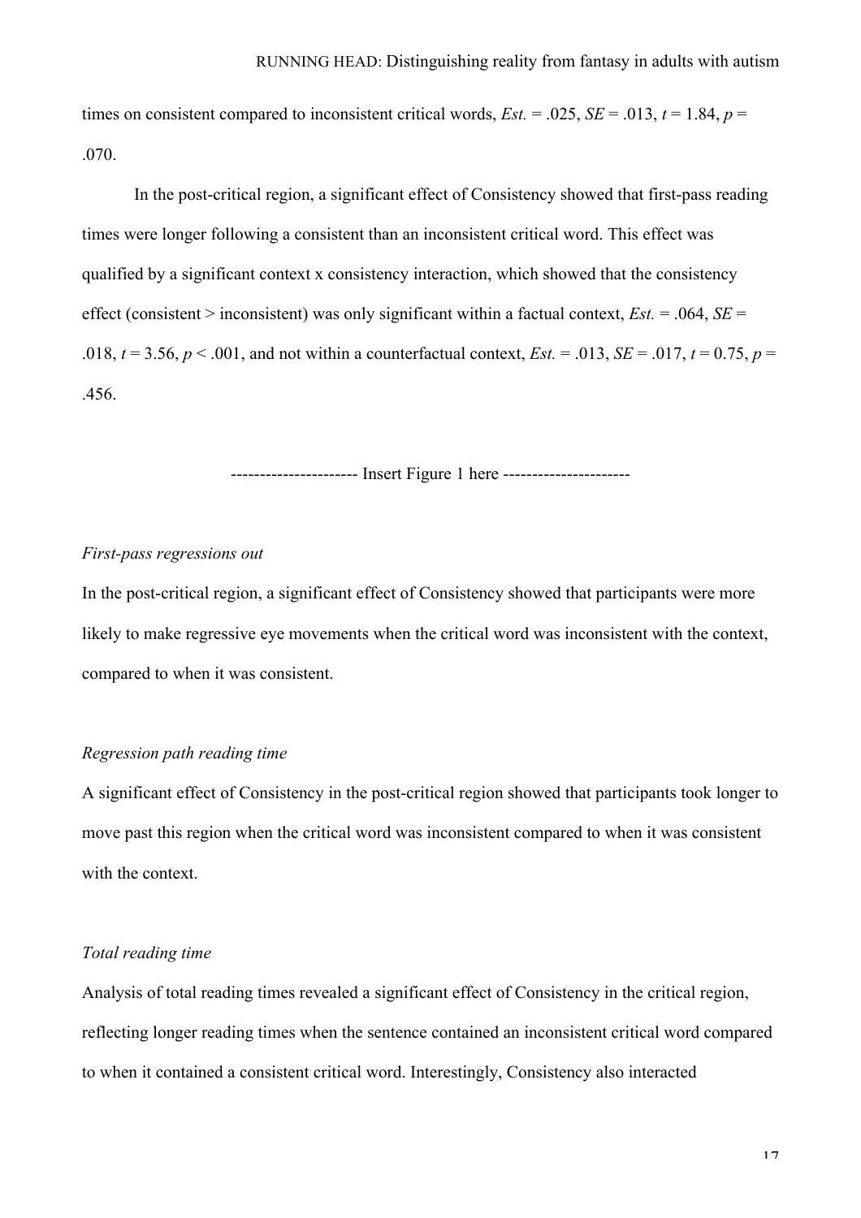times on consistent compared to inconsistent critical words, *Est.* = .025, *SE* = .013, *t* = 1.84, *p* = .070.

In the post-critical region, a significant effect of Consistency showed that first-pass reading times were longer following a consistent than an inconsistent critical word. This effect was qualified by a significant context x consistency interaction, which showed that the consistency effect (consistent > inconsistent) was only significant within a factual context, *Est.* = .064, *SE* = .018, *t* = 3.56, *p* < .001, and not within a counterfactual context, *Est.* = .013, *SE* = .017, *t* = 0.75, *p* = .456.

---------------------- Insert Figure 1 here ----------------------

*First-pass regressions out*

In the post-critical region, a significant effect of Consistency showed that participants were more likely to make regressive eye movements when the critical word was inconsistent with the context, compared to when it was consistent.

*Regression path reading time*

A significant effect of Consistency in the post-critical region showed that participants took longer to move past this region when the critical word was inconsistent compared to when it was consistent with the context.

*Total reading time*

Analysis of total reading times revealed a significant effect of Consistency in the critical region, reflecting longer reading times when the sentence contained an inconsistent critical word compared to when it contained a consistent critical word. Interestingly, Consistency also interacted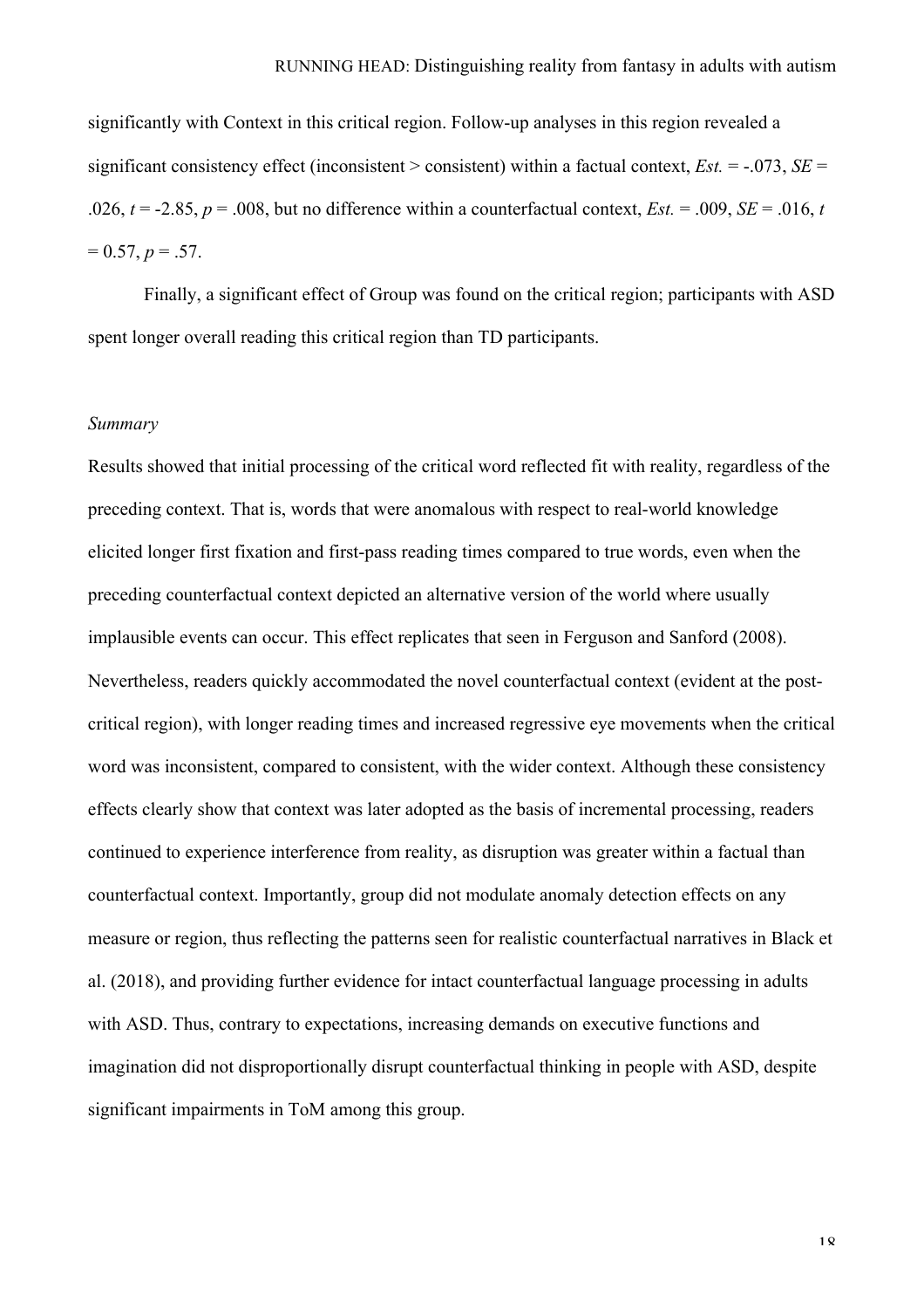significantly with Context in this critical region. Follow-up analyses in this region revealed a significant consistency effect (inconsistent > consistent) within a factual context, *Est.* = -.073, *SE* = .026, $t = -2.85$, $p = .008$, but no difference within a counterfactual context, *Est.* = .009, *SE* = .016, $t = 0.57$, $p = .57$.

Finally, a significant effect of Group was found on the critical region; participants with ASD spent longer overall reading this critical region than TD participants.

*Summary*

Results showed that initial processing of the critical word reflected fit with reality, regardless of the preceding context. That is, words that were anomalous with respect to real-world knowledge elicited longer first fixation and first-pass reading times compared to true words, even when the preceding counterfactual context depicted an alternative version of the world where usually implausible events can occur. This effect replicates that seen in Ferguson and Sanford (2008). Nevertheless, readers quickly accommodated the novel counterfactual context (evident at the post-critical region), with longer reading times and increased regressive eye movements when the critical word was inconsistent, compared to consistent, with the wider context. Although these consistency effects clearly show that context was later adopted as the basis of incremental processing, readers continued to experience interference from reality, as disruption was greater within a factual than counterfactual context. Importantly, group did not modulate anomaly detection effects on any measure or region, thus reflecting the patterns seen for realistic counterfactual narratives in Black et al. (2018), and providing further evidence for intact counterfactual language processing in adults with ASD. Thus, contrary to expectations, increasing demands on executive functions and imagination did not disproportionally disrupt counterfactual thinking in people with ASD, despite significant impairments in ToM among this group.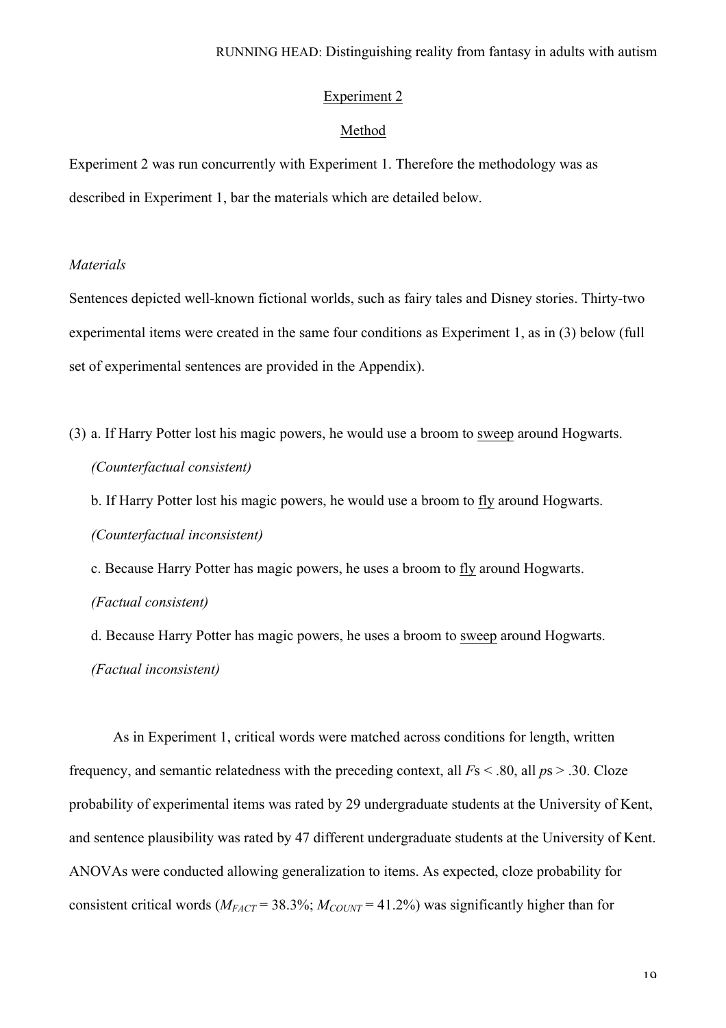## Experiment 2

### Method

Experiment 2 was run concurrently with Experiment 1. Therefore the methodology was as described in Experiment 1, bar the materials which are detailed below.

*Materials*

Sentences depicted well-known fictional worlds, such as fairy tales and Disney stories. Thirty-two experimental items were created in the same four conditions as Experiment 1, as in (3) below (full set of experimental sentences are provided in the Appendix).

(3) a. If Harry Potter lost his magic powers, he would use a broom to <u>sweep</u> around Hogwarts. *(Counterfactual consistent)*

b. If Harry Potter lost his magic powers, he would use a broom to <u>fly</u> around Hogwarts. *(Counterfactual inconsistent)*

c. Because Harry Potter has magic powers, he uses a broom to <u>fly</u> around Hogwarts. *(Factual consistent)*

d. Because Harry Potter has magic powers, he uses a broom to <u>sweep</u> around Hogwarts. *(Factual inconsistent)*

As in Experiment 1, critical words were matched across conditions for length, written frequency, and semantic relatedness with the preceding context, all *F*s < .80, all *p*s > .30. Cloze probability of experimental items was rated by 29 undergraduate students at the University of Kent, and sentence plausibility was rated by 47 different undergraduate students at the University of Kent. ANOVAs were conducted allowing generalization to items. As expected, cloze probability for consistent critical words ($M_{FACT}$ = 38.3%; $M_{COUNT}$ = 41.2%) was significantly higher than for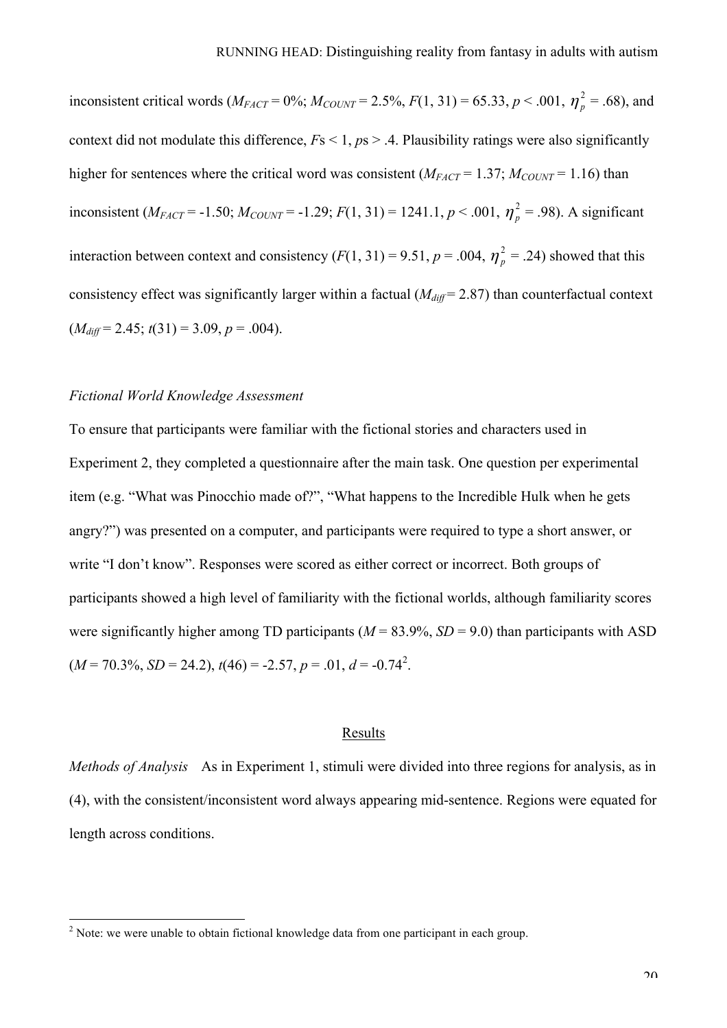inconsistent critical words ($M_{FACT}$ = 0%; $M_{COUNT}$ = 2.5%, $F(1, 31) = 65.33$, $p < .001$, $\eta_p^2 = .68$), and context did not modulate this difference, $F$s < 1, $p$s > .4. Plausibility ratings were also significantly higher for sentences where the critical word was consistent ($M_{FACT}$ = 1.37; $M_{COUNT}$ = 1.16) than inconsistent ($M_{FACT}$ = -1.50; $M_{COUNT}$ = -1.29; $F(1, 31) = 1241.1$, $p < .001$, $\eta_p^2 = .98$). A significant interaction between context and consistency ($F(1, 31) = 9.51$, $p = .004$, $\eta_p^2 = .24$) showed that this consistency effect was significantly larger within a factual ($M_{diff}$ = 2.87) than counterfactual context ($M_{diff}$ = 2.45; $t(31) = 3.09$, $p = .004$).

*Fictional World Knowledge Assessment*

To ensure that participants were familiar with the fictional stories and characters used in Experiment 2, they completed a questionnaire after the main task. One question per experimental item (e.g. "What was Pinocchio made of?", "What happens to the Incredible Hulk when he gets angry?") was presented on a computer, and participants were required to type a short answer, or write "I don't know". Responses were scored as either correct or incorrect. Both groups of participants showed a high level of familiarity with the fictional worlds, although familiarity scores were significantly higher among TD participants ($M$ = 83.9%, $SD$ = 9.0) than participants with ASD ($M$ = 70.3%, $SD$ = 24.2), $t(46) = -2.57$, $p = .01$, $d = -0.74$[2].

## Results

*Methods of Analysis* As in Experiment 1, stimuli were divided into three regions for analysis, as in (4), with the consistent/inconsistent word always appearing mid-sentence. Regions were equated for length across conditions.

---

[2] Note: we were unable to obtain fictional knowledge data from one participant in each group.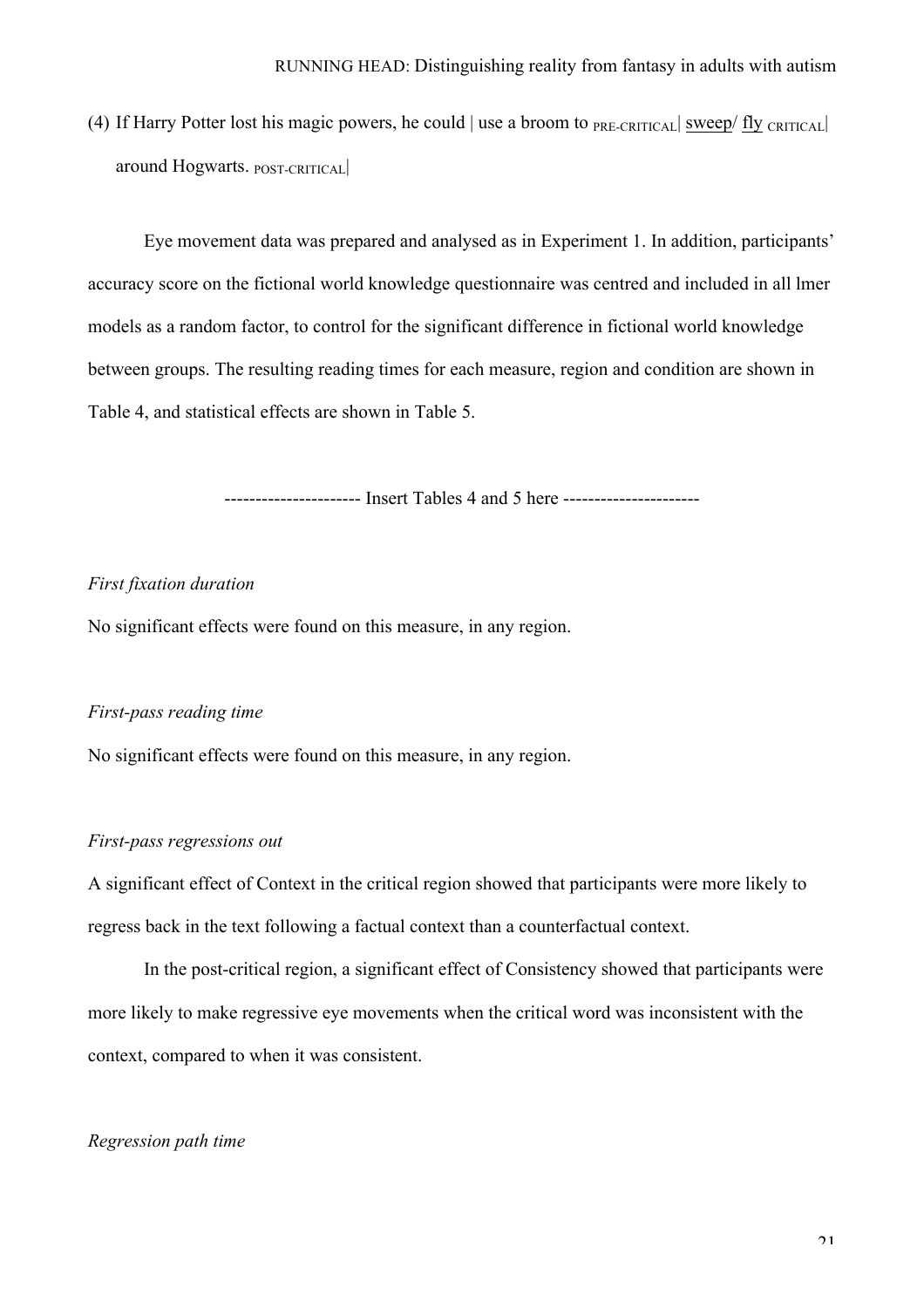(4) If Harry Potter lost his magic powers, he could | use a broom to $_{\text{PRE-CRITICAL}}$| <u>sweep</u>/ <u>fly</u> $_{\text{CRITICAL}}$| around Hogwarts. $_{\text{POST-CRITICAL}}$|

Eye movement data was prepared and analysed as in Experiment 1. In addition, participants' accuracy score on the fictional world knowledge questionnaire was centred and included in all lmer models as a random factor, to control for the significant difference in fictional world knowledge between groups. The resulting reading times for each measure, region and condition are shown in Table 4, and statistical effects are shown in Table 5.

---------------------- Insert Tables 4 and 5 here ----------------------

*First fixation duration*

No significant effects were found on this measure, in any region.

*First-pass reading time*

No significant effects were found on this measure, in any region.

*First-pass regressions out*

A significant effect of Context in the critical region showed that participants were more likely to regress back in the text following a factual context than a counterfactual context.

In the post-critical region, a significant effect of Consistency showed that participants were more likely to make regressive eye movements when the critical word was inconsistent with the context, compared to when it was consistent.

*Regression path time*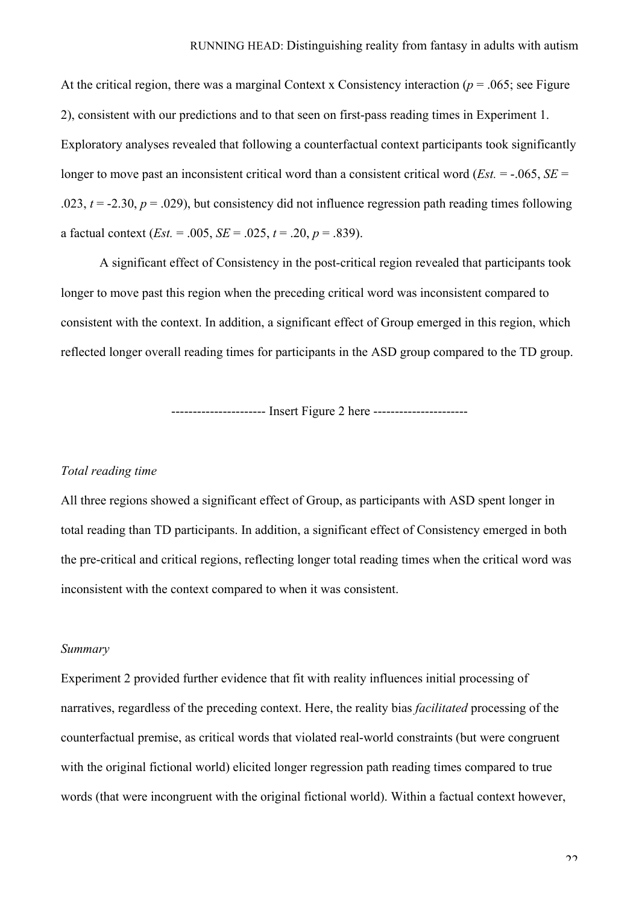At the critical region, there was a marginal Context x Consistency interaction ($p = .065$; see Figure 2), consistent with our predictions and to that seen on first-pass reading times in Experiment 1. Exploratory analyses revealed that following a counterfactual context participants took significantly longer to move past an inconsistent critical word than a consistent critical word (*Est.* = -.065, *SE* = .023, $t = -2.30$, $p = .029$), but consistency did not influence regression path reading times following a factual context (*Est.* = .005, *SE* = .025, $t = .20$, $p = .839$).

A significant effect of Consistency in the post-critical region revealed that participants took longer to move past this region when the preceding critical word was inconsistent compared to consistent with the context. In addition, a significant effect of Group emerged in this region, which reflected longer overall reading times for participants in the ASD group compared to the TD group.

---------------------- Insert Figure 2 here ----------------------

*Total reading time*

All three regions showed a significant effect of Group, as participants with ASD spent longer in total reading than TD participants. In addition, a significant effect of Consistency emerged in both the pre-critical and critical regions, reflecting longer total reading times when the critical word was inconsistent with the context compared to when it was consistent.

*Summary*

Experiment 2 provided further evidence that fit with reality influences initial processing of narratives, regardless of the preceding context. Here, the reality bias *facilitated* processing of the counterfactual premise, as critical words that violated real-world constraints (but were congruent with the original fictional world) elicited longer regression path reading times compared to true words (that were incongruent with the original fictional world). Within a factual context however,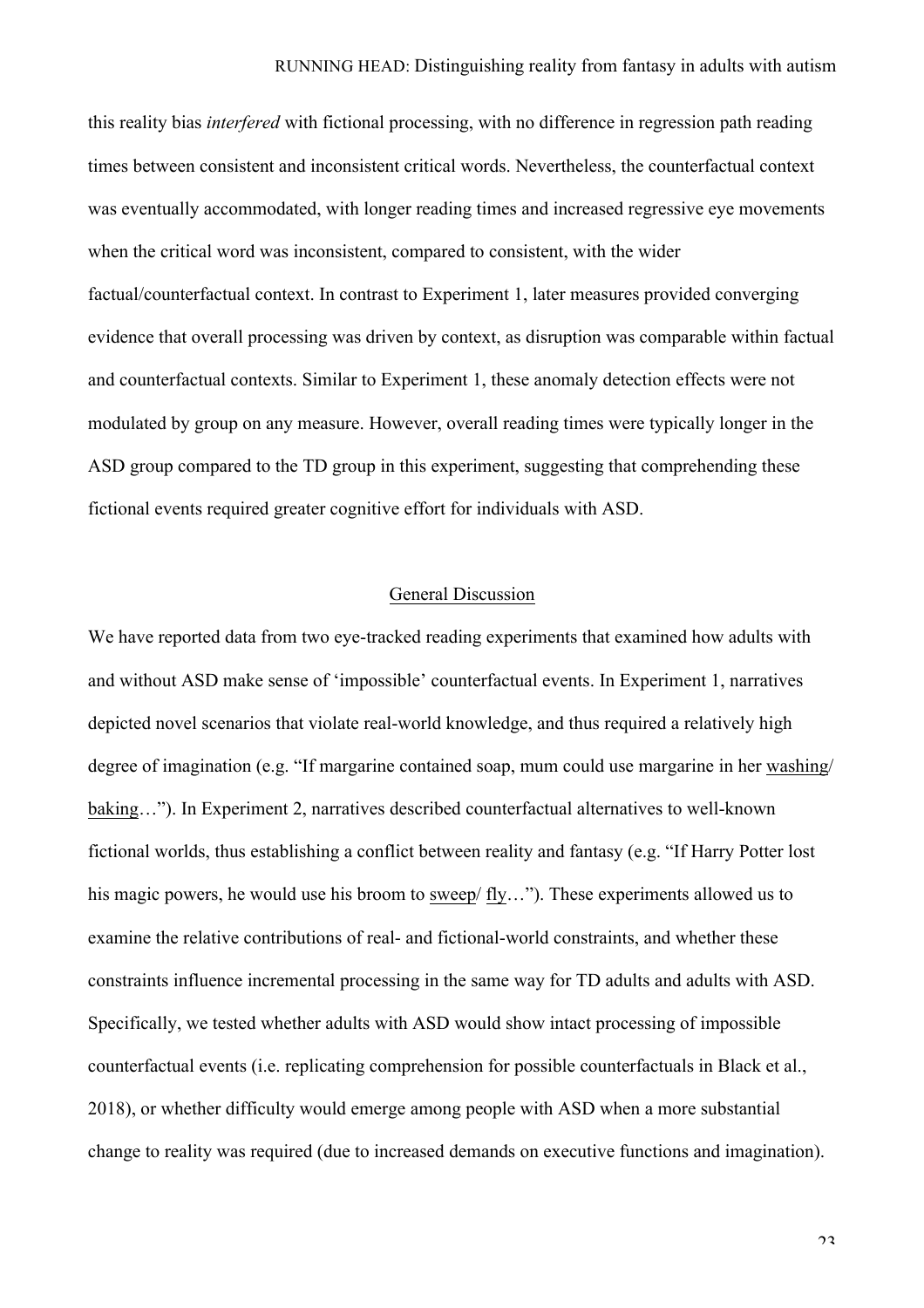this reality bias *interfered* with fictional processing, with no difference in regression path reading times between consistent and inconsistent critical words. Nevertheless, the counterfactual context was eventually accommodated, with longer reading times and increased regressive eye movements when the critical word was inconsistent, compared to consistent, with the wider factual/counterfactual context. In contrast to Experiment 1, later measures provided converging evidence that overall processing was driven by context, as disruption was comparable within factual and counterfactual contexts. Similar to Experiment 1, these anomaly detection effects were not modulated by group on any measure. However, overall reading times were typically longer in the ASD group compared to the TD group in this experiment, suggesting that comprehending these fictional events required greater cognitive effort for individuals with ASD.

## General Discussion

We have reported data from two eye-tracked reading experiments that examined how adults with and without ASD make sense of 'impossible' counterfactual events. In Experiment 1, narratives depicted novel scenarios that violate real-world knowledge, and thus required a relatively high degree of imagination (e.g. "If margarine contained soap, mum could use margarine in her washing/ baking…"). In Experiment 2, narratives described counterfactual alternatives to well-known fictional worlds, thus establishing a conflict between reality and fantasy (e.g. "If Harry Potter lost his magic powers, he would use his broom to sweep/ fly…"). These experiments allowed us to examine the relative contributions of real- and fictional-world constraints, and whether these constraints influence incremental processing in the same way for TD adults and adults with ASD. Specifically, we tested whether adults with ASD would show intact processing of impossible counterfactual events (i.e. replicating comprehension for possible counterfactuals in Black et al., 2018), or whether difficulty would emerge among people with ASD when a more substantial change to reality was required (due to increased demands on executive functions and imagination).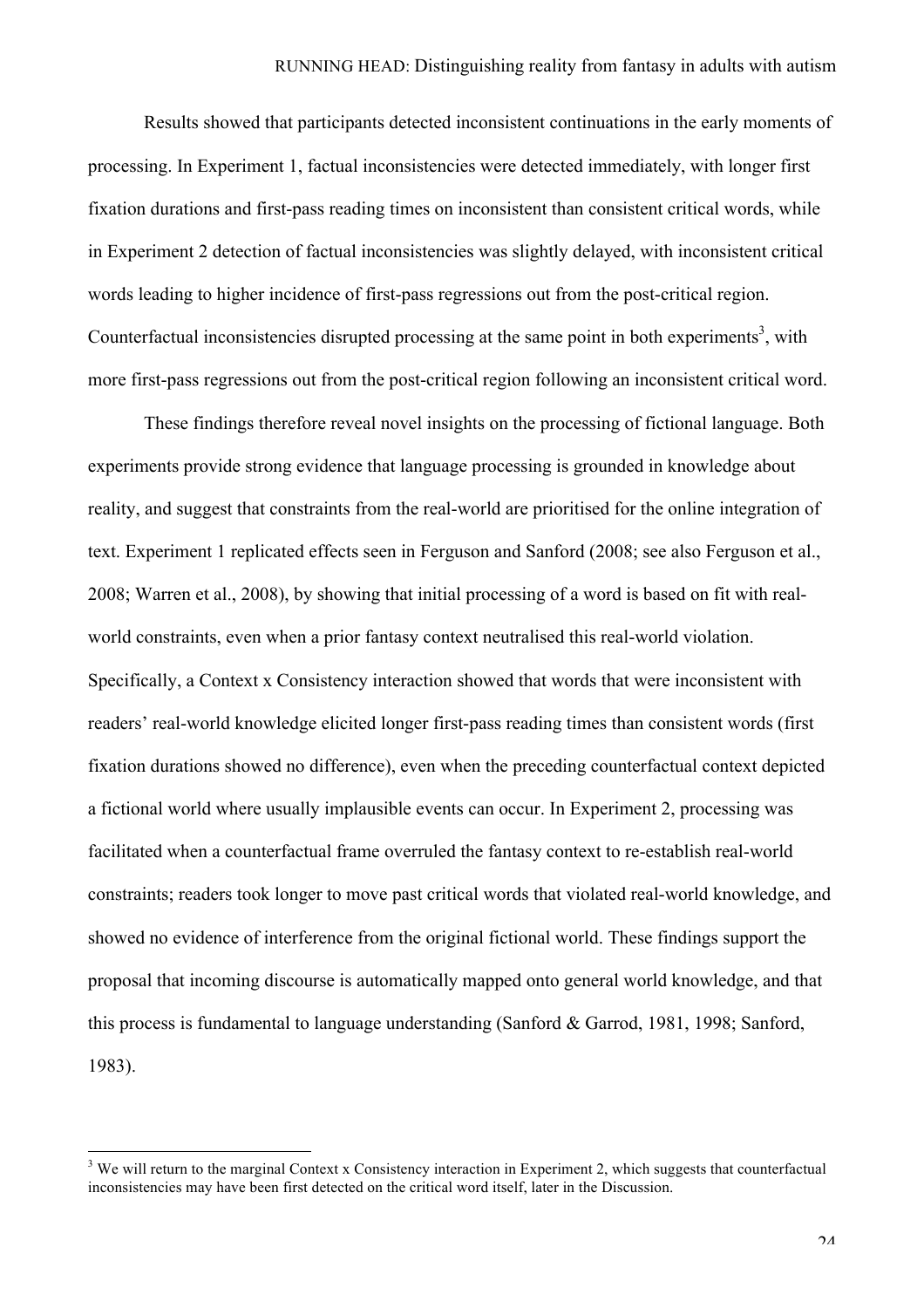Results showed that participants detected inconsistent continuations in the early moments of processing. In Experiment 1, factual inconsistencies were detected immediately, with longer first fixation durations and first-pass reading times on inconsistent than consistent critical words, while in Experiment 2 detection of factual inconsistencies was slightly delayed, with inconsistent critical words leading to higher incidence of first-pass regressions out from the post-critical region. Counterfactual inconsistencies disrupted processing at the same point in both experiments[3], with more first-pass regressions out from the post-critical region following an inconsistent critical word.

These findings therefore reveal novel insights on the processing of fictional language. Both experiments provide strong evidence that language processing is grounded in knowledge about reality, and suggest that constraints from the real-world are prioritised for the online integration of text. Experiment 1 replicated effects seen in Ferguson and Sanford (2008; see also Ferguson et al., 2008; Warren et al., 2008), by showing that initial processing of a word is based on fit with real-world constraints, even when a prior fantasy context neutralised this real-world violation. Specifically, a Context x Consistency interaction showed that words that were inconsistent with readers' real-world knowledge elicited longer first-pass reading times than consistent words (first fixation durations showed no difference), even when the preceding counterfactual context depicted a fictional world where usually implausible events can occur. In Experiment 2, processing was facilitated when a counterfactual frame overruled the fantasy context to re-establish real-world constraints; readers took longer to move past critical words that violated real-world knowledge, and showed no evidence of interference from the original fictional world. These findings support the proposal that incoming discourse is automatically mapped onto general world knowledge, and that this process is fundamental to language understanding (Sanford & Garrod, 1981, 1998; Sanford, 1983).

[3] We will return to the marginal Context x Consistency interaction in Experiment 2, which suggests that counterfactual inconsistencies may have been first detected on the critical word itself, later in the Discussion.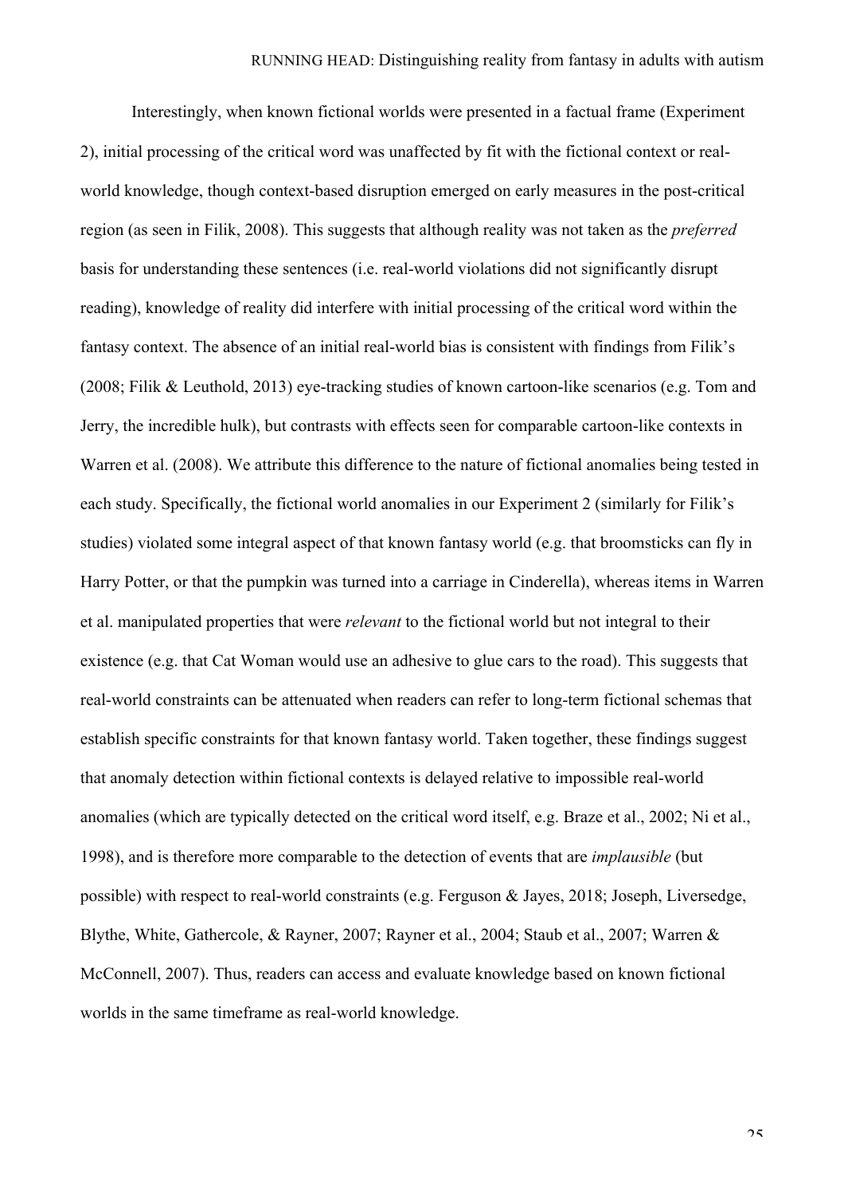Interestingly, when known fictional worlds were presented in a factual frame (Experiment 2), initial processing of the critical word was unaffected by fit with the fictional context or real-world knowledge, though context-based disruption emerged on early measures in the post-critical region (as seen in Filik, 2008). This suggests that although reality was not taken as the *preferred* basis for understanding these sentences (i.e. real-world violations did not significantly disrupt reading), knowledge of reality did interfere with initial processing of the critical word within the fantasy context. The absence of an initial real-world bias is consistent with findings from Filik's (2008; Filik & Leuthold, 2013) eye-tracking studies of known cartoon-like scenarios (e.g. Tom and Jerry, the incredible hulk), but contrasts with effects seen for comparable cartoon-like contexts in Warren et al. (2008). We attribute this difference to the nature of fictional anomalies being tested in each study. Specifically, the fictional world anomalies in our Experiment 2 (similarly for Filik's studies) violated some integral aspect of that known fantasy world (e.g. that broomsticks can fly in Harry Potter, or that the pumpkin was turned into a carriage in Cinderella), whereas items in Warren et al. manipulated properties that were *relevant* to the fictional world but not integral to their existence (e.g. that Cat Woman would use an adhesive to glue cars to the road). This suggests that real-world constraints can be attenuated when readers can refer to long-term fictional schemas that establish specific constraints for that known fantasy world. Taken together, these findings suggest that anomaly detection within fictional contexts is delayed relative to impossible real-world anomalies (which are typically detected on the critical word itself, e.g. Braze et al., 2002; Ni et al., 1998), and is therefore more comparable to the detection of events that are *implausible* (but possible) with respect to real-world constraints (e.g. Ferguson & Jayes, 2018; Joseph, Liversedge, Blythe, White, Gathercole, & Rayner, 2007; Rayner et al., 2004; Staub et al., 2007; Warren & McConnell, 2007). Thus, readers can access and evaluate knowledge based on known fictional worlds in the same timeframe as real-world knowledge.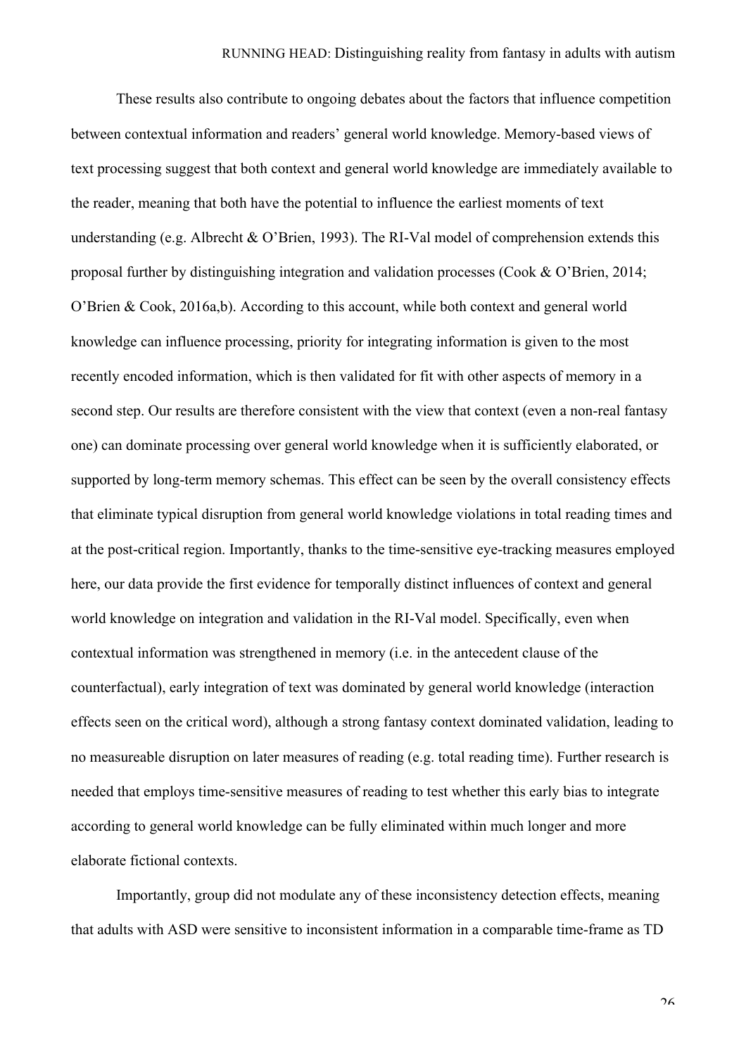These results also contribute to ongoing debates about the factors that influence competition between contextual information and readers' general world knowledge. Memory-based views of text processing suggest that both context and general world knowledge are immediately available to the reader, meaning that both have the potential to influence the earliest moments of text understanding (e.g. Albrecht & O'Brien, 1993). The RI-Val model of comprehension extends this proposal further by distinguishing integration and validation processes (Cook & O'Brien, 2014; O'Brien & Cook, 2016a,b). According to this account, while both context and general world knowledge can influence processing, priority for integrating information is given to the most recently encoded information, which is then validated for fit with other aspects of memory in a second step. Our results are therefore consistent with the view that context (even a non-real fantasy one) can dominate processing over general world knowledge when it is sufficiently elaborated, or supported by long-term memory schemas. This effect can be seen by the overall consistency effects that eliminate typical disruption from general world knowledge violations in total reading times and at the post-critical region. Importantly, thanks to the time-sensitive eye-tracking measures employed here, our data provide the first evidence for temporally distinct influences of context and general world knowledge on integration and validation in the RI-Val model. Specifically, even when contextual information was strengthened in memory (i.e. in the antecedent clause of the counterfactual), early integration of text was dominated by general world knowledge (interaction effects seen on the critical word), although a strong fantasy context dominated validation, leading to no measureable disruption on later measures of reading (e.g. total reading time). Further research is needed that employs time-sensitive measures of reading to test whether this early bias to integrate according to general world knowledge can be fully eliminated within much longer and more elaborate fictional contexts.

Importantly, group did not modulate any of these inconsistency detection effects, meaning that adults with ASD were sensitive to inconsistent information in a comparable time-frame as TD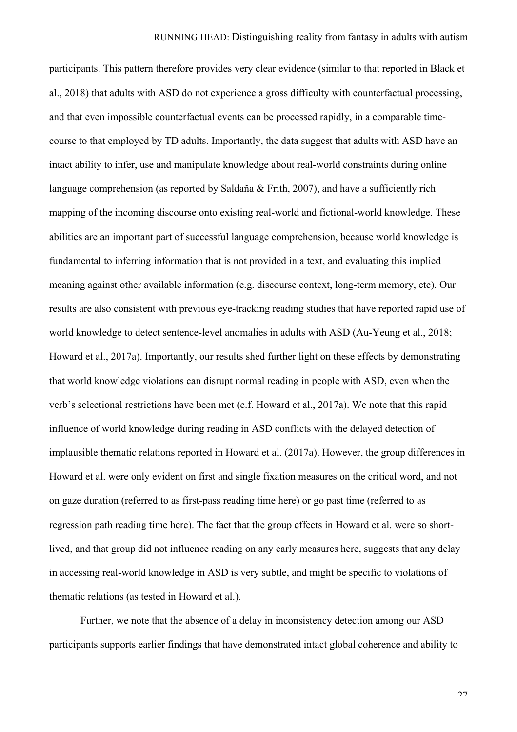participants. This pattern therefore provides very clear evidence (similar to that reported in Black et al., 2018) that adults with ASD do not experience a gross difficulty with counterfactual processing, and that even impossible counterfactual events can be processed rapidly, in a comparable time-course to that employed by TD adults. Importantly, the data suggest that adults with ASD have an intact ability to infer, use and manipulate knowledge about real-world constraints during online language comprehension (as reported by Saldaña & Frith, 2007), and have a sufficiently rich mapping of the incoming discourse onto existing real-world and fictional-world knowledge. These abilities are an important part of successful language comprehension, because world knowledge is fundamental to inferring information that is not provided in a text, and evaluating this implied meaning against other available information (e.g. discourse context, long-term memory, etc). Our results are also consistent with previous eye-tracking reading studies that have reported rapid use of world knowledge to detect sentence-level anomalies in adults with ASD (Au-Yeung et al., 2018; Howard et al., 2017a). Importantly, our results shed further light on these effects by demonstrating that world knowledge violations can disrupt normal reading in people with ASD, even when the verb's selectional restrictions have been met (c.f. Howard et al., 2017a). We note that this rapid influence of world knowledge during reading in ASD conflicts with the delayed detection of implausible thematic relations reported in Howard et al. (2017a). However, the group differences in Howard et al. were only evident on first and single fixation measures on the critical word, and not on gaze duration (referred to as first-pass reading time here) or go past time (referred to as regression path reading time here). The fact that the group effects in Howard et al. were so short-lived, and that group did not influence reading on any early measures here, suggests that any delay in accessing real-world knowledge in ASD is very subtle, and might be specific to violations of thematic relations (as tested in Howard et al.).

Further, we note that the absence of a delay in inconsistency detection among our ASD participants supports earlier findings that have demonstrated intact global coherence and ability to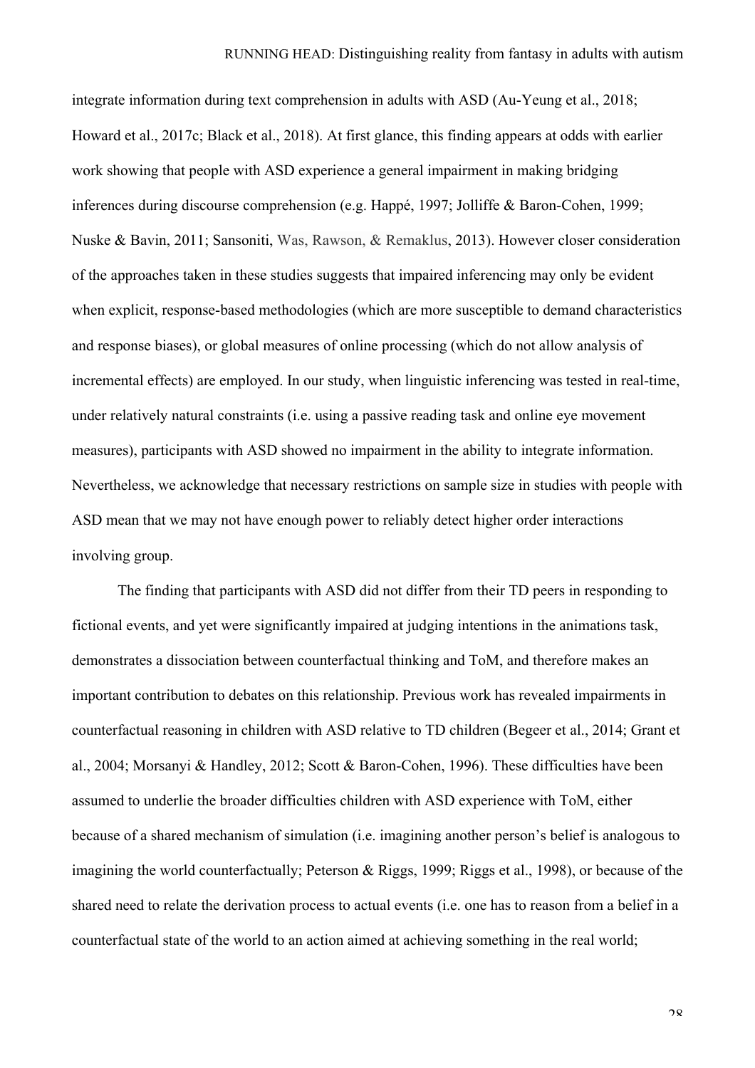integrate information during text comprehension in adults with ASD (Au-Yeung et al., 2018; Howard et al., 2017c; Black et al., 2018). At first glance, this finding appears at odds with earlier work showing that people with ASD experience a general impairment in making bridging inferences during discourse comprehension (e.g. Happé, 1997; Jolliffe & Baron-Cohen, 1999; Nuske & Bavin, 2011; Sansoniti, Was, Rawson, & Remaklus, 2013). However closer consideration of the approaches taken in these studies suggests that impaired inferencing may only be evident when explicit, response-based methodologies (which are more susceptible to demand characteristics and response biases), or global measures of online processing (which do not allow analysis of incremental effects) are employed. In our study, when linguistic inferencing was tested in real-time, under relatively natural constraints (i.e. using a passive reading task and online eye movement measures), participants with ASD showed no impairment in the ability to integrate information. Nevertheless, we acknowledge that necessary restrictions on sample size in studies with people with ASD mean that we may not have enough power to reliably detect higher order interactions involving group.

The finding that participants with ASD did not differ from their TD peers in responding to fictional events, and yet were significantly impaired at judging intentions in the animations task, demonstrates a dissociation between counterfactual thinking and ToM, and therefore makes an important contribution to debates on this relationship. Previous work has revealed impairments in counterfactual reasoning in children with ASD relative to TD children (Begeer et al., 2014; Grant et al., 2004; Morsanyi & Handley, 2012; Scott & Baron-Cohen, 1996). These difficulties have been assumed to underlie the broader difficulties children with ASD experience with ToM, either because of a shared mechanism of simulation (i.e. imagining another person's belief is analogous to imagining the world counterfactually; Peterson & Riggs, 1999; Riggs et al., 1998), or because of the shared need to relate the derivation process to actual events (i.e. one has to reason from a belief in a counterfactual state of the world to an action aimed at achieving something in the real world;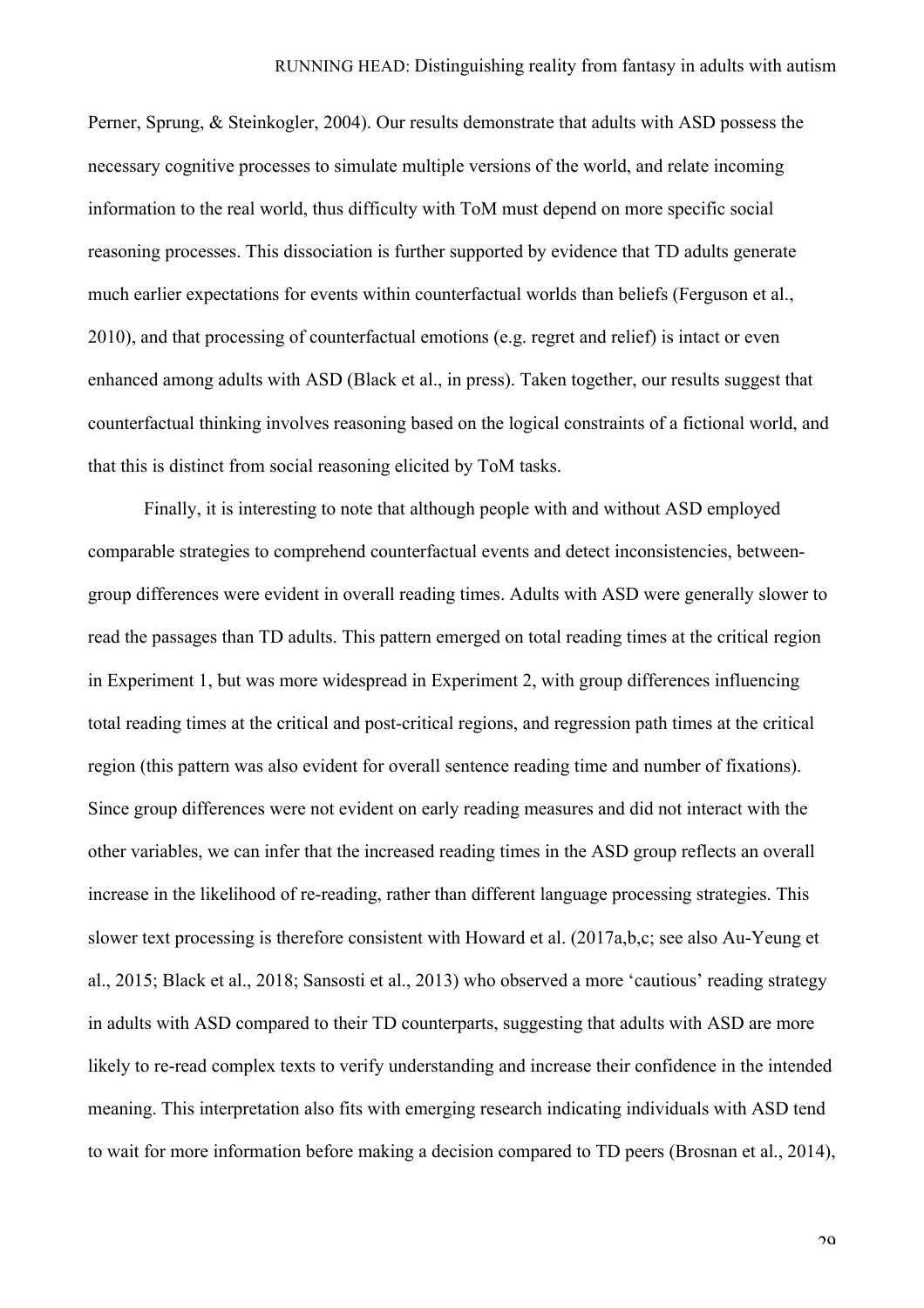Perner, Sprung, & Steinkogler, 2004). Our results demonstrate that adults with ASD possess the necessary cognitive processes to simulate multiple versions of the world, and relate incoming information to the real world, thus difficulty with ToM must depend on more specific social reasoning processes. This dissociation is further supported by evidence that TD adults generate much earlier expectations for events within counterfactual worlds than beliefs (Ferguson et al., 2010), and that processing of counterfactual emotions (e.g. regret and relief) is intact or even enhanced among adults with ASD (Black et al., in press). Taken together, our results suggest that counterfactual thinking involves reasoning based on the logical constraints of a fictional world, and that this is distinct from social reasoning elicited by ToM tasks.

Finally, it is interesting to note that although people with and without ASD employed comparable strategies to comprehend counterfactual events and detect inconsistencies, between-group differences were evident in overall reading times. Adults with ASD were generally slower to read the passages than TD adults. This pattern emerged on total reading times at the critical region in Experiment 1, but was more widespread in Experiment 2, with group differences influencing total reading times at the critical and post-critical regions, and regression path times at the critical region (this pattern was also evident for overall sentence reading time and number of fixations). Since group differences were not evident on early reading measures and did not interact with the other variables, we can infer that the increased reading times in the ASD group reflects an overall increase in the likelihood of re-reading, rather than different language processing strategies. This slower text processing is therefore consistent with Howard et al. (2017a,b,c; see also Au-Yeung et al., 2015; Black et al., 2018; Sansosti et al., 2013) who observed a more 'cautious' reading strategy in adults with ASD compared to their TD counterparts, suggesting that adults with ASD are more likely to re-read complex texts to verify understanding and increase their confidence in the intended meaning. This interpretation also fits with emerging research indicating individuals with ASD tend to wait for more information before making a decision compared to TD peers (Brosnan et al., 2014),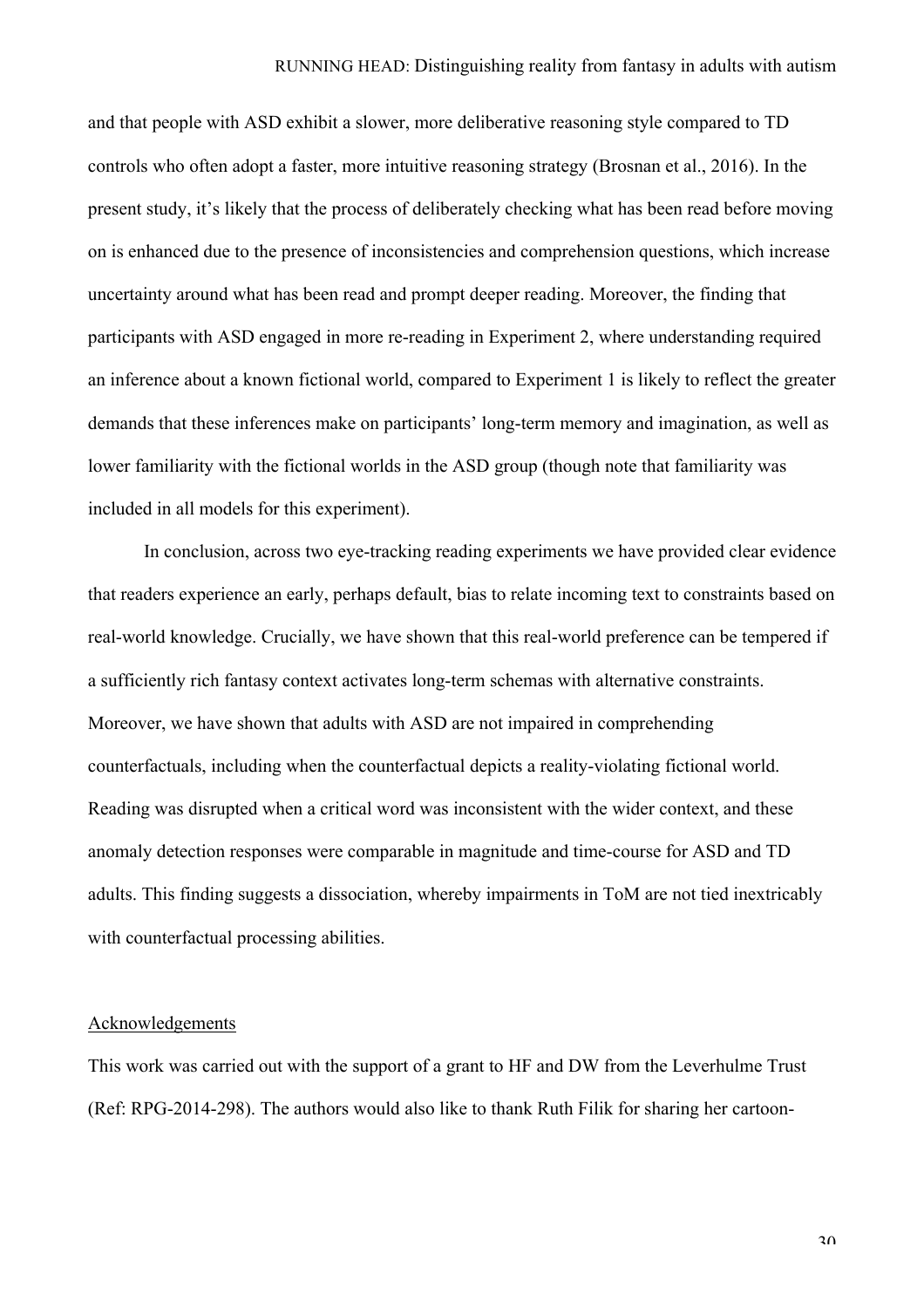and that people with ASD exhibit a slower, more deliberative reasoning style compared to TD controls who often adopt a faster, more intuitive reasoning strategy (Brosnan et al., 2016). In the present study, it's likely that the process of deliberately checking what has been read before moving on is enhanced due to the presence of inconsistencies and comprehension questions, which increase uncertainty around what has been read and prompt deeper reading. Moreover, the finding that participants with ASD engaged in more re-reading in Experiment 2, where understanding required an inference about a known fictional world, compared to Experiment 1 is likely to reflect the greater demands that these inferences make on participants' long-term memory and imagination, as well as lower familiarity with the fictional worlds in the ASD group (though note that familiarity was included in all models for this experiment).

In conclusion, across two eye-tracking reading experiments we have provided clear evidence that readers experience an early, perhaps default, bias to relate incoming text to constraints based on real-world knowledge. Crucially, we have shown that this real-world preference can be tempered if a sufficiently rich fantasy context activates long-term schemas with alternative constraints. Moreover, we have shown that adults with ASD are not impaired in comprehending counterfactuals, including when the counterfactual depicts a reality-violating fictional world. Reading was disrupted when a critical word was inconsistent with the wider context, and these anomaly detection responses were comparable in magnitude and time-course for ASD and TD adults. This finding suggests a dissociation, whereby impairments in ToM are not tied inextricably with counterfactual processing abilities.

## Acknowledgements

This work was carried out with the support of a grant to HF and DW from the Leverhulme Trust (Ref: RPG-2014-298). The authors would also like to thank Ruth Filik for sharing her cartoon-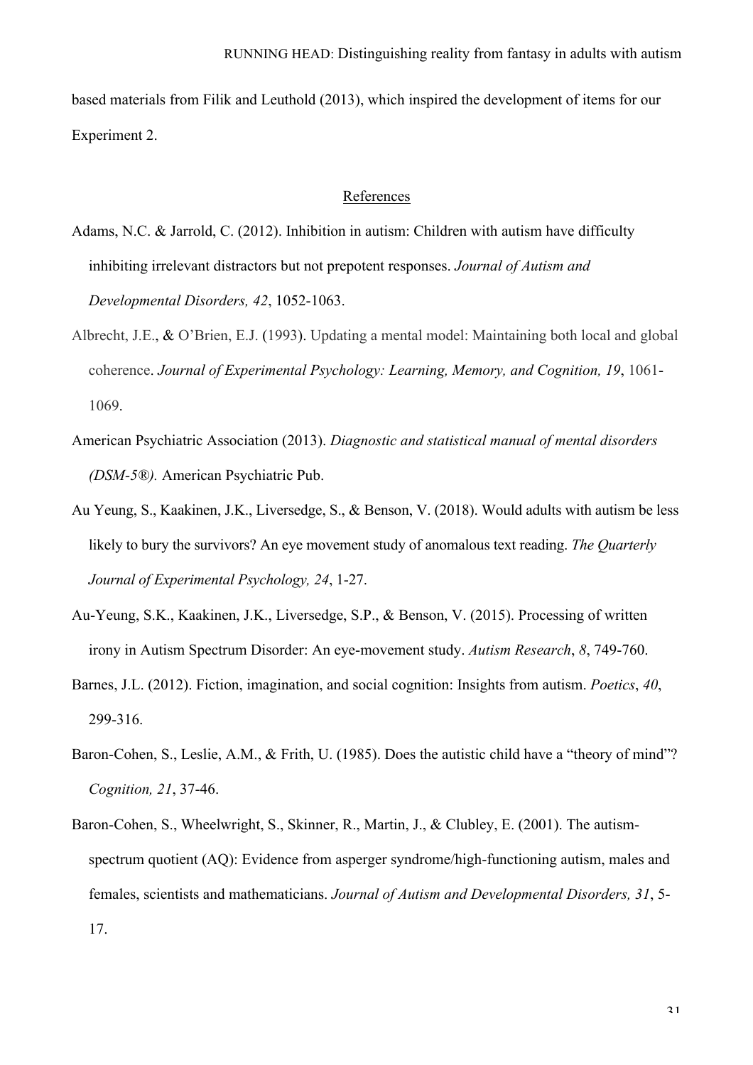based materials from Filik and Leuthold (2013), which inspired the development of items for our Experiment 2.

## References

Adams, N.C. & Jarrold, C. (2012). Inhibition in autism: Children with autism have difficulty inhibiting irrelevant distractors but not prepotent responses. *Journal of Autism and Developmental Disorders, 42*, 1052-1063.

Albrecht, J.E., & O'Brien, E.J. (1993). Updating a mental model: Maintaining both local and global coherence. *Journal of Experimental Psychology: Learning, Memory, and Cognition, 19*, 1061-1069.

American Psychiatric Association (2013). *Diagnostic and statistical manual of mental disorders (DSM-5®).* American Psychiatric Pub.

Au Yeung, S., Kaakinen, J.K., Liversedge, S., & Benson, V. (2018). Would adults with autism be less likely to bury the survivors? An eye movement study of anomalous text reading. *The Quarterly Journal of Experimental Psychology, 24*, 1-27.

Au-Yeung, S.K., Kaakinen, J.K., Liversedge, S.P., & Benson, V. (2015). Processing of written irony in Autism Spectrum Disorder: An eye-movement study. *Autism Research*, *8*, 749-760.

Barnes, J.L. (2012). Fiction, imagination, and social cognition: Insights from autism. *Poetics*, *40*, 299-316.

Baron-Cohen, S., Leslie, A.M., & Frith, U. (1985). Does the autistic child have a "theory of mind"? *Cognition, 21*, 37-46.

Baron-Cohen, S., Wheelwright, S., Skinner, R., Martin, J., & Clubley, E. (2001). The autism-spectrum quotient (AQ): Evidence from asperger syndrome/high-functioning autism, males and females, scientists and mathematicians. *Journal of Autism and Developmental Disorders, 31*, 5-17.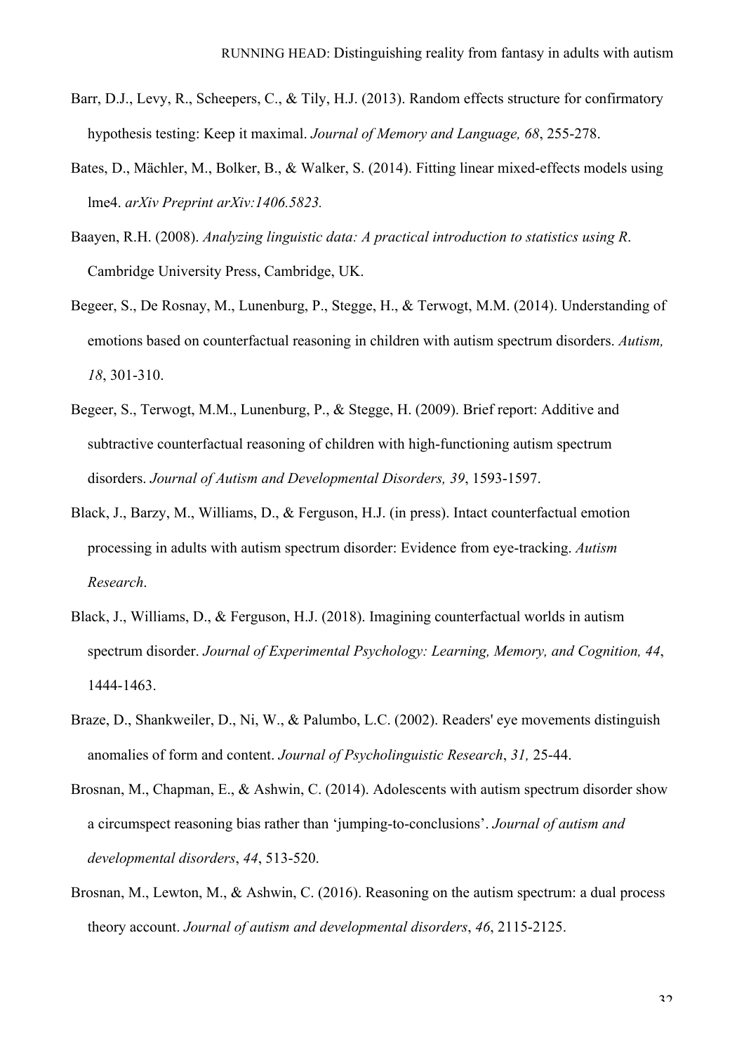Barr, D.J., Levy, R., Scheepers, C., & Tily, H.J. (2013). Random effects structure for confirmatory hypothesis testing: Keep it maximal. *Journal of Memory and Language, 68*, 255-278.

Bates, D., Mächler, M., Bolker, B., & Walker, S. (2014). Fitting linear mixed-effects models using lme4. *arXiv Preprint arXiv:1406.5823.*

Baayen, R.H. (2008). *Analyzing linguistic data: A practical introduction to statistics using R*. Cambridge University Press, Cambridge, UK.

Begeer, S., De Rosnay, M., Lunenburg, P., Stegge, H., & Terwogt, M.M. (2014). Understanding of emotions based on counterfactual reasoning in children with autism spectrum disorders. *Autism, 18*, 301-310.

Begeer, S., Terwogt, M.M., Lunenburg, P., & Stegge, H. (2009). Brief report: Additive and subtractive counterfactual reasoning of children with high-functioning autism spectrum disorders. *Journal of Autism and Developmental Disorders, 39*, 1593-1597.

Black, J., Barzy, M., Williams, D., & Ferguson, H.J. (in press). Intact counterfactual emotion processing in adults with autism spectrum disorder: Evidence from eye-tracking. *Autism Research*.

Black, J., Williams, D., & Ferguson, H.J. (2018). Imagining counterfactual worlds in autism spectrum disorder. *Journal of Experimental Psychology: Learning, Memory, and Cognition, 44*, 1444-1463.

Braze, D., Shankweiler, D., Ni, W., & Palumbo, L.C. (2002). Readers' eye movements distinguish anomalies of form and content. *Journal of Psycholinguistic Research*, *31,* 25-44.

Brosnan, M., Chapman, E., & Ashwin, C. (2014). Adolescents with autism spectrum disorder show a circumspect reasoning bias rather than 'jumping-to-conclusions'. *Journal of autism and developmental disorders*, *44*, 513-520.

Brosnan, M., Lewton, M., & Ashwin, C. (2016). Reasoning on the autism spectrum: a dual process theory account. *Journal of autism and developmental disorders*, *46*, 2115-2125.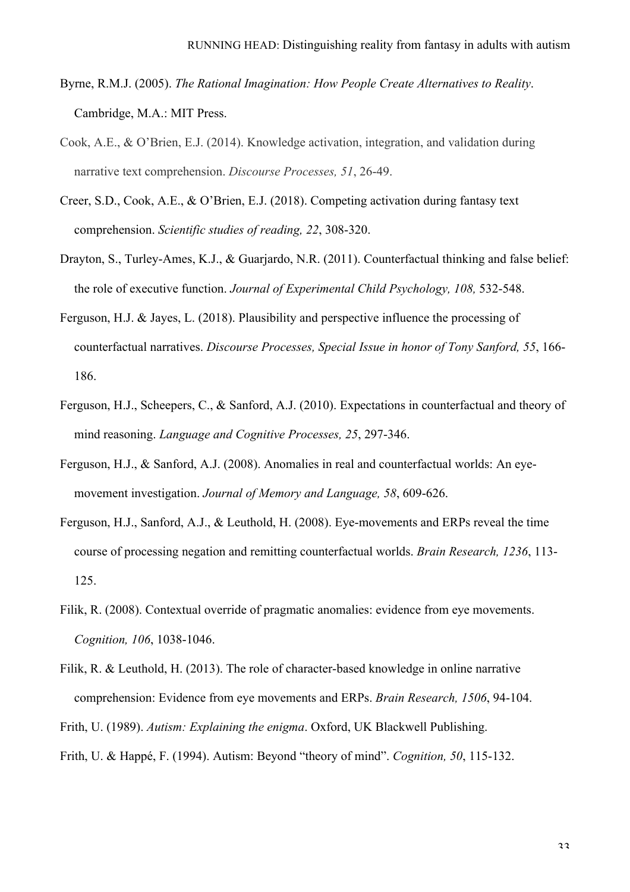Byrne, R.M.J. (2005). *The Rational Imagination: How People Create Alternatives to Reality*. Cambridge, M.A.: MIT Press.

Cook, A.E., & O'Brien, E.J. (2014). Knowledge activation, integration, and validation during narrative text comprehension. *Discourse Processes, 51*, 26-49.

Creer, S.D., Cook, A.E., & O'Brien, E.J. (2018). Competing activation during fantasy text comprehension. *Scientific studies of reading, 22*, 308-320.

Drayton, S., Turley-Ames, K.J., & Guarjardo, N.R. (2011). Counterfactual thinking and false belief: the role of executive function. *Journal of Experimental Child Psychology, 108,* 532-548.

Ferguson, H.J. & Jayes, L. (2018). Plausibility and perspective influence the processing of counterfactual narratives. *Discourse Processes, Special Issue in honor of Tony Sanford, 55*, 166-186.

Ferguson, H.J., Scheepers, C., & Sanford, A.J. (2010). Expectations in counterfactual and theory of mind reasoning. *Language and Cognitive Processes, 25*, 297-346.

Ferguson, H.J., & Sanford, A.J. (2008). Anomalies in real and counterfactual worlds: An eye-movement investigation. *Journal of Memory and Language, 58*, 609-626.

Ferguson, H.J., Sanford, A.J., & Leuthold, H. (2008). Eye-movements and ERPs reveal the time course of processing negation and remitting counterfactual worlds. *Brain Research, 1236*, 113-125.

Filik, R. (2008). Contextual override of pragmatic anomalies: evidence from eye movements. *Cognition, 106*, 1038-1046.

Filik, R. & Leuthold, H. (2013). The role of character-based knowledge in online narrative comprehension: Evidence from eye movements and ERPs. *Brain Research, 1506*, 94-104.

Frith, U. (1989). *Autism: Explaining the enigma*. Oxford, UK Blackwell Publishing.

Frith, U. & Happé, F. (1994). Autism: Beyond "theory of mind". *Cognition, 50*, 115-132.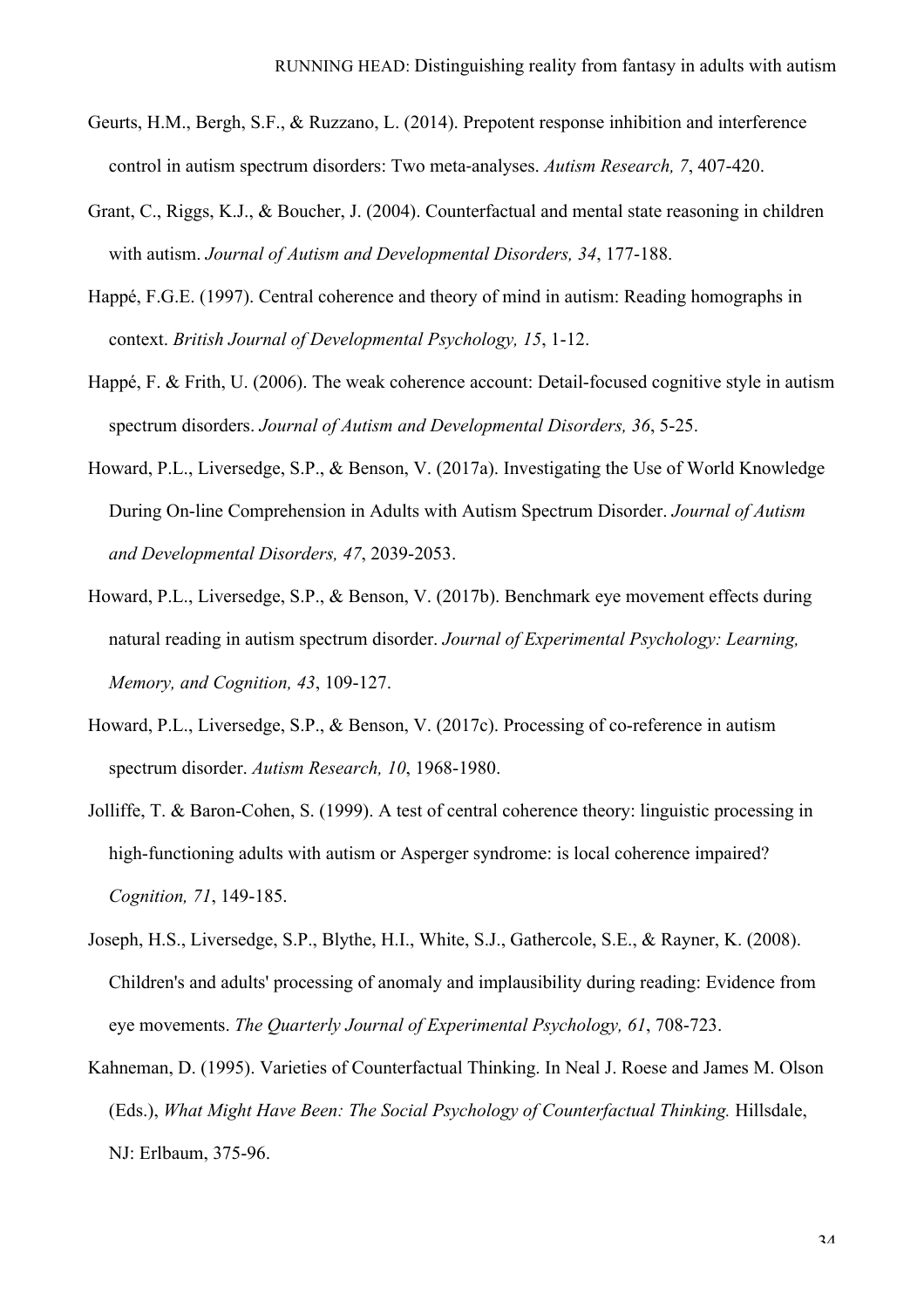Geurts, H.M., Bergh, S.F., & Ruzzano, L. (2014). Prepotent response inhibition and interference control in autism spectrum disorders: Two meta-analyses. *Autism Research, 7*, 407-420.

Grant, C., Riggs, K.J., & Boucher, J. (2004). Counterfactual and mental state reasoning in children with autism. *Journal of Autism and Developmental Disorders, 34*, 177-188.

Happé, F.G.E. (1997). Central coherence and theory of mind in autism: Reading homographs in context. *British Journal of Developmental Psychology, 15*, 1-12.

Happé, F. & Frith, U. (2006). The weak coherence account: Detail-focused cognitive style in autism spectrum disorders. *Journal of Autism and Developmental Disorders, 36*, 5-25.

Howard, P.L., Liversedge, S.P., & Benson, V. (2017a). Investigating the Use of World Knowledge During On-line Comprehension in Adults with Autism Spectrum Disorder. *Journal of Autism and Developmental Disorders, 47*, 2039-2053.

Howard, P.L., Liversedge, S.P., & Benson, V. (2017b). Benchmark eye movement effects during natural reading in autism spectrum disorder. *Journal of Experimental Psychology: Learning, Memory, and Cognition, 43*, 109-127.

Howard, P.L., Liversedge, S.P., & Benson, V. (2017c). Processing of co-reference in autism spectrum disorder. *Autism Research, 10*, 1968-1980.

Jolliffe, T. & Baron-Cohen, S. (1999). A test of central coherence theory: linguistic processing in high-functioning adults with autism or Asperger syndrome: is local coherence impaired? *Cognition, 71*, 149-185.

Joseph, H.S., Liversedge, S.P., Blythe, H.I., White, S.J., Gathercole, S.E., & Rayner, K. (2008). Children's and adults' processing of anomaly and implausibility during reading: Evidence from eye movements. *The Quarterly Journal of Experimental Psychology, 61*, 708-723.

Kahneman, D. (1995). Varieties of Counterfactual Thinking. In Neal J. Roese and James M. Olson (Eds.), *What Might Have Been: The Social Psychology of Counterfactual Thinking.* Hillsdale, NJ: Erlbaum, 375-96.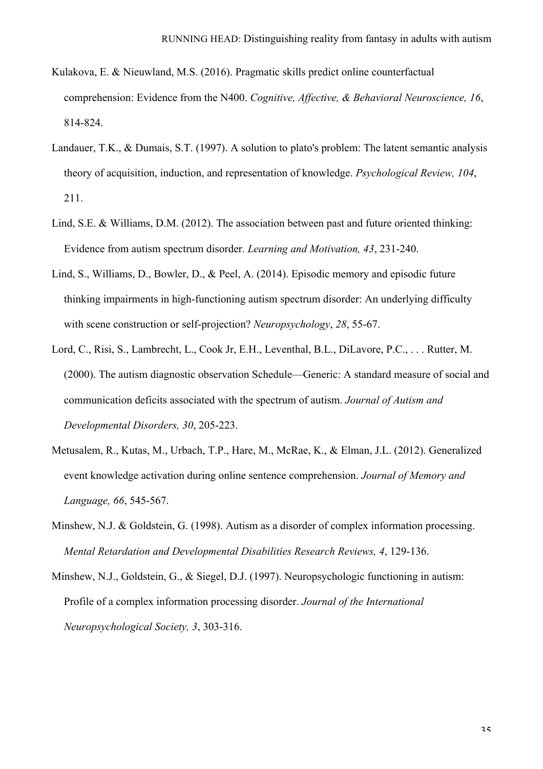Kulakova, E. & Nieuwland, M.S. (2016). Pragmatic skills predict online counterfactual comprehension: Evidence from the N400. *Cognitive, Affective, & Behavioral Neuroscience, 16*, 814-824.

Landauer, T.K., & Dumais, S.T. (1997). A solution to plato's problem: The latent semantic analysis theory of acquisition, induction, and representation of knowledge. *Psychological Review, 104*, 211.

Lind, S.E. & Williams, D.M. (2012). The association between past and future oriented thinking: Evidence from autism spectrum disorder. *Learning and Motivation, 43*, 231-240.

Lind, S., Williams, D., Bowler, D., & Peel, A. (2014). Episodic memory and episodic future thinking impairments in high-functioning autism spectrum disorder: An underlying difficulty with scene construction or self-projection? *Neuropsychology*, *28*, 55-67.

Lord, C., Risi, S., Lambrecht, L., Cook Jr, E.H., Leventhal, B.L., DiLavore, P.C., . . . Rutter, M. (2000). The autism diagnostic observation Schedule—Generic: A standard measure of social and communication deficits associated with the spectrum of autism. *Journal of Autism and Developmental Disorders, 30*, 205-223.

Metusalem, R., Kutas, M., Urbach, T.P., Hare, M., McRae, K., & Elman, J.L. (2012). Generalized event knowledge activation during online sentence comprehension. *Journal of Memory and Language, 66*, 545-567.

Minshew, N.J. & Goldstein, G. (1998). Autism as a disorder of complex information processing. *Mental Retardation and Developmental Disabilities Research Reviews, 4*, 129-136.

Minshew, N.J., Goldstein, G., & Siegel, D.J. (1997). Neuropsychologic functioning in autism: Profile of a complex information processing disorder. *Journal of the International Neuropsychological Society, 3*, 303-316.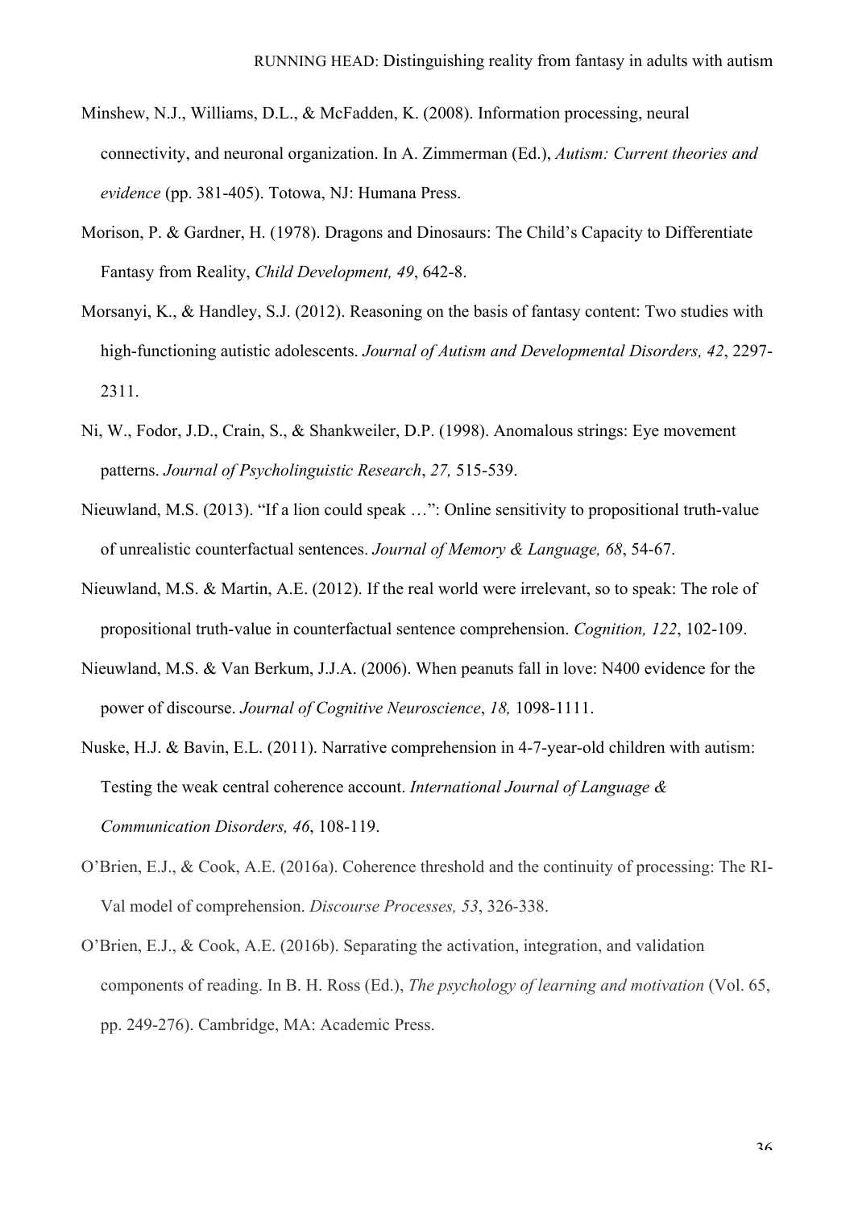Minshew, N.J., Williams, D.L., & McFadden, K. (2008). Information processing, neural connectivity, and neuronal organization. In A. Zimmerman (Ed.), *Autism: Current theories and evidence* (pp. 381-405). Totowa, NJ: Humana Press.

Morison, P. & Gardner, H. (1978). Dragons and Dinosaurs: The Child's Capacity to Differentiate Fantasy from Reality, *Child Development, 49*, 642-8.

Morsanyi, K., & Handley, S.J. (2012). Reasoning on the basis of fantasy content: Two studies with high-functioning autistic adolescents. *Journal of Autism and Developmental Disorders, 42*, 2297-2311.

Ni, W., Fodor, J.D., Crain, S., & Shankweiler, D.P. (1998). Anomalous strings: Eye movement patterns. *Journal of Psycholinguistic Research*, *27,* 515-539.

Nieuwland, M.S. (2013). "If a lion could speak …": Online sensitivity to propositional truth-value of unrealistic counterfactual sentences. *Journal of Memory & Language, 68*, 54-67.

Nieuwland, M.S. & Martin, A.E. (2012). If the real world were irrelevant, so to speak: The role of propositional truth-value in counterfactual sentence comprehension. *Cognition, 122*, 102-109.

Nieuwland, M.S. & Van Berkum, J.J.A. (2006). When peanuts fall in love: N400 evidence for the power of discourse. *Journal of Cognitive Neuroscience*, *18,* 1098-1111.

Nuske, H.J. & Bavin, E.L. (2011). Narrative comprehension in 4-7-year-old children with autism: Testing the weak central coherence account. *International Journal of Language & Communication Disorders, 46*, 108-119.

O'Brien, E.J., & Cook, A.E. (2016a). Coherence threshold and the continuity of processing: The RI-Val model of comprehension. *Discourse Processes, 53*, 326-338.

O'Brien, E.J., & Cook, A.E. (2016b). Separating the activation, integration, and validation components of reading. In B. H. Ross (Ed.), *The psychology of learning and motivation* (Vol. 65, pp. 249-276). Cambridge, MA: Academic Press.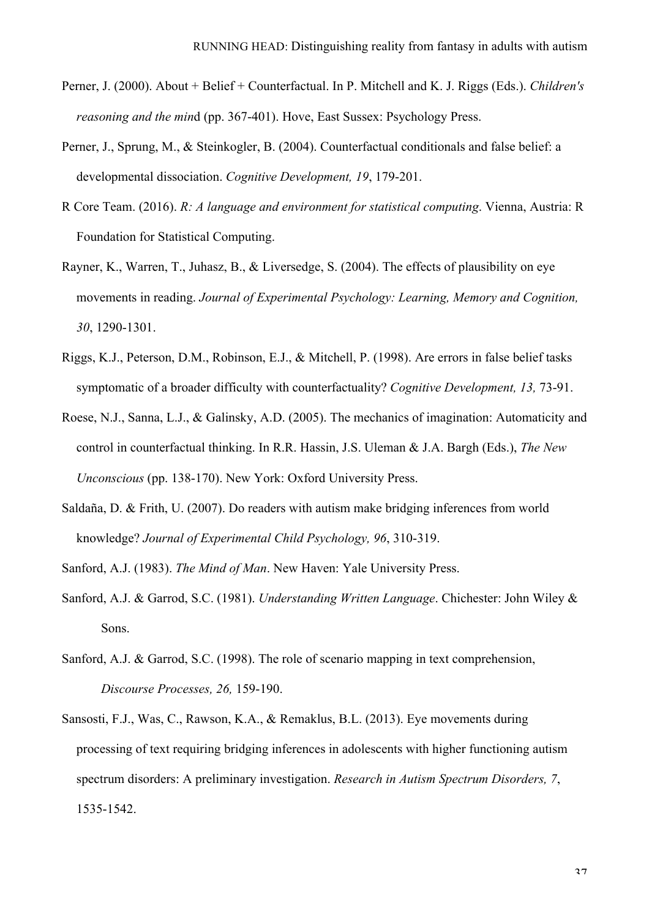Perner, J. (2000). About + Belief + Counterfactual. In P. Mitchell and K. J. Riggs (Eds.). *Children's reasoning and the min*d (pp. 367-401). Hove, East Sussex: Psychology Press.

Perner, J., Sprung, M., & Steinkogler, B. (2004). Counterfactual conditionals and false belief: a developmental dissociation. *Cognitive Development, 19*, 179-201.

R Core Team. (2016). *R: A language and environment for statistical computing*. Vienna, Austria: R Foundation for Statistical Computing.

Rayner, K., Warren, T., Juhasz, B., & Liversedge, S. (2004). The effects of plausibility on eye movements in reading. *Journal of Experimental Psychology: Learning, Memory and Cognition, 30*, 1290-1301.

Riggs, K.J., Peterson, D.M., Robinson, E.J., & Mitchell, P. (1998). Are errors in false belief tasks symptomatic of a broader difficulty with counterfactuality? *Cognitive Development, 13,* 73-91.

Roese, N.J., Sanna, L.J., & Galinsky, A.D. (2005). The mechanics of imagination: Automaticity and control in counterfactual thinking. In R.R. Hassin, J.S. Uleman & J.A. Bargh (Eds.), *The New Unconscious* (pp. 138-170). New York: Oxford University Press.

Saldaña, D. & Frith, U. (2007). Do readers with autism make bridging inferences from world knowledge? *Journal of Experimental Child Psychology, 96*, 310-319.

Sanford, A.J. (1983). *The Mind of Man*. New Haven: Yale University Press.

Sanford, A.J. & Garrod, S.C. (1981). *Understanding Written Language*. Chichester: John Wiley & Sons.

Sanford, A.J. & Garrod, S.C. (1998). The role of scenario mapping in text comprehension, *Discourse Processes, 26,* 159-190.

Sansosti, F.J., Was, C., Rawson, K.A., & Remaklus, B.L. (2013). Eye movements during processing of text requiring bridging inferences in adolescents with higher functioning autism spectrum disorders: A preliminary investigation. *Research in Autism Spectrum Disorders, 7*, 1535-1542.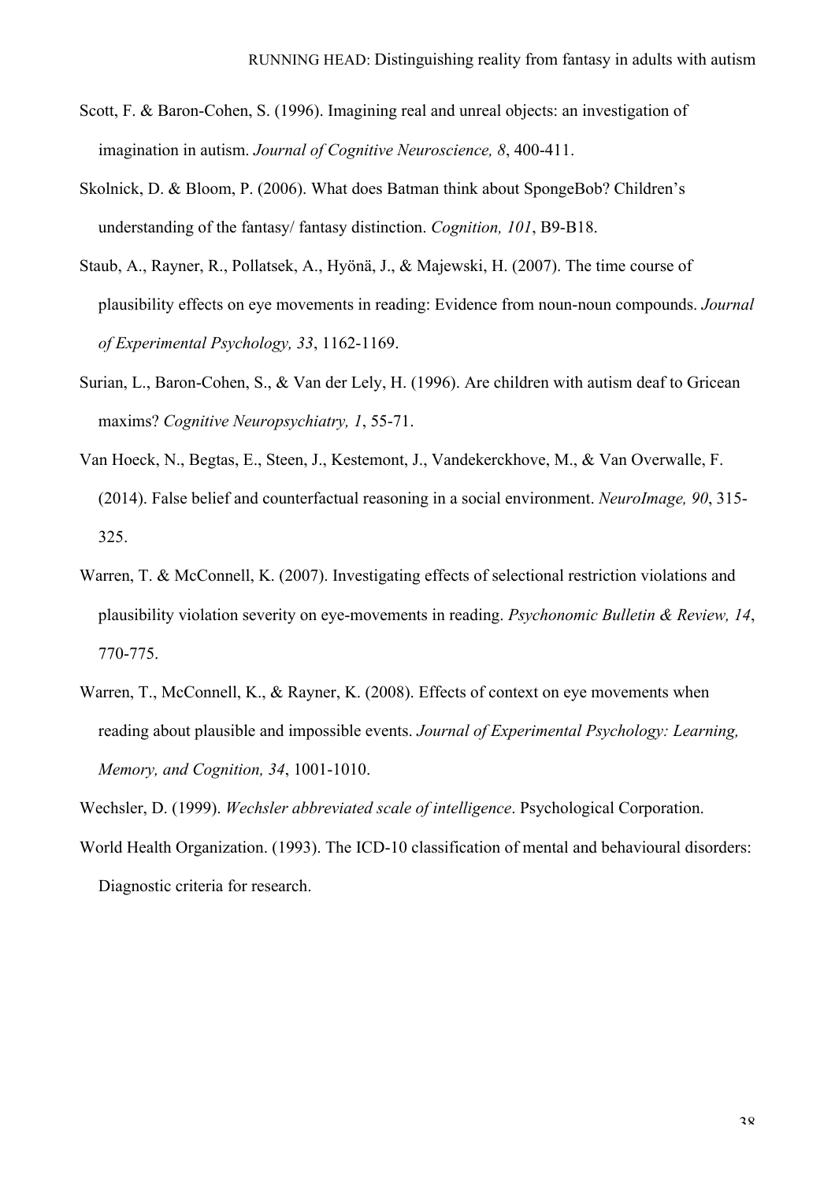Scott, F. & Baron-Cohen, S. (1996). Imagining real and unreal objects: an investigation of imagination in autism. *Journal of Cognitive Neuroscience, 8*, 400-411.

Skolnick, D. & Bloom, P. (2006). What does Batman think about SpongeBob? Children's understanding of the fantasy/ fantasy distinction. *Cognition, 101*, B9-B18.

Staub, A., Rayner, R., Pollatsek, A., Hyönä, J., & Majewski, H. (2007). The time course of plausibility effects on eye movements in reading: Evidence from noun-noun compounds. *Journal of Experimental Psychology, 33*, 1162-1169.

Surian, L., Baron-Cohen, S., & Van der Lely, H. (1996). Are children with autism deaf to Gricean maxims? *Cognitive Neuropsychiatry, 1*, 55-71.

Van Hoeck, N., Begtas, E., Steen, J., Kestemont, J., Vandekerckhove, M., & Van Overwalle, F. (2014). False belief and counterfactual reasoning in a social environment. *NeuroImage, 90*, 315-325.

Warren, T. & McConnell, K. (2007). Investigating effects of selectional restriction violations and plausibility violation severity on eye-movements in reading. *Psychonomic Bulletin & Review, 14*, 770-775.

Warren, T., McConnell, K., & Rayner, K. (2008). Effects of context on eye movements when reading about plausible and impossible events. *Journal of Experimental Psychology: Learning, Memory, and Cognition, 34*, 1001-1010.

Wechsler, D. (1999). *Wechsler abbreviated scale of intelligence*. Psychological Corporation.

World Health Organization. (1993). The ICD-10 classification of mental and behavioural disorders: Diagnostic criteria for research.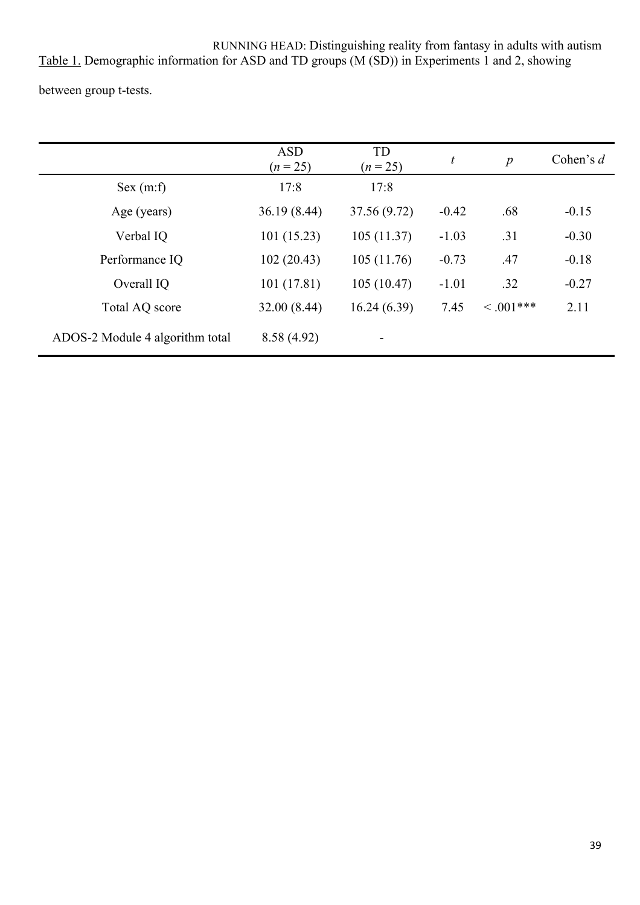Table 1. Demographic information for ASD and TD groups (M (SD)) in Experiments 1 and 2, showing between group t-tests.

| | ASD ($n$ = 25) | TD ($n$ = 25) | $t$ | $p$ | Cohen's $d$ |
|---|---|---|---|---|---|
| Sex (m:f) | 17:8 | 17:8 | | | |
| Age (years) | 36.19 (8.44) | 37.56 (9.72) | -0.42 | .68 | -0.15 |
| Verbal IQ | 101 (15.23) | 105 (11.37) | -1.03 | .31 | -0.30 |
| Performance IQ | 102 (20.43) | 105 (11.76) | -0.73 | .47 | -0.18 |
| Overall IQ | 101 (17.81) | 105 (10.47) | -1.01 | .32 | -0.27 |
| Total AQ score | 32.00 (8.44) | 16.24 (6.39) | 7.45 | < .001*** | 2.11 |
| ADOS-2 Module 4 algorithm total | 8.58 (4.92) | - | | | |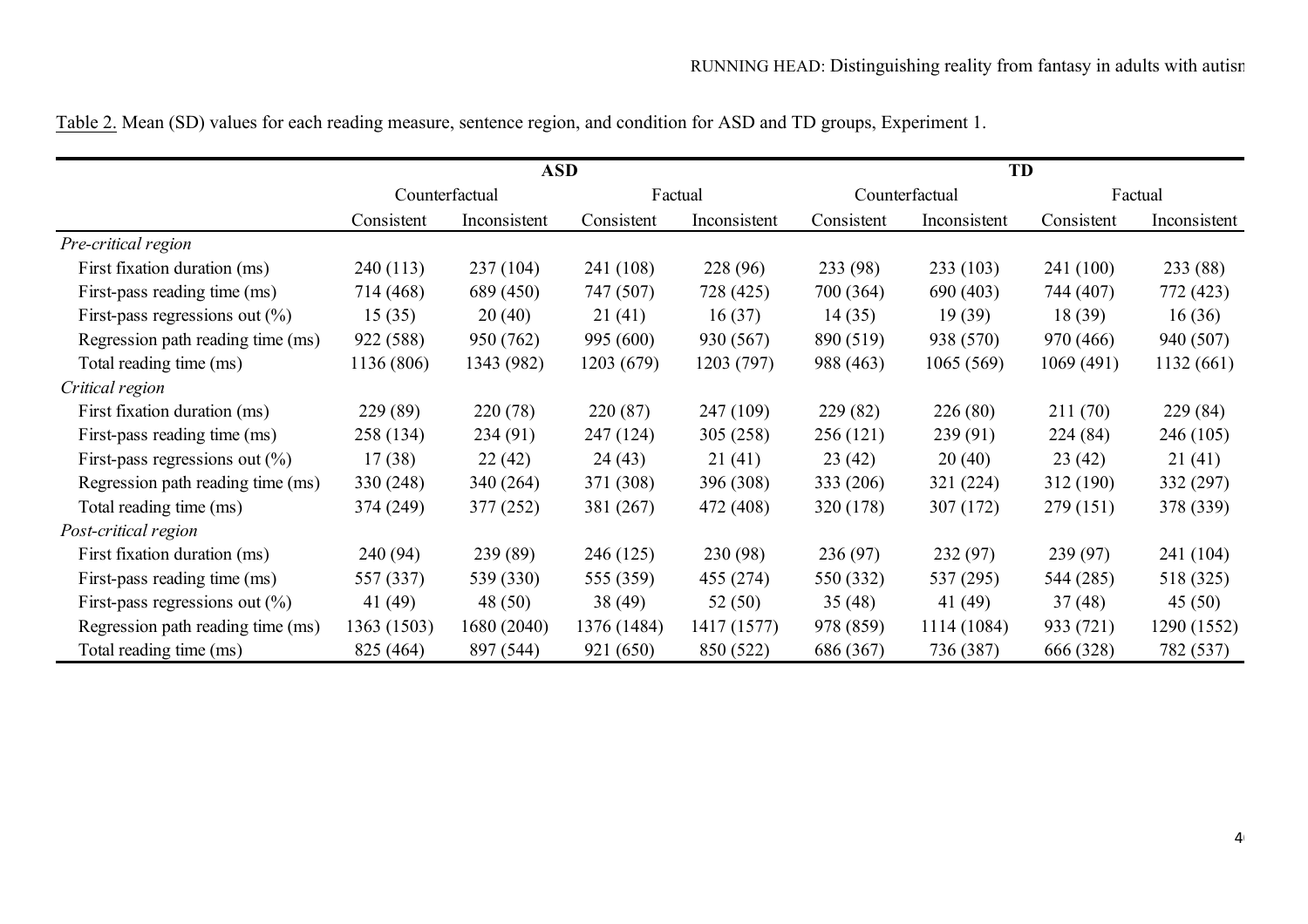Table 2. Mean (SD) values for each reading measure, sentence region, and condition for ASD and TD groups, Experiment 1.

| | ASD | | | | TD | | | |
|---|---|---|---|---|---|---|---|---|
| | Counterfactual | | Factual | | Counterfactual | | Factual | |
| | Consistent | Inconsistent | Consistent | Inconsistent | Consistent | Inconsistent | Consistent | Inconsistent |
| *Pre-critical region* | | | | | | | | |
| First fixation duration (ms) | 240 (113) | 237 (104) | 241 (108) | 228 (96) | 233 (98) | 233 (103) | 241 (100) | 233 (88) |
| First-pass reading time (ms) | 714 (468) | 689 (450) | 747 (507) | 728 (425) | 700 (364) | 690 (403) | 744 (407) | 772 (423) |
| First-pass regressions out (%) | 15 (35) | 20 (40) | 21 (41) | 16 (37) | 14 (35) | 19 (39) | 18 (39) | 16 (36) |
| Regression path reading time (ms) | 922 (588) | 950 (762) | 995 (600) | 930 (567) | 890 (519) | 938 (570) | 970 (466) | 940 (507) |
| Total reading time (ms) | 1136 (806) | 1343 (982) | 1203 (679) | 1203 (797) | 988 (463) | 1065 (569) | 1069 (491) | 1132 (661) |
| *Critical region* | | | | | | | | |
| First fixation duration (ms) | 229 (89) | 220 (78) | 220 (87) | 247 (109) | 229 (82) | 226 (80) | 211 (70) | 229 (84) |
| First-pass reading time (ms) | 258 (134) | 234 (91) | 247 (124) | 305 (258) | 256 (121) | 239 (91) | 224 (84) | 246 (105) |
| First-pass regressions out (%) | 17 (38) | 22 (42) | 24 (43) | 21 (41) | 23 (42) | 20 (40) | 23 (42) | 21 (41) |
| Regression path reading time (ms) | 330 (248) | 340 (264) | 371 (308) | 396 (308) | 333 (206) | 321 (224) | 312 (190) | 332 (297) |
| Total reading time (ms) | 374 (249) | 377 (252) | 381 (267) | 472 (408) | 320 (178) | 307 (172) | 279 (151) | 378 (339) |
| *Post-critical region* | | | | | | | | |
| First fixation duration (ms) | 240 (94) | 239 (89) | 246 (125) | 230 (98) | 236 (97) | 232 (97) | 239 (97) | 241 (104) |
| First-pass reading time (ms) | 557 (337) | 539 (330) | 555 (359) | 455 (274) | 550 (332) | 537 (295) | 544 (285) | 518 (325) |
| First-pass regressions out (%) | 41 (49) | 48 (50) | 38 (49) | 52 (50) | 35 (48) | 41 (49) | 37 (48) | 45 (50) |
| Regression path reading time (ms) | 1363 (1503) | 1680 (2040) | 1376 (1484) | 1417 (1577) | 978 (859) | 1114 (1084) | 933 (721) | 1290 (1552) |
| Total reading time (ms) | 825 (464) | 897 (544) | 921 (650) | 850 (522) | 686 (367) | 736 (387) | 666 (328) | 782 (537) |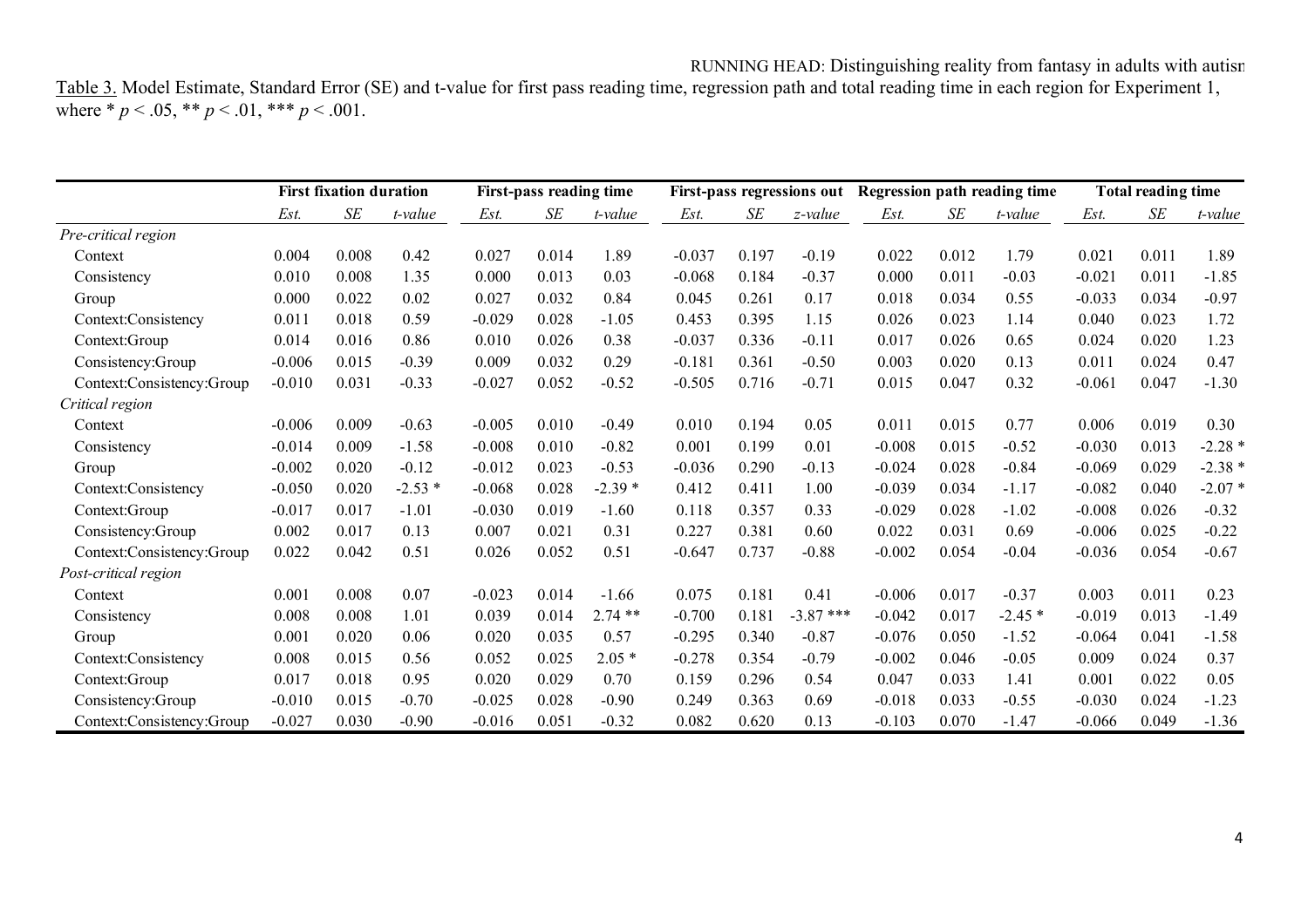Table 3. Model Estimate, Standard Error (SE) and t-value for first pass reading time, regression path and total reading time in each region for Experiment 1, where * $p < .05$, ** $p < .01$, *** $p < .001$.

| | First fixation duration | | | First-pass reading time | | | First-pass regressions out | | | Regression path reading time | | | Total reading time | | |
|---|---|---|---|---|---|---|---|---|---|---|---|---|---|---|---|
| | *Est.* | *SE* | *t-value* | *Est.* | *SE* | *t-value* | *Est.* | *SE* | *z-value* | *Est.* | *SE* | *t-value* | *Est.* | *SE* | *t-value* |
| *Pre-critical region* | | | | | | | | | | | | | | | |
| Context | 0.004 | 0.008 | 0.42 | 0.027 | 0.014 | 1.89 | -0.037 | 0.197 | -0.19 | 0.022 | 0.012 | 1.79 | 0.021 | 0.011 | 1.89 |
| Consistency | 0.010 | 0.008 | 1.35 | 0.000 | 0.013 | 0.03 | -0.068 | 0.184 | -0.37 | 0.000 | 0.011 | -0.03 | -0.021 | 0.011 | -1.85 |
| Group | 0.000 | 0.022 | 0.02 | 0.027 | 0.032 | 0.84 | 0.045 | 0.261 | 0.17 | 0.018 | 0.034 | 0.55 | -0.033 | 0.034 | -0.97 |
| Context:Consistency | 0.011 | 0.018 | 0.59 | -0.029 | 0.028 | -1.05 | 0.453 | 0.395 | 1.15 | 0.026 | 0.023 | 1.14 | 0.040 | 0.023 | 1.72 |
| Context:Group | 0.014 | 0.016 | 0.86 | 0.010 | 0.026 | 0.38 | -0.037 | 0.336 | -0.11 | 0.017 | 0.026 | 0.65 | 0.024 | 0.020 | 1.23 |
| Consistency:Group | -0.006 | 0.015 | -0.39 | 0.009 | 0.032 | 0.29 | -0.181 | 0.361 | -0.50 | 0.003 | 0.020 | 0.13 | 0.011 | 0.024 | 0.47 |
| Context:Consistency:Group | -0.010 | 0.031 | -0.33 | -0.027 | 0.052 | -0.52 | -0.505 | 0.716 | -0.71 | 0.015 | 0.047 | 0.32 | -0.061 | 0.047 | -1.30 |
| *Critical region* | | | | | | | | | | | | | | | |
| Context | -0.006 | 0.009 | -0.63 | -0.005 | 0.010 | -0.49 | 0.010 | 0.194 | 0.05 | 0.011 | 0.015 | 0.77 | 0.006 | 0.019 | 0.30 |
| Consistency | -0.014 | 0.009 | -1.58 | -0.008 | 0.010 | -0.82 | 0.001 | 0.199 | 0.01 | -0.008 | 0.015 | -0.52 | -0.030 | 0.013 | -2.28 * |
| Group | -0.002 | 0.020 | -0.12 | -0.012 | 0.023 | -0.53 | -0.036 | 0.290 | -0.13 | -0.024 | 0.028 | -0.84 | -0.069 | 0.029 | -2.38 * |
| Context:Consistency | -0.050 | 0.020 | -2.53 * | -0.068 | 0.028 | -2.39 * | 0.412 | 0.411 | 1.00 | -0.039 | 0.034 | -1.17 | -0.082 | 0.040 | -2.07 * |
| Context:Group | -0.017 | 0.017 | -1.01 | -0.030 | 0.019 | -1.60 | 0.118 | 0.357 | 0.33 | -0.029 | 0.028 | -1.02 | -0.008 | 0.026 | -0.32 |
| Consistency:Group | 0.002 | 0.017 | 0.13 | 0.007 | 0.021 | 0.31 | 0.227 | 0.381 | 0.60 | 0.022 | 0.031 | 0.69 | -0.006 | 0.025 | -0.22 |
| Context:Consistency:Group | 0.022 | 0.042 | 0.51 | 0.026 | 0.052 | 0.51 | -0.647 | 0.737 | -0.88 | -0.002 | 0.054 | -0.04 | -0.036 | 0.054 | -0.67 |
| *Post-critical region* | | | | | | | | | | | | | | | |
| Context | 0.001 | 0.008 | 0.07 | -0.023 | 0.014 | -1.66 | 0.075 | 0.181 | 0.41 | -0.006 | 0.017 | -0.37 | 0.003 | 0.011 | 0.23 |
| Consistency | 0.008 | 0.008 | 1.01 | 0.039 | 0.014 | 2.74 ** | -0.700 | 0.181 | -3.87 *** | -0.042 | 0.017 | -2.45 * | -0.019 | 0.013 | -1.49 |
| Group | 0.001 | 0.020 | 0.06 | 0.020 | 0.035 | 0.57 | -0.295 | 0.340 | -0.87 | -0.076 | 0.050 | -1.52 | -0.064 | 0.041 | -1.58 |
| Context:Consistency | 0.008 | 0.015 | 0.56 | 0.052 | 0.025 | 2.05 * | -0.278 | 0.354 | -0.79 | -0.002 | 0.046 | -0.05 | 0.009 | 0.024 | 0.37 |
| Context:Group | 0.017 | 0.018 | 0.95 | 0.020 | 0.029 | 0.70 | 0.159 | 0.296 | 0.54 | 0.047 | 0.033 | 1.41 | 0.001 | 0.022 | 0.05 |
| Consistency:Group | -0.010 | 0.015 | -0.70 | -0.025 | 0.028 | -0.90 | 0.249 | 0.363 | 0.69 | -0.018 | 0.033 | -0.55 | -0.030 | 0.024 | -1.23 |
| Context:Consistency:Group | -0.027 | 0.030 | -0.90 | -0.016 | 0.051 | -0.32 | 0.082 | 0.620 | 0.13 | -0.103 | 0.070 | -1.47 | -0.066 | 0.049 | -1.36 |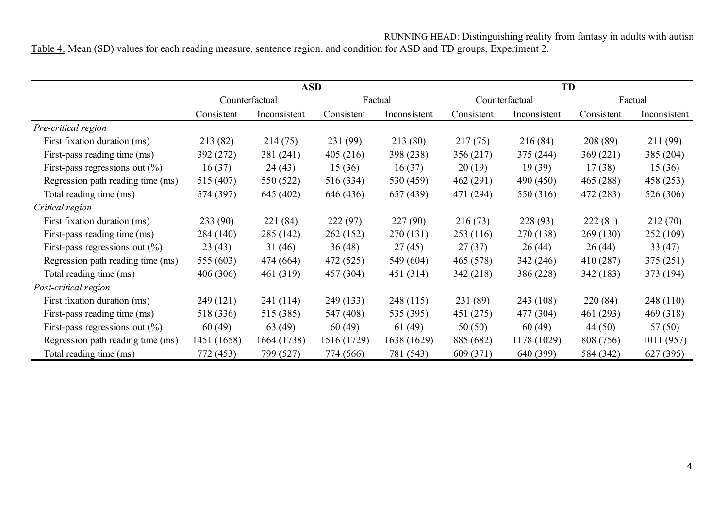Table 4. Mean (SD) values for each reading measure, sentence region, and condition for ASD and TD groups, Experiment 2.

| | ASD | | | | TD | | | |
|---|---|---|---|---|---|---|---|---|
| | Counterfactual | | Factual | | Counterfactual | | Factual | |
| | Consistent | Inconsistent | Consistent | Inconsistent | Consistent | Inconsistent | Consistent | Inconsistent |
| *Pre-critical region* | | | | | | | | |
| First fixation duration (ms) | 213 (82) | 214 (75) | 231 (99) | 213 (80) | 217 (75) | 216 (84) | 208 (89) | 211 (99) |
| First-pass reading time (ms) | 392 (272) | 381 (241) | 405 (216) | 398 (238) | 356 (217) | 375 (244) | 369 (221) | 385 (204) |
| First-pass regressions out (%) | 16 (37) | 24 (43) | 15 (36) | 16 (37) | 20 (19) | 19 (39) | 17 (38) | 15 (36) |
| Regression path reading time (ms) | 515 (407) | 550 (522) | 516 (334) | 530 (459) | 462 (291) | 490 (450) | 465 (288) | 458 (253) |
| Total reading time (ms) | 574 (397) | 645 (402) | 646 (436) | 657 (439) | 471 (294) | 550 (316) | 472 (283) | 526 (306) |
| *Critical region* | | | | | | | | |
| First fixation duration (ms) | 233 (90) | 221 (84) | 222 (97) | 227 (90) | 216 (73) | 228 (93) | 222 (81) | 212 (70) |
| First-pass reading time (ms) | 284 (140) | 285 (142) | 262 (152) | 270 (131) | 253 (116) | 270 (138) | 269 (130) | 252 (109) |
| First-pass regressions out (%) | 23 (43) | 31 (46) | 36 (48) | 27 (45) | 27 (37) | 26 (44) | 26 (44) | 33 (47) |
| Regression path reading time (ms) | 555 (603) | 474 (664) | 472 (525) | 549 (604) | 465 (578) | 342 (246) | 410 (287) | 375 (251) |
| Total reading time (ms) | 406 (306) | 461 (319) | 457 (304) | 451 (314) | 342 (218) | 386 (228) | 342 (183) | 373 (194) |
| *Post-critical region* | | | | | | | | |
| First fixation duration (ms) | 249 (121) | 241 (114) | 249 (133) | 248 (115) | 231 (89) | 243 (108) | 220 (84) | 248 (110) |
| First-pass reading time (ms) | 518 (336) | 515 (385) | 547 (408) | 535 (395) | 451 (275) | 477 (304) | 461 (293) | 469 (318) |
| First-pass regressions out (%) | 60 (49) | 63 (49) | 60 (49) | 61 (49) | 50 (50) | 60 (49) | 44 (50) | 57 (50) |
| Regression path reading time (ms) | 1451 (1658) | 1664 (1738) | 1516 (1729) | 1638 (1629) | 885 (682) | 1178 (1029) | 808 (756) | 1011 (957) |
| Total reading time (ms) | 772 (453) | 799 (527) | 774 (566) | 781 (543) | 609 (371) | 640 (399) | 584 (342) | 627 (395) |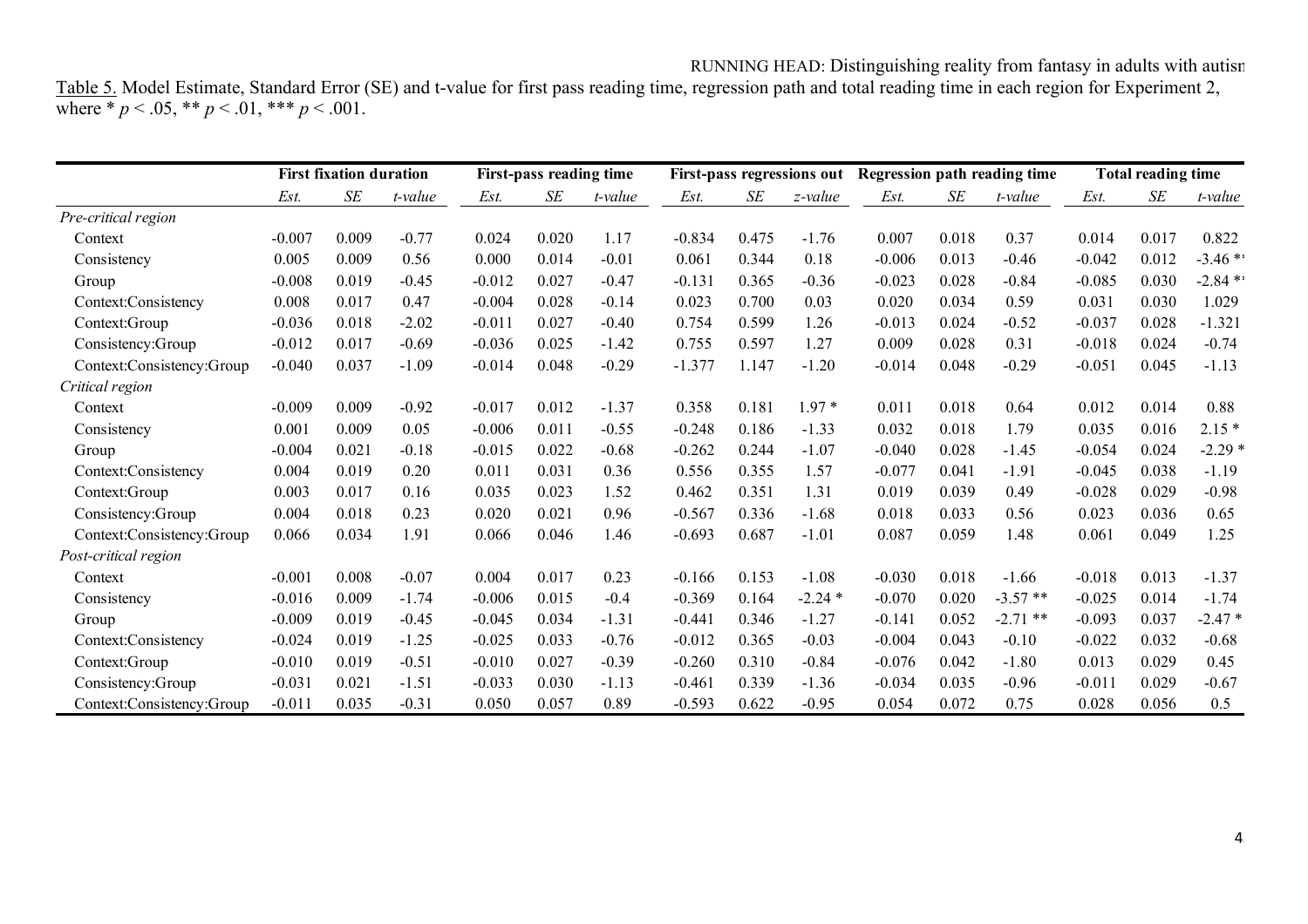Table 5. Model Estimate, Standard Error (SE) and t-value for first pass reading time, regression path and total reading time in each region for Experiment 2, where * $p < .05$, ** $p < .01$, *** $p < .001$.

| | First fixation duration | | | First-pass reading time | | | First-pass regressions out | | | Regression path reading time | | | Total reading time | | |
|---|---|---|---|---|---|---|---|---|---|---|---|---|---|---|---|
| | *Est.* | *SE* | *t-value* | *Est.* | *SE* | *t-value* | *Est.* | *SE* | *z-value* | *Est.* | *SE* | *t-value* | *Est.* | *SE* | *t-value* |
| *Pre-critical region* | | | | | | | | | | | | | | | |
| Context | -0.007 | 0.009 | -0.77 | 0.024 | 0.020 | 1.17 | -0.834 | 0.475 | -1.76 | 0.007 | 0.018 | 0.37 | 0.014 | 0.017 | 0.822 |
| Consistency | 0.005 | 0.009 | 0.56 | 0.000 | 0.014 | -0.01 | 0.061 | 0.344 | 0.18 | -0.006 | 0.013 | -0.46 | -0.042 | 0.012 | -3.46 ** |
| Group | -0.008 | 0.019 | -0.45 | -0.012 | 0.027 | -0.47 | -0.131 | 0.365 | -0.36 | -0.023 | 0.028 | -0.84 | -0.085 | 0.030 | -2.84 ** |
| Context:Consistency | 0.008 | 0.017 | 0.47 | -0.004 | 0.028 | -0.14 | 0.023 | 0.700 | 0.03 | 0.020 | 0.034 | 0.59 | 0.031 | 0.030 | 1.029 |
| Context:Group | -0.036 | 0.018 | -2.02 | -0.011 | 0.027 | -0.40 | 0.754 | 0.599 | 1.26 | -0.013 | 0.024 | -0.52 | -0.037 | 0.028 | -1.321 |
| Consistency:Group | -0.012 | 0.017 | -0.69 | -0.036 | 0.025 | -1.42 | 0.755 | 0.597 | 1.27 | 0.009 | 0.028 | 0.31 | -0.018 | 0.024 | -0.74 |
| Context:Consistency:Group | -0.040 | 0.037 | -1.09 | -0.014 | 0.048 | -0.29 | -1.377 | 1.147 | -1.20 | -0.014 | 0.048 | -0.29 | -0.051 | 0.045 | -1.13 |
| *Critical region* | | | | | | | | | | | | | | | |
| Context | -0.009 | 0.009 | -0.92 | -0.017 | 0.012 | -1.37 | 0.358 | 0.181 | 1.97 * | 0.011 | 0.018 | 0.64 | 0.012 | 0.014 | 0.88 |
| Consistency | 0.001 | 0.009 | 0.05 | -0.006 | 0.011 | -0.55 | -0.248 | 0.186 | -1.33 | 0.032 | 0.018 | 1.79 | 0.035 | 0.016 | 2.15 * |
| Group | -0.004 | 0.021 | -0.18 | -0.015 | 0.022 | -0.68 | -0.262 | 0.244 | -1.07 | -0.040 | 0.028 | -1.45 | -0.054 | 0.024 | -2.29 * |
| Context:Consistency | 0.004 | 0.019 | 0.20 | 0.011 | 0.031 | 0.36 | 0.556 | 0.355 | 1.57 | -0.077 | 0.041 | -1.91 | -0.045 | 0.038 | -1.19 |
| Context:Group | 0.003 | 0.017 | 0.16 | 0.035 | 0.023 | 1.52 | 0.462 | 0.351 | 1.31 | 0.019 | 0.039 | 0.49 | -0.028 | 0.029 | -0.98 |
| Consistency:Group | 0.004 | 0.018 | 0.23 | 0.020 | 0.021 | 0.96 | -0.567 | 0.336 | -1.68 | 0.018 | 0.033 | 0.56 | 0.023 | 0.036 | 0.65 |
| Context:Consistency:Group | 0.066 | 0.034 | 1.91 | 0.066 | 0.046 | 1.46 | -0.693 | 0.687 | -1.01 | 0.087 | 0.059 | 1.48 | 0.061 | 0.049 | 1.25 |
| *Post-critical region* | | | | | | | | | | | | | | | |
| Context | -0.001 | 0.008 | -0.07 | 0.004 | 0.017 | 0.23 | -0.166 | 0.153 | -1.08 | -0.030 | 0.018 | -1.66 | -0.018 | 0.013 | -1.37 |
| Consistency | -0.016 | 0.009 | -1.74 | -0.006 | 0.015 | -0.4 | -0.369 | 0.164 | -2.24 * | -0.070 | 0.020 | -3.57 ** | -0.025 | 0.014 | -1.74 |
| Group | -0.009 | 0.019 | -0.45 | -0.045 | 0.034 | -1.31 | -0.441 | 0.346 | -1.27 | -0.141 | 0.052 | -2.71 ** | -0.093 | 0.037 | -2.47 * |
| Context:Consistency | -0.024 | 0.019 | -1.25 | -0.025 | 0.033 | -0.76 | -0.012 | 0.365 | -0.03 | -0.004 | 0.043 | -0.10 | -0.022 | 0.032 | -0.68 |
| Context:Group | -0.010 | 0.019 | -0.51 | -0.010 | 0.027 | -0.39 | -0.260 | 0.310 | -0.84 | -0.076 | 0.042 | -1.80 | 0.013 | 0.029 | 0.45 |
| Consistency:Group | -0.031 | 0.021 | -1.51 | -0.033 | 0.030 | -1.13 | -0.461 | 0.339 | -1.36 | -0.034 | 0.035 | -0.96 | -0.011 | 0.029 | -0.67 |
| Context:Consistency:Group | -0.011 | 0.035 | -0.31 | 0.050 | 0.057 | 0.89 | -0.593 | 0.622 | -0.95 | 0.054 | 0.072 | 0.75 | 0.028 | 0.056 | 0.5 |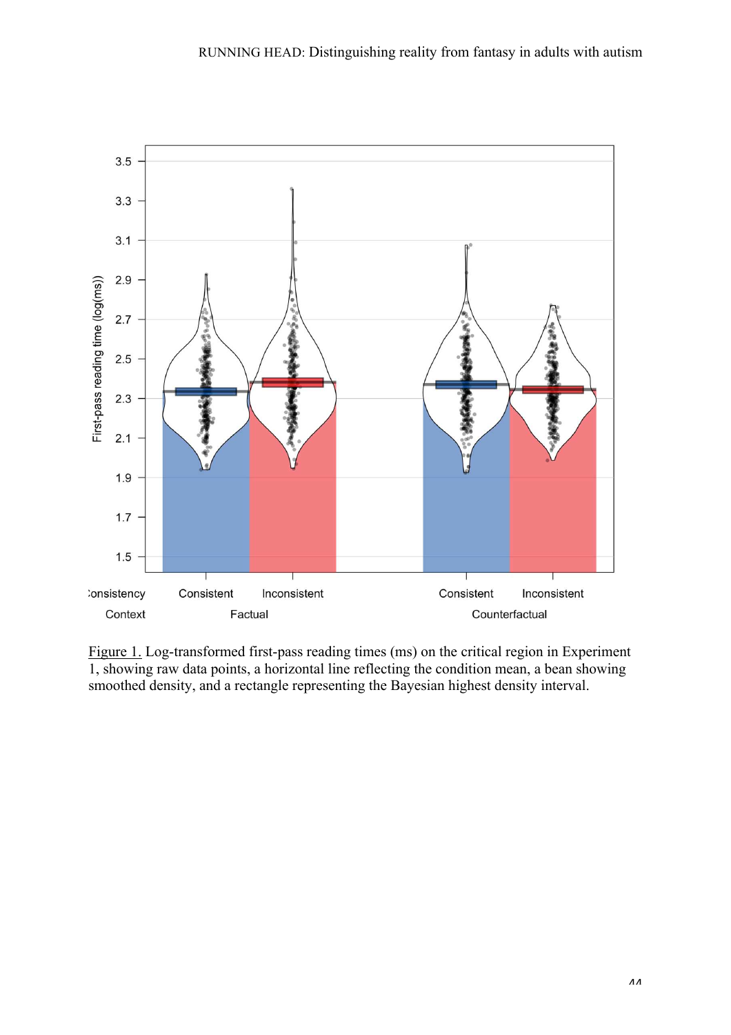Figure 1. Log-transformed first-pass reading times (ms) on the critical region in Experiment 1, showing raw data points, a horizontal line reflecting the condition mean, a bean showing smoothed density, and a rectangle representing the Bayesian highest density interval.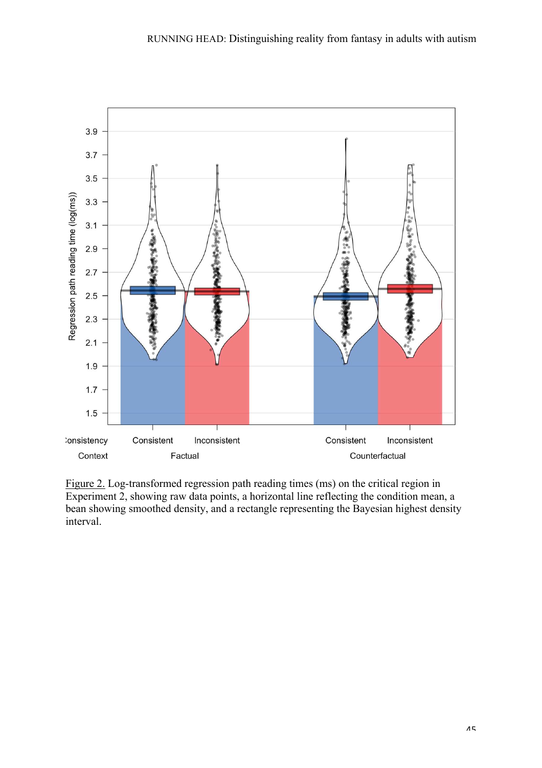Figure 2. Log-transformed regression path reading times (ms) on the critical region in Experiment 2, showing raw data points, a horizontal line reflecting the condition mean, a bean showing smoothed density, and a rectangle representing the Bayesian highest density interval.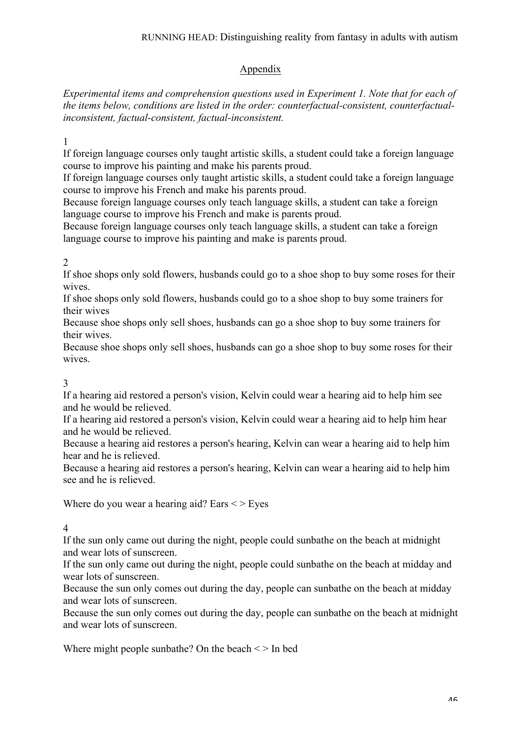## Appendix

*Experimental items and comprehension questions used in Experiment 1. Note that for each of the items below, conditions are listed in the order: counterfactual-consistent, counterfactual-inconsistent, factual-consistent, factual-inconsistent.*

1

If foreign language courses only taught artistic skills, a student could take a foreign language course to improve his painting and make his parents proud.

If foreign language courses only taught artistic skills, a student could take a foreign language course to improve his French and make his parents proud.

Because foreign language courses only teach language skills, a student can take a foreign language course to improve his French and make is parents proud.

Because foreign language courses only teach language skills, a student can take a foreign language course to improve his painting and make is parents proud.

2

If shoe shops only sold flowers, husbands could go to a shoe shop to buy some roses for their wives.

If shoe shops only sold flowers, husbands could go to a shoe shop to buy some trainers for their wives

Because shoe shops only sell shoes, husbands can go a shoe shop to buy some trainers for their wives.

Because shoe shops only sell shoes, husbands can go a shoe shop to buy some roses for their wives.

3

If a hearing aid restored a person's vision, Kelvin could wear a hearing aid to help him see and he would be relieved.

If a hearing aid restored a person's vision, Kelvin could wear a hearing aid to help him hear and he would be relieved.

Because a hearing aid restores a person's hearing, Kelvin can wear a hearing aid to help him hear and he is relieved.

Because a hearing aid restores a person's hearing, Kelvin can wear a hearing aid to help him see and he is relieved.

Where do you wear a hearing aid? Ears < > Eyes

4

If the sun only came out during the night, people could sunbathe on the beach at midnight and wear lots of sunscreen.

If the sun only came out during the night, people could sunbathe on the beach at midday and wear lots of sunscreen.

Because the sun only comes out during the day, people can sunbathe on the beach at midday and wear lots of sunscreen.

Because the sun only comes out during the day, people can sunbathe on the beach at midnight and wear lots of sunscreen.

Where might people sunbathe? On the beach < > In bed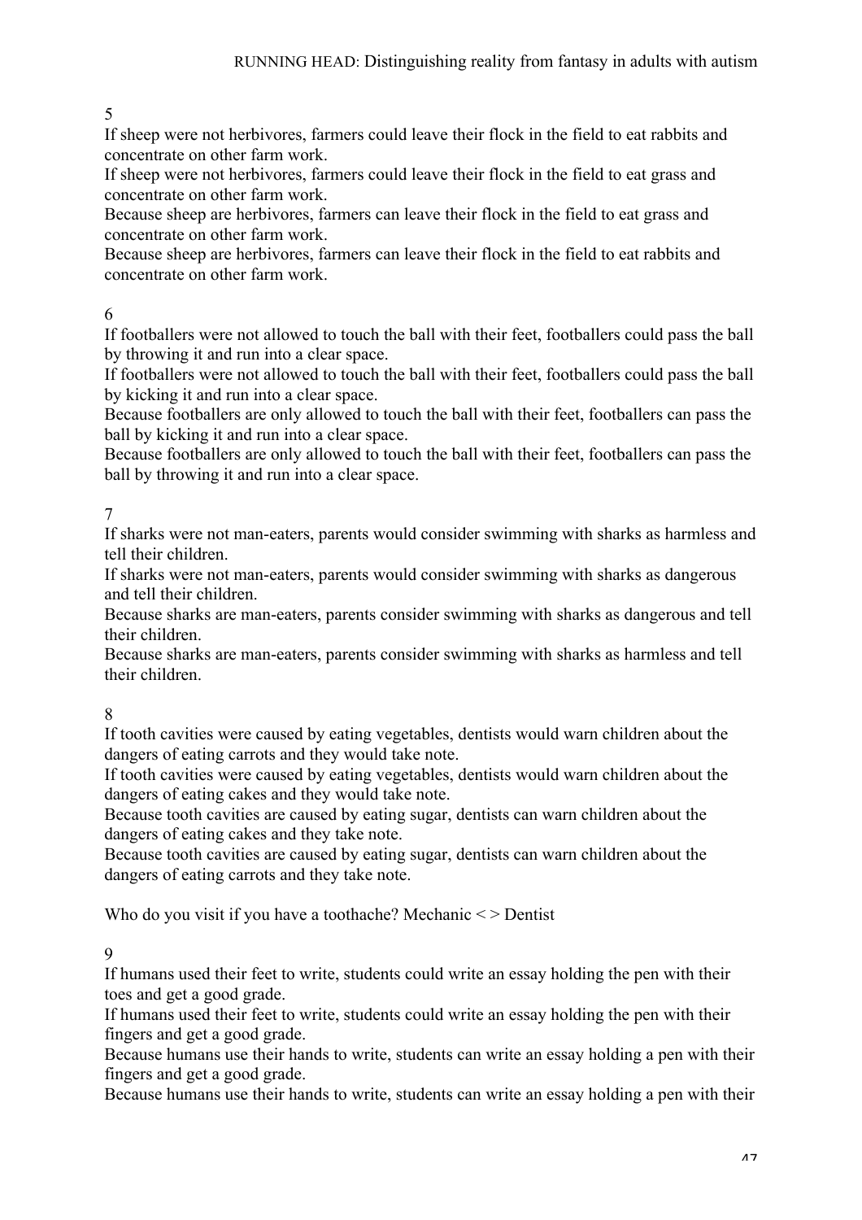5

If sheep were not herbivores, farmers could leave their flock in the field to eat rabbits and concentrate on other farm work.

If sheep were not herbivores, farmers could leave their flock in the field to eat grass and concentrate on other farm work.

Because sheep are herbivores, farmers can leave their flock in the field to eat grass and concentrate on other farm work.

Because sheep are herbivores, farmers can leave their flock in the field to eat rabbits and concentrate on other farm work.

6

If footballers were not allowed to touch the ball with their feet, footballers could pass the ball by throwing it and run into a clear space.

If footballers were not allowed to touch the ball with their feet, footballers could pass the ball by kicking it and run into a clear space.

Because footballers are only allowed to touch the ball with their feet, footballers can pass the ball by kicking it and run into a clear space.

Because footballers are only allowed to touch the ball with their feet, footballers can pass the ball by throwing it and run into a clear space.

7

If sharks were not man-eaters, parents would consider swimming with sharks as harmless and tell their children.

If sharks were not man-eaters, parents would consider swimming with sharks as dangerous and tell their children.

Because sharks are man-eaters, parents consider swimming with sharks as dangerous and tell their children.

Because sharks are man-eaters, parents consider swimming with sharks as harmless and tell their children.

8

If tooth cavities were caused by eating vegetables, dentists would warn children about the dangers of eating carrots and they would take note.

If tooth cavities were caused by eating vegetables, dentists would warn children about the dangers of eating cakes and they would take note.

Because tooth cavities are caused by eating sugar, dentists can warn children about the dangers of eating cakes and they take note.

Because tooth cavities are caused by eating sugar, dentists can warn children about the dangers of eating carrots and they take note.

Who do you visit if you have a toothache? Mechanic < > Dentist

9

If humans used their feet to write, students could write an essay holding the pen with their toes and get a good grade.

If humans used their feet to write, students could write an essay holding the pen with their fingers and get a good grade.

Because humans use their hands to write, students can write an essay holding a pen with their fingers and get a good grade.

Because humans use their hands to write, students can write an essay holding a pen with their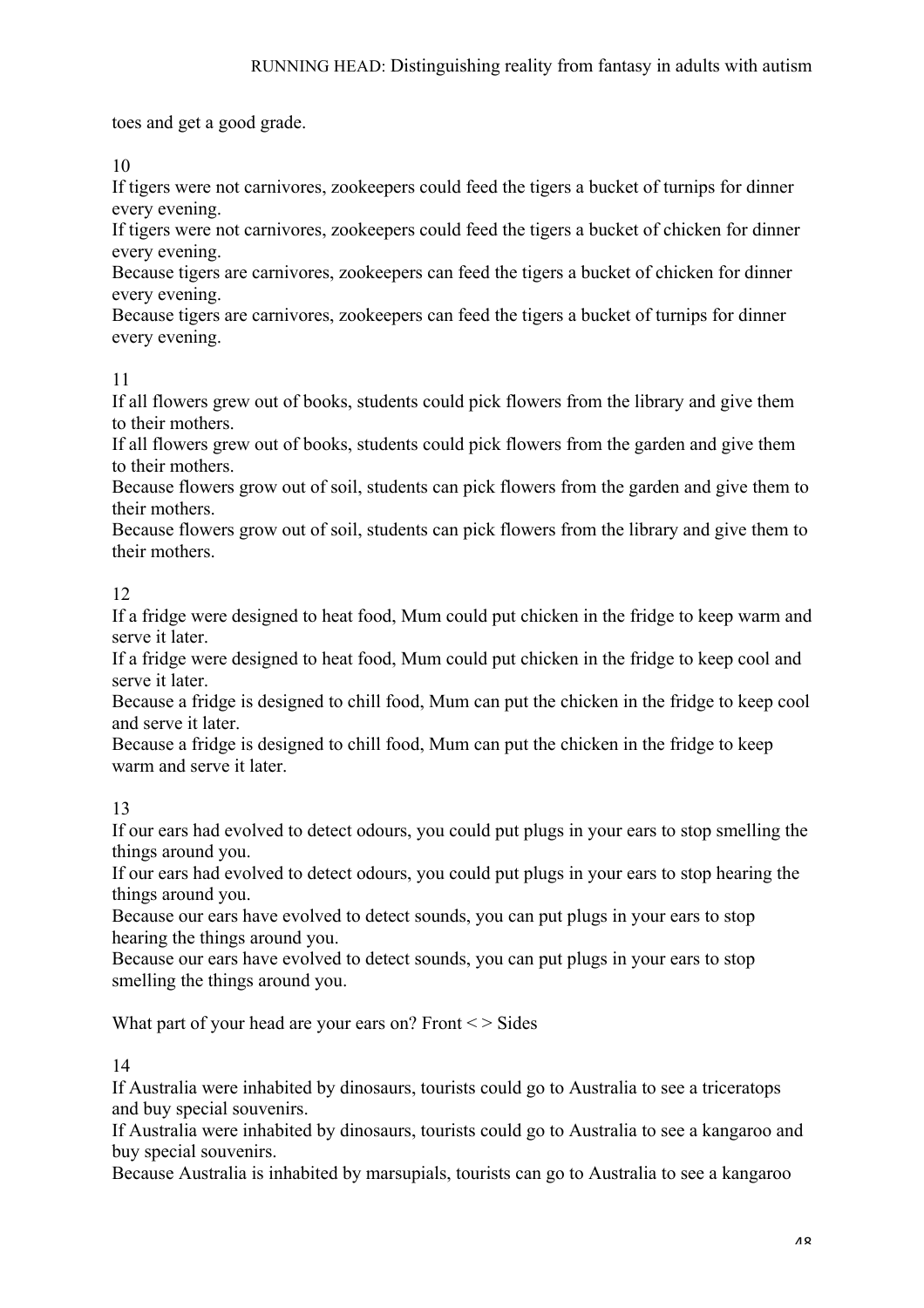toes and get a good grade.

10

If tigers were not carnivores, zookeepers could feed the tigers a bucket of turnips for dinner every evening.

If tigers were not carnivores, zookeepers could feed the tigers a bucket of chicken for dinner every evening.

Because tigers are carnivores, zookeepers can feed the tigers a bucket of chicken for dinner every evening.

Because tigers are carnivores, zookeepers can feed the tigers a bucket of turnips for dinner every evening.

11

If all flowers grew out of books, students could pick flowers from the library and give them to their mothers.

If all flowers grew out of books, students could pick flowers from the garden and give them to their mothers.

Because flowers grow out of soil, students can pick flowers from the garden and give them to their mothers.

Because flowers grow out of soil, students can pick flowers from the library and give them to their mothers.

12

If a fridge were designed to heat food, Mum could put chicken in the fridge to keep warm and serve it later.

If a fridge were designed to heat food, Mum could put chicken in the fridge to keep cool and serve it later.

Because a fridge is designed to chill food, Mum can put the chicken in the fridge to keep cool and serve it later.

Because a fridge is designed to chill food, Mum can put the chicken in the fridge to keep warm and serve it later.

13

If our ears had evolved to detect odours, you could put plugs in your ears to stop smelling the things around you.

If our ears had evolved to detect odours, you could put plugs in your ears to stop hearing the things around you.

Because our ears have evolved to detect sounds, you can put plugs in your ears to stop hearing the things around you.

Because our ears have evolved to detect sounds, you can put plugs in your ears to stop smelling the things around you.

What part of your head are your ears on? Front < > Sides

14

If Australia were inhabited by dinosaurs, tourists could go to Australia to see a triceratops and buy special souvenirs.

If Australia were inhabited by dinosaurs, tourists could go to Australia to see a kangaroo and buy special souvenirs.

Because Australia is inhabited by marsupials, tourists can go to Australia to see a kangaroo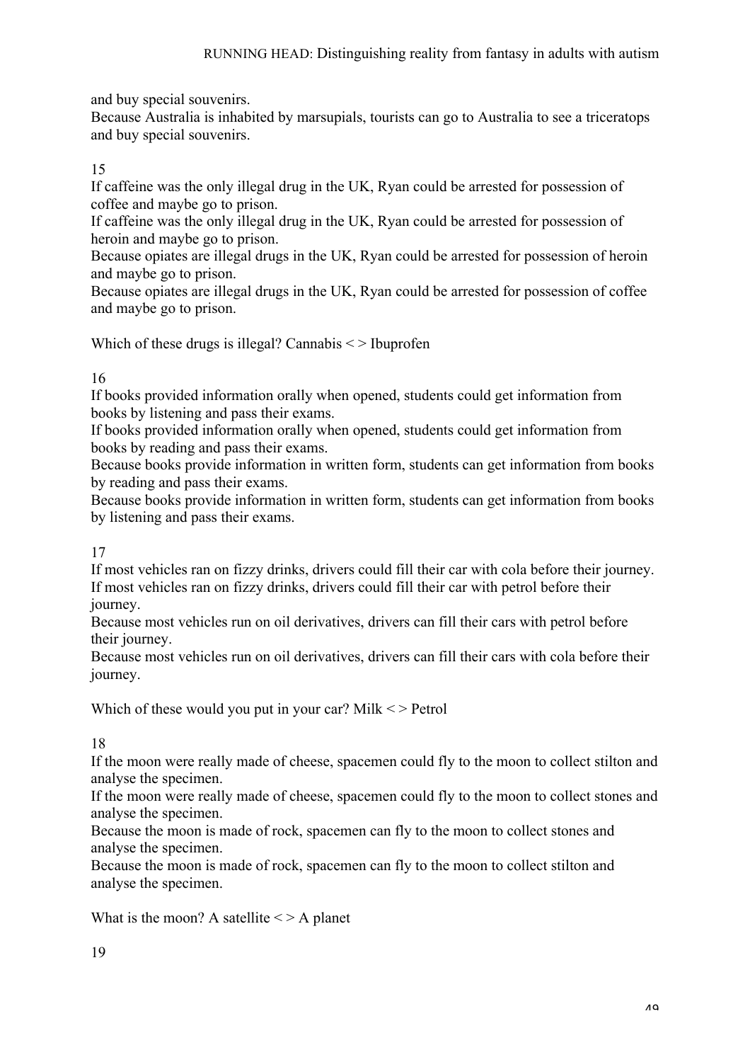and buy special souvenirs.
Because Australia is inhabited by marsupials, tourists can go to Australia to see a triceratops and buy special souvenirs.

15

If caffeine was the only illegal drug in the UK, Ryan could be arrested for possession of coffee and maybe go to prison.
If caffeine was the only illegal drug in the UK, Ryan could be arrested for possession of heroin and maybe go to prison.
Because opiates are illegal drugs in the UK, Ryan could be arrested for possession of heroin and maybe go to prison.
Because opiates are illegal drugs in the UK, Ryan could be arrested for possession of coffee and maybe go to prison.

Which of these drugs is illegal? Cannabis < > Ibuprofen

16

If books provided information orally when opened, students could get information from books by listening and pass their exams.
If books provided information orally when opened, students could get information from books by reading and pass their exams.
Because books provide information in written form, students can get information from books by reading and pass their exams.
Because books provide information in written form, students can get information from books by listening and pass their exams.

17

If most vehicles ran on fizzy drinks, drivers could fill their car with cola before their journey.
If most vehicles ran on fizzy drinks, drivers could fill their car with petrol before their journey.
Because most vehicles run on oil derivatives, drivers can fill their cars with petrol before their journey.
Because most vehicles run on oil derivatives, drivers can fill their cars with cola before their journey.

Which of these would you put in your car? Milk < > Petrol

18

If the moon were really made of cheese, spacemen could fly to the moon to collect stilton and analyse the specimen.
If the moon were really made of cheese, spacemen could fly to the moon to collect stones and analyse the specimen.
Because the moon is made of rock, spacemen can fly to the moon to collect stones and analyse the specimen.
Because the moon is made of rock, spacemen can fly to the moon to collect stilton and analyse the specimen.

What is the moon? A satellite < > A planet

19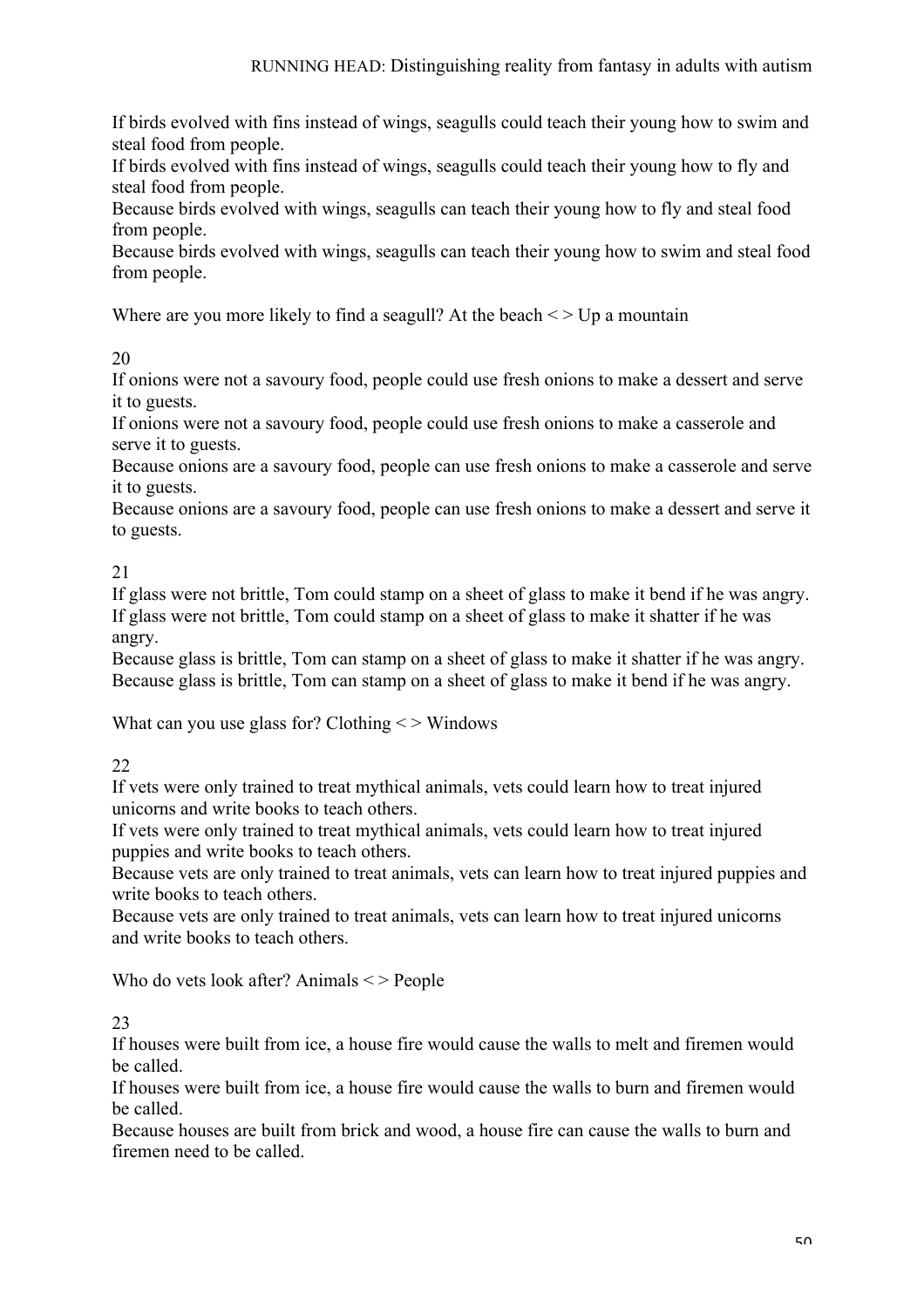If birds evolved with fins instead of wings, seagulls could teach their young how to swim and steal food from people.
If birds evolved with fins instead of wings, seagulls could teach their young how to fly and steal food from people.
Because birds evolved with wings, seagulls can teach their young how to fly and steal food from people.
Because birds evolved with wings, seagulls can teach their young how to swim and steal food from people.

Where are you more likely to find a seagull? At the beach < > Up a mountain

20
If onions were not a savoury food, people could use fresh onions to make a dessert and serve it to guests.
If onions were not a savoury food, people could use fresh onions to make a casserole and serve it to guests.
Because onions are a savoury food, people can use fresh onions to make a casserole and serve it to guests.
Because onions are a savoury food, people can use fresh onions to make a dessert and serve it to guests.

21
If glass were not brittle, Tom could stamp on a sheet of glass to make it bend if he was angry.
If glass were not brittle, Tom could stamp on a sheet of glass to make it shatter if he was angry.
Because glass is brittle, Tom can stamp on a sheet of glass to make it shatter if he was angry.
Because glass is brittle, Tom can stamp on a sheet of glass to make it bend if he was angry.

What can you use glass for? Clothing < > Windows

22
If vets were only trained to treat mythical animals, vets could learn how to treat injured unicorns and write books to teach others.
If vets were only trained to treat mythical animals, vets could learn how to treat injured puppies and write books to teach others.
Because vets are only trained to treat animals, vets can learn how to treat injured puppies and write books to teach others.
Because vets are only trained to treat animals, vets can learn how to treat injured unicorns and write books to teach others.

Who do vets look after? Animals < > People

23
If houses were built from ice, a house fire would cause the walls to melt and firemen would be called.
If houses were built from ice, a house fire would cause the walls to burn and firemen would be called.
Because houses are built from brick and wood, a house fire can cause the walls to burn and firemen need to be called.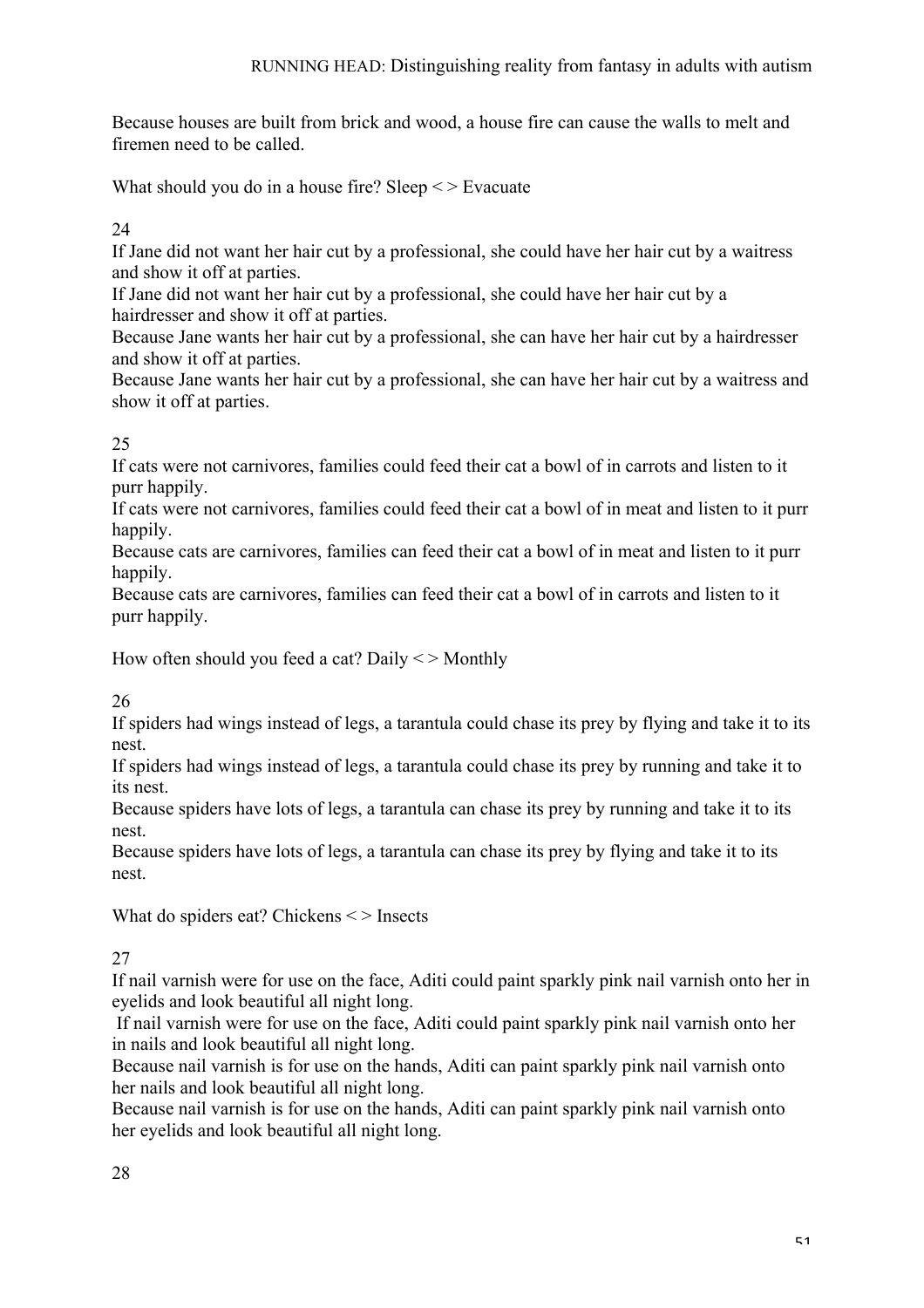Because houses are built from brick and wood, a house fire can cause the walls to melt and firemen need to be called.

What should you do in a house fire? Sleep < > Evacuate

24

If Jane did not want her hair cut by a professional, she could have her hair cut by a waitress and show it off at parties.

If Jane did not want her hair cut by a professional, she could have her hair cut by a hairdresser and show it off at parties.

Because Jane wants her hair cut by a professional, she can have her hair cut by a hairdresser and show it off at parties.

Because Jane wants her hair cut by a professional, she can have her hair cut by a waitress and show it off at parties.

25

If cats were not carnivores, families could feed their cat a bowl of in carrots and listen to it purr happily.

If cats were not carnivores, families could feed their cat a bowl of in meat and listen to it purr happily.

Because cats are carnivores, families can feed their cat a bowl of in meat and listen to it purr happily.

Because cats are carnivores, families can feed their cat a bowl of in carrots and listen to it purr happily.

How often should you feed a cat? Daily < > Monthly

26

If spiders had wings instead of legs, a tarantula could chase its prey by flying and take it to its nest.

If spiders had wings instead of legs, a tarantula could chase its prey by running and take it to its nest.

Because spiders have lots of legs, a tarantula can chase its prey by running and take it to its nest.

Because spiders have lots of legs, a tarantula can chase its prey by flying and take it to its nest.

What do spiders eat? Chickens < > Insects

27

If nail varnish were for use on the face, Aditi could paint sparkly pink nail varnish onto her in eyelids and look beautiful all night long.

If nail varnish were for use on the face, Aditi could paint sparkly pink nail varnish onto her in nails and look beautiful all night long.

Because nail varnish is for use on the hands, Aditi can paint sparkly pink nail varnish onto her nails and look beautiful all night long.

Because nail varnish is for use on the hands, Aditi can paint sparkly pink nail varnish onto her eyelids and look beautiful all night long.

28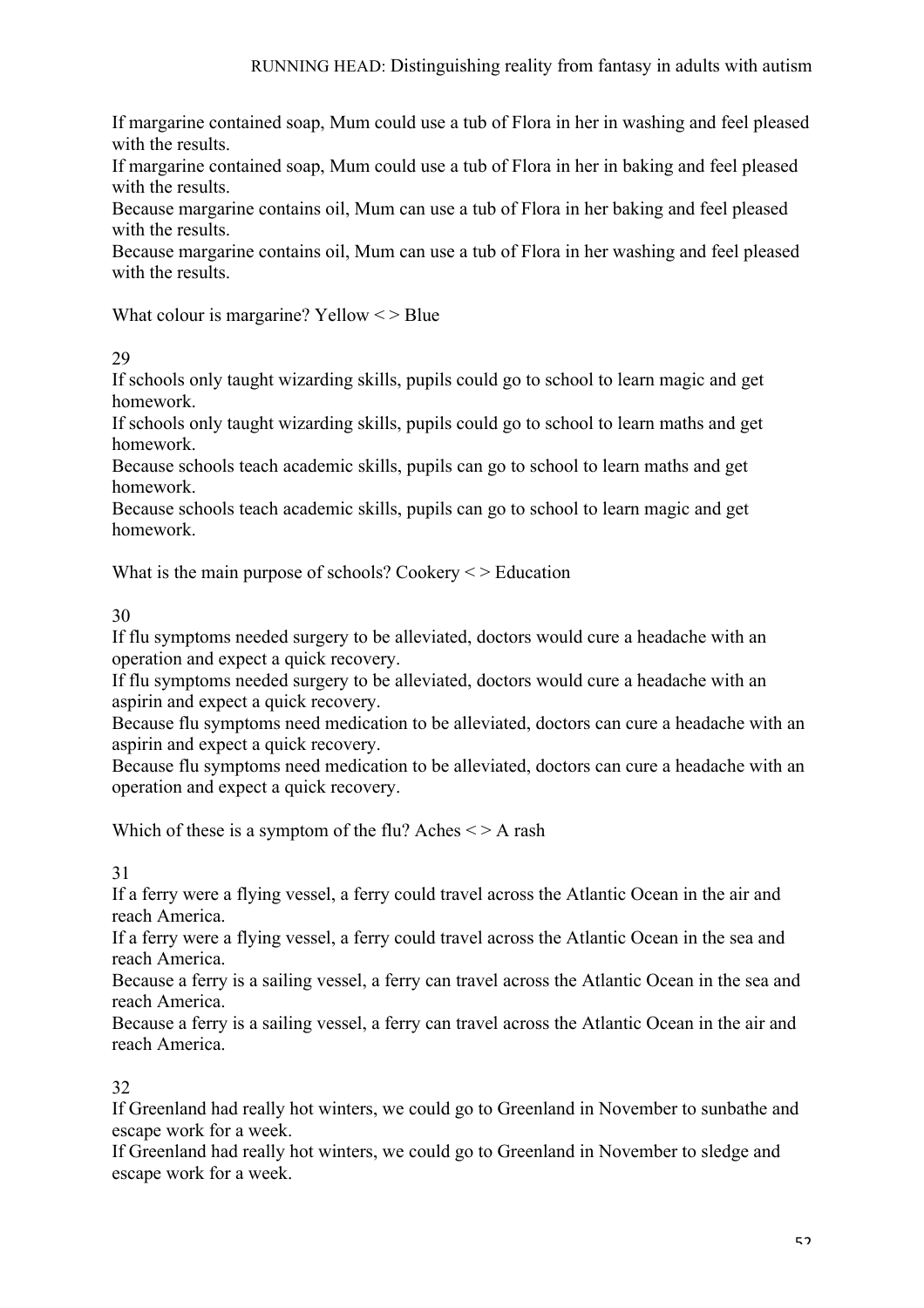If margarine contained soap, Mum could use a tub of Flora in her in washing and feel pleased with the results.
If margarine contained soap, Mum could use a tub of Flora in her in baking and feel pleased with the results.
Because margarine contains oil, Mum can use a tub of Flora in her baking and feel pleased with the results.
Because margarine contains oil, Mum can use a tub of Flora in her washing and feel pleased with the results.

What colour is margarine? Yellow < > Blue

29
If schools only taught wizarding skills, pupils could go to school to learn magic and get homework.
If schools only taught wizarding skills, pupils could go to school to learn maths and get homework.
Because schools teach academic skills, pupils can go to school to learn maths and get homework.
Because schools teach academic skills, pupils can go to school to learn magic and get homework.

What is the main purpose of schools? Cookery < > Education

30
If flu symptoms needed surgery to be alleviated, doctors would cure a headache with an operation and expect a quick recovery.
If flu symptoms needed surgery to be alleviated, doctors would cure a headache with an aspirin and expect a quick recovery.
Because flu symptoms need medication to be alleviated, doctors can cure a headache with an aspirin and expect a quick recovery.
Because flu symptoms need medication to be alleviated, doctors can cure a headache with an operation and expect a quick recovery.

Which of these is a symptom of the flu? Aches < > A rash

31
If a ferry were a flying vessel, a ferry could travel across the Atlantic Ocean in the air and reach America.
If a ferry were a flying vessel, a ferry could travel across the Atlantic Ocean in the sea and reach America.
Because a ferry is a sailing vessel, a ferry can travel across the Atlantic Ocean in the sea and reach America.
Because a ferry is a sailing vessel, a ferry can travel across the Atlantic Ocean in the air and reach America.

32
If Greenland had really hot winters, we could go to Greenland in November to sunbathe and escape work for a week.
If Greenland had really hot winters, we could go to Greenland in November to sledge and escape work for a week.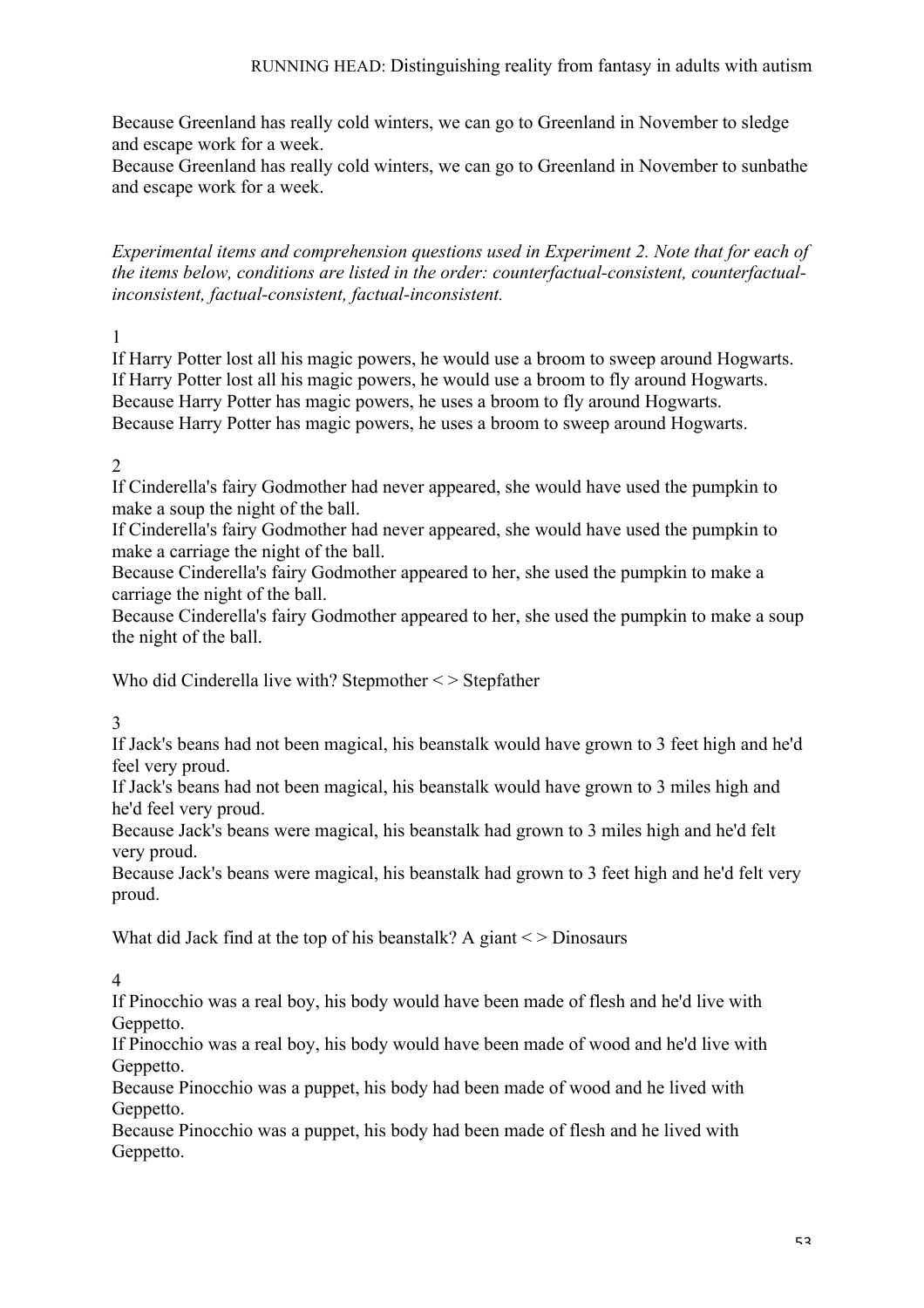Because Greenland has really cold winters, we can go to Greenland in November to sledge and escape work for a week.
Because Greenland has really cold winters, we can go to Greenland in November to sunbathe and escape work for a week.

*Experimental items and comprehension questions used in Experiment 2. Note that for each of the items below, conditions are listed in the order: counterfactual-consistent, counterfactual-inconsistent, factual-consistent, factual-inconsistent.*

1

If Harry Potter lost all his magic powers, he would use a broom to sweep around Hogwarts.
If Harry Potter lost all his magic powers, he would use a broom to fly around Hogwarts.
Because Harry Potter has magic powers, he uses a broom to fly around Hogwarts.
Because Harry Potter has magic powers, he uses a broom to sweep around Hogwarts.

2

If Cinderella's fairy Godmother had never appeared, she would have used the pumpkin to make a soup the night of the ball.
If Cinderella's fairy Godmother had never appeared, she would have used the pumpkin to make a carriage the night of the ball.
Because Cinderella's fairy Godmother appeared to her, she used the pumpkin to make a carriage the night of the ball.
Because Cinderella's fairy Godmother appeared to her, she used the pumpkin to make a soup the night of the ball.

Who did Cinderella live with? Stepmother < > Stepfather

3

If Jack's beans had not been magical, his beanstalk would have grown to 3 feet high and he'd feel very proud.
If Jack's beans had not been magical, his beanstalk would have grown to 3 miles high and he'd feel very proud.
Because Jack's beans were magical, his beanstalk had grown to 3 miles high and he'd felt very proud.
Because Jack's beans were magical, his beanstalk had grown to 3 feet high and he'd felt very proud.

What did Jack find at the top of his beanstalk? A giant < > Dinosaurs

4

If Pinocchio was a real boy, his body would have been made of flesh and he'd live with Geppetto.
If Pinocchio was a real boy, his body would have been made of wood and he'd live with Geppetto.
Because Pinocchio was a puppet, his body had been made of wood and he lived with Geppetto.
Because Pinocchio was a puppet, his body had been made of flesh and he lived with Geppetto.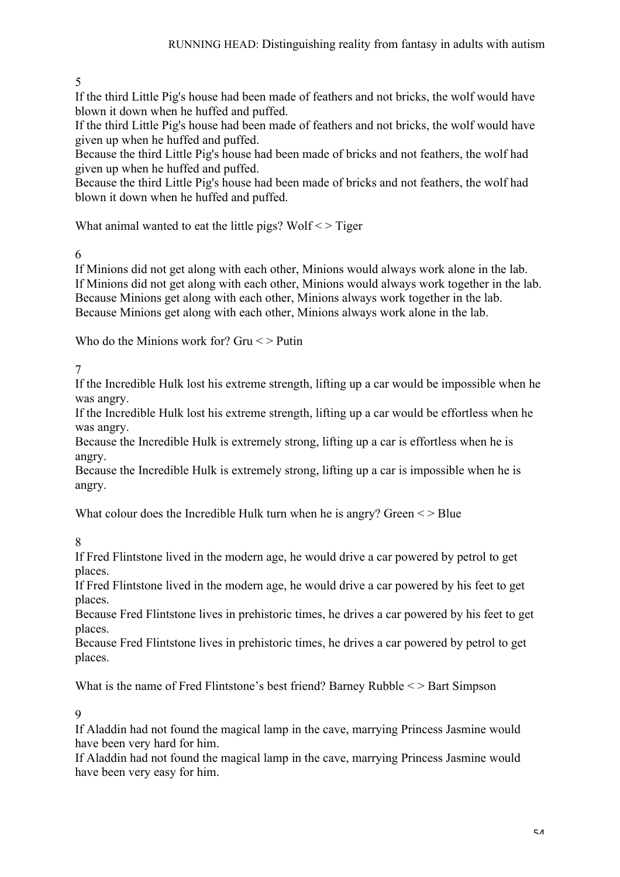5

If the third Little Pig's house had been made of feathers and not bricks, the wolf would have blown it down when he huffed and puffed.

If the third Little Pig's house had been made of feathers and not bricks, the wolf would have given up when he huffed and puffed.

Because the third Little Pig's house had been made of bricks and not feathers, the wolf had given up when he huffed and puffed.

Because the third Little Pig's house had been made of bricks and not feathers, the wolf had blown it down when he huffed and puffed.

What animal wanted to eat the little pigs? Wolf < > Tiger

6

If Minions did not get along with each other, Minions would always work alone in the lab.

If Minions did not get along with each other, Minions would always work together in the lab.

Because Minions get along with each other, Minions always work together in the lab.

Because Minions get along with each other, Minions always work alone in the lab.

Who do the Minions work for? Gru < > Putin

7

If the Incredible Hulk lost his extreme strength, lifting up a car would be impossible when he was angry.

If the Incredible Hulk lost his extreme strength, lifting up a car would be effortless when he was angry.

Because the Incredible Hulk is extremely strong, lifting up a car is effortless when he is angry.

Because the Incredible Hulk is extremely strong, lifting up a car is impossible when he is angry.

What colour does the Incredible Hulk turn when he is angry? Green < > Blue

8

If Fred Flintstone lived in the modern age, he would drive a car powered by petrol to get places.

If Fred Flintstone lived in the modern age, he would drive a car powered by his feet to get places.

Because Fred Flintstone lives in prehistoric times, he drives a car powered by his feet to get places.

Because Fred Flintstone lives in prehistoric times, he drives a car powered by petrol to get places.

What is the name of Fred Flintstone's best friend? Barney Rubble < > Bart Simpson

9

If Aladdin had not found the magical lamp in the cave, marrying Princess Jasmine would have been very hard for him.

If Aladdin had not found the magical lamp in the cave, marrying Princess Jasmine would have been very easy for him.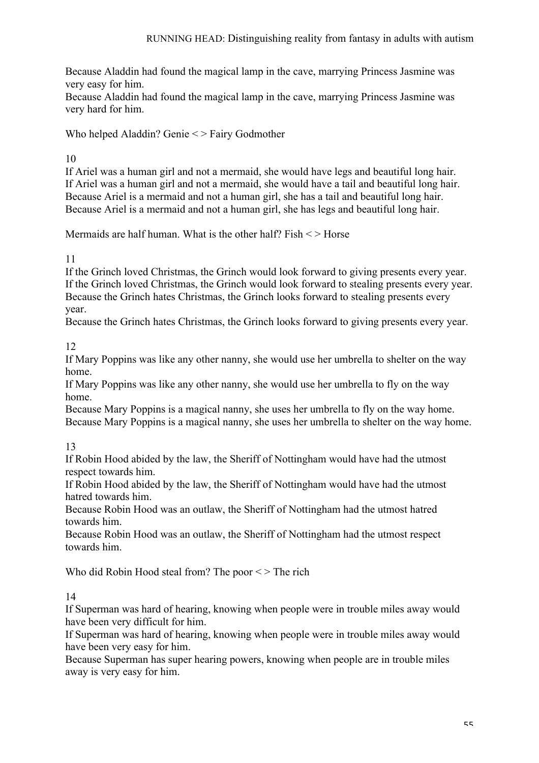Because Aladdin had found the magical lamp in the cave, marrying Princess Jasmine was very easy for him.
Because Aladdin had found the magical lamp in the cave, marrying Princess Jasmine was very hard for him.

Who helped Aladdin? Genie < > Fairy Godmother

10
If Ariel was a human girl and not a mermaid, she would have legs and beautiful long hair.
If Ariel was a human girl and not a mermaid, she would have a tail and beautiful long hair.
Because Ariel is a mermaid and not a human girl, she has a tail and beautiful long hair.
Because Ariel is a mermaid and not a human girl, she has legs and beautiful long hair.

Mermaids are half human. What is the other half? Fish < > Horse

11
If the Grinch loved Christmas, the Grinch would look forward to giving presents every year.
If the Grinch loved Christmas, the Grinch would look forward to stealing presents every year.
Because the Grinch hates Christmas, the Grinch looks forward to stealing presents every year.
Because the Grinch hates Christmas, the Grinch looks forward to giving presents every year.

12
If Mary Poppins was like any other nanny, she would use her umbrella to shelter on the way home.
If Mary Poppins was like any other nanny, she would use her umbrella to fly on the way home.
Because Mary Poppins is a magical nanny, she uses her umbrella to fly on the way home.
Because Mary Poppins is a magical nanny, she uses her umbrella to shelter on the way home.

13
If Robin Hood abided by the law, the Sheriff of Nottingham would have had the utmost respect towards him.
If Robin Hood abided by the law, the Sheriff of Nottingham would have had the utmost hatred towards him.
Because Robin Hood was an outlaw, the Sheriff of Nottingham had the utmost hatred towards him.
Because Robin Hood was an outlaw, the Sheriff of Nottingham had the utmost respect towards him.

Who did Robin Hood steal from? The poor < > The rich

14
If Superman was hard of hearing, knowing when people were in trouble miles away would have been very difficult for him.
If Superman was hard of hearing, knowing when people were in trouble miles away would have been very easy for him.
Because Superman has super hearing powers, knowing when people are in trouble miles away is very easy for him.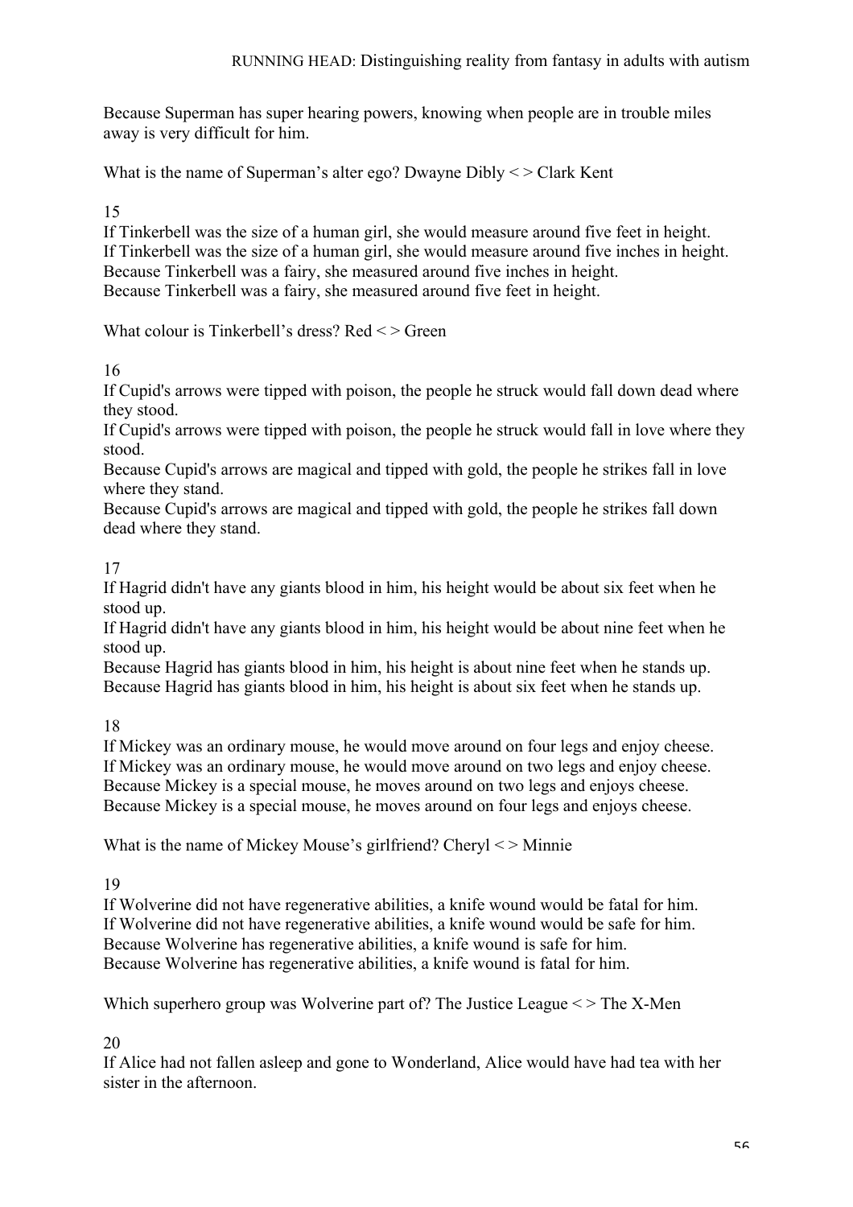Because Superman has super hearing powers, knowing when people are in trouble miles away is very difficult for him.

What is the name of Superman's alter ego? Dwayne Dibly < > Clark Kent

15

If Tinkerbell was the size of a human girl, she would measure around five feet in height.
If Tinkerbell was the size of a human girl, she would measure around five inches in height.
Because Tinkerbell was a fairy, she measured around five inches in height.
Because Tinkerbell was a fairy, she measured around five feet in height.

What colour is Tinkerbell's dress? Red < > Green

16

If Cupid's arrows were tipped with poison, the people he struck would fall down dead where they stood.
If Cupid's arrows were tipped with poison, the people he struck would fall in love where they stood.
Because Cupid's arrows are magical and tipped with gold, the people he strikes fall in love where they stand.
Because Cupid's arrows are magical and tipped with gold, the people he strikes fall down dead where they stand.

17

If Hagrid didn't have any giants blood in him, his height would be about six feet when he stood up.
If Hagrid didn't have any giants blood in him, his height would be about nine feet when he stood up.
Because Hagrid has giants blood in him, his height is about nine feet when he stands up.
Because Hagrid has giants blood in him, his height is about six feet when he stands up.

18

If Mickey was an ordinary mouse, he would move around on four legs and enjoy cheese.
If Mickey was an ordinary mouse, he would move around on two legs and enjoy cheese.
Because Mickey is a special mouse, he moves around on two legs and enjoys cheese.
Because Mickey is a special mouse, he moves around on four legs and enjoys cheese.

What is the name of Mickey Mouse's girlfriend? Cheryl < > Minnie

19

If Wolverine did not have regenerative abilities, a knife wound would be fatal for him.
If Wolverine did not have regenerative abilities, a knife wound would be safe for him.
Because Wolverine has regenerative abilities, a knife wound is safe for him.
Because Wolverine has regenerative abilities, a knife wound is fatal for him.

Which superhero group was Wolverine part of? The Justice League < > The X-Men

20

If Alice had not fallen asleep and gone to Wonderland, Alice would have had tea with her sister in the afternoon.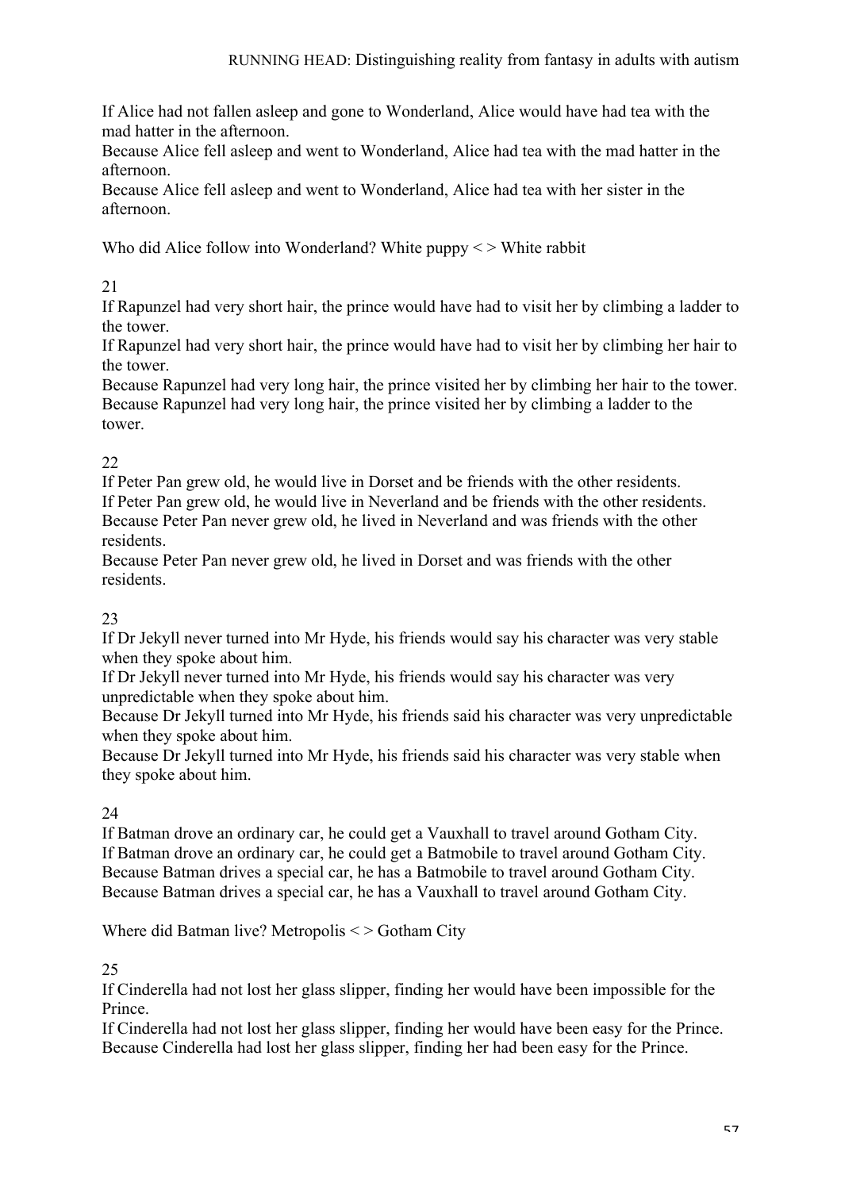If Alice had not fallen asleep and gone to Wonderland, Alice would have had tea with the mad hatter in the afternoon.
Because Alice fell asleep and went to Wonderland, Alice had tea with the mad hatter in the afternoon.
Because Alice fell asleep and went to Wonderland, Alice had tea with her sister in the afternoon.

Who did Alice follow into Wonderland? White puppy < > White rabbit

21
If Rapunzel had very short hair, the prince would have had to visit her by climbing a ladder to the tower.
If Rapunzel had very short hair, the prince would have had to visit her by climbing her hair to the tower.
Because Rapunzel had very long hair, the prince visited her by climbing her hair to the tower.
Because Rapunzel had very long hair, the prince visited her by climbing a ladder to the tower.

22
If Peter Pan grew old, he would live in Dorset and be friends with the other residents.
If Peter Pan grew old, he would live in Neverland and be friends with the other residents.
Because Peter Pan never grew old, he lived in Neverland and was friends with the other residents.
Because Peter Pan never grew old, he lived in Dorset and was friends with the other residents.

23
If Dr Jekyll never turned into Mr Hyde, his friends would say his character was very stable when they spoke about him.
If Dr Jekyll never turned into Mr Hyde, his friends would say his character was very unpredictable when they spoke about him.
Because Dr Jekyll turned into Mr Hyde, his friends said his character was very unpredictable when they spoke about him.
Because Dr Jekyll turned into Mr Hyde, his friends said his character was very stable when they spoke about him.

24
If Batman drove an ordinary car, he could get a Vauxhall to travel around Gotham City.
If Batman drove an ordinary car, he could get a Batmobile to travel around Gotham City.
Because Batman drives a special car, he has a Batmobile to travel around Gotham City.
Because Batman drives a special car, he has a Vauxhall to travel around Gotham City.

Where did Batman live? Metropolis < > Gotham City

25
If Cinderella had not lost her glass slipper, finding her would have been impossible for the Prince.
If Cinderella had not lost her glass slipper, finding her would have been easy for the Prince.
Because Cinderella had lost her glass slipper, finding her had been easy for the Prince.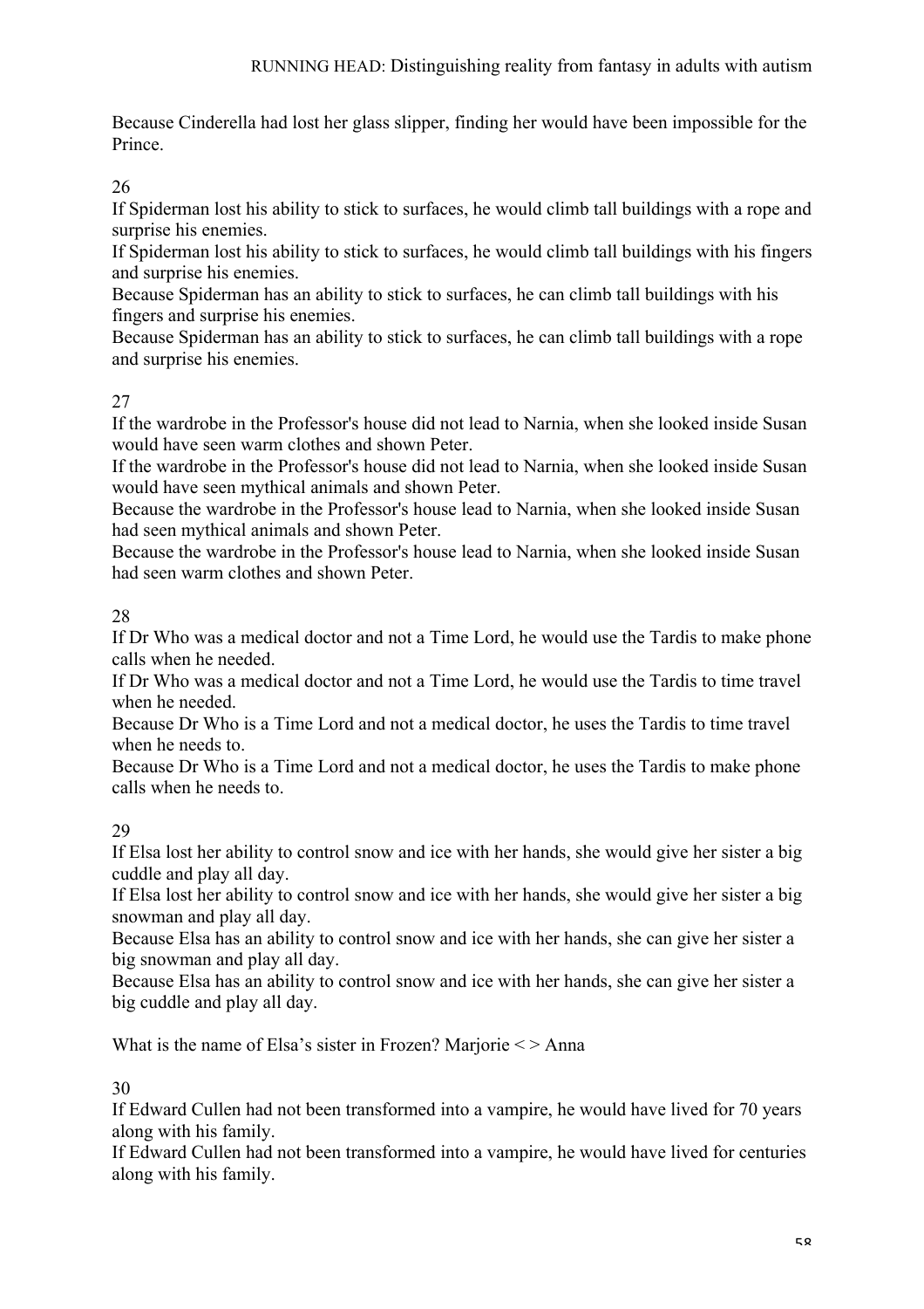Because Cinderella had lost her glass slipper, finding her would have been impossible for the Prince.

26

If Spiderman lost his ability to stick to surfaces, he would climb tall buildings with a rope and surprise his enemies.

If Spiderman lost his ability to stick to surfaces, he would climb tall buildings with his fingers and surprise his enemies.

Because Spiderman has an ability to stick to surfaces, he can climb tall buildings with his fingers and surprise his enemies.

Because Spiderman has an ability to stick to surfaces, he can climb tall buildings with a rope and surprise his enemies.

27

If the wardrobe in the Professor's house did not lead to Narnia, when she looked inside Susan would have seen warm clothes and shown Peter.

If the wardrobe in the Professor's house did not lead to Narnia, when she looked inside Susan would have seen mythical animals and shown Peter.

Because the wardrobe in the Professor's house lead to Narnia, when she looked inside Susan had seen mythical animals and shown Peter.

Because the wardrobe in the Professor's house lead to Narnia, when she looked inside Susan had seen warm clothes and shown Peter.

28

If Dr Who was a medical doctor and not a Time Lord, he would use the Tardis to make phone calls when he needed.

If Dr Who was a medical doctor and not a Time Lord, he would use the Tardis to time travel when he needed.

Because Dr Who is a Time Lord and not a medical doctor, he uses the Tardis to time travel when he needs to.

Because Dr Who is a Time Lord and not a medical doctor, he uses the Tardis to make phone calls when he needs to.

29

If Elsa lost her ability to control snow and ice with her hands, she would give her sister a big cuddle and play all day.

If Elsa lost her ability to control snow and ice with her hands, she would give her sister a big snowman and play all day.

Because Elsa has an ability to control snow and ice with her hands, she can give her sister a big snowman and play all day.

Because Elsa has an ability to control snow and ice with her hands, she can give her sister a big cuddle and play all day.

What is the name of Elsa's sister in Frozen? Marjorie < > Anna

30

If Edward Cullen had not been transformed into a vampire, he would have lived for 70 years along with his family.

If Edward Cullen had not been transformed into a vampire, he would have lived for centuries along with his family.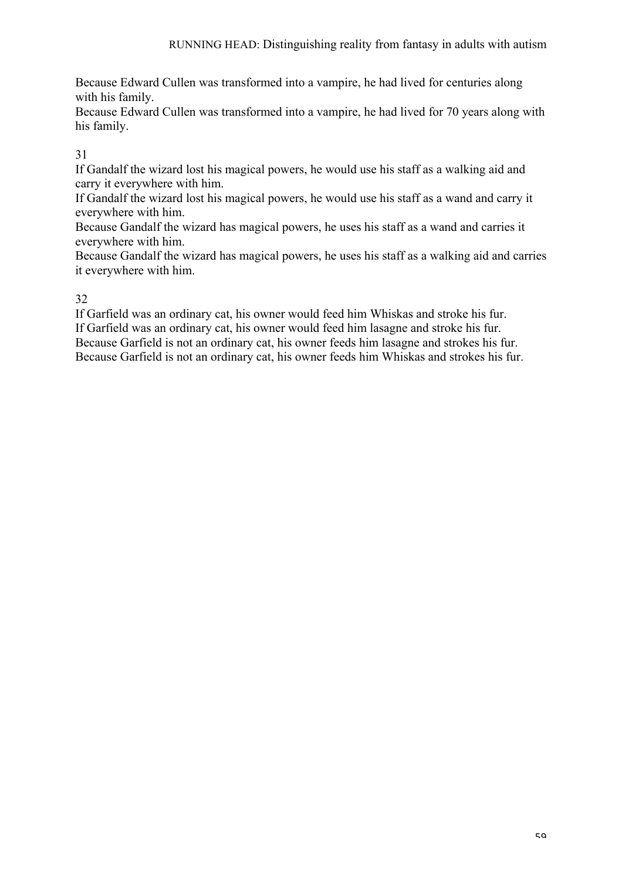Because Edward Cullen was transformed into a vampire, he had lived for centuries along with his family.
Because Edward Cullen was transformed into a vampire, he had lived for 70 years along with his family.

31
If Gandalf the wizard lost his magical powers, he would use his staff as a walking aid and carry it everywhere with him.
If Gandalf the wizard lost his magical powers, he would use his staff as a wand and carry it everywhere with him.
Because Gandalf the wizard has magical powers, he uses his staff as a wand and carries it everywhere with him.
Because Gandalf the wizard has magical powers, he uses his staff as a walking aid and carries it everywhere with him.

32
If Garfield was an ordinary cat, his owner would feed him Whiskas and stroke his fur.
If Garfield was an ordinary cat, his owner would feed him lasagne and stroke his fur.
Because Garfield is not an ordinary cat, his owner feeds him lasagne and strokes his fur.
Because Garfield is not an ordinary cat, his owner feeds him Whiskas and strokes his fur.